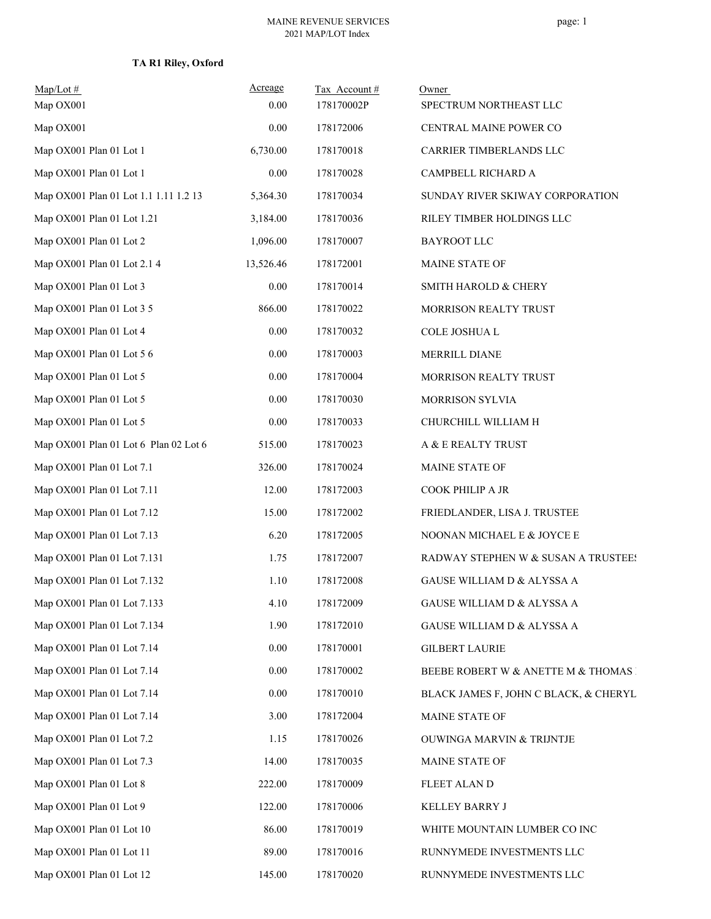MAINE REVENUE SERVICES
2021 MAP/LOT Index

**TA R1 Riley, Oxford**

| Map/Lot # | Acreage | Tax Account # | Owner |
|---|---|---|---|
| Map OX001 | 0.00 | 178170002P | SPECTRUM NORTHEAST LLC |
| Map OX001 | 0.00 | 178172006 | CENTRAL MAINE POWER CO |
| Map OX001 Plan 01 Lot 1 | 6,730.00 | 178170018 | CARRIER TIMBERLANDS LLC |
| Map OX001 Plan 01 Lot 1 | 0.00 | 178170028 | CAMPBELL RICHARD A |
| Map OX001 Plan 01 Lot 1.1 1.11 1.2 13 | 5,364.30 | 178170034 | SUNDAY RIVER SKIWAY CORPORATION |
| Map OX001 Plan 01 Lot 1.21 | 3,184.00 | 178170036 | RILEY TIMBER HOLDINGS LLC |
| Map OX001 Plan 01 Lot 2 | 1,096.00 | 178170007 | BAYROOT LLC |
| Map OX001 Plan 01 Lot 2.1 4 | 13,526.46 | 178172001 | MAINE STATE OF |
| Map OX001 Plan 01 Lot 3 | 0.00 | 178170014 | SMITH HAROLD & CHERY |
| Map OX001 Plan 01 Lot 3 5 | 866.00 | 178170022 | MORRISON REALTY TRUST |
| Map OX001 Plan 01 Lot 4 | 0.00 | 178170032 | COLE JOSHUA L |
| Map OX001 Plan 01 Lot 5 6 | 0.00 | 178170003 | MERRILL DIANE |
| Map OX001 Plan 01 Lot 5 | 0.00 | 178170004 | MORRISON REALTY TRUST |
| Map OX001 Plan 01 Lot 5 | 0.00 | 178170030 | MORRISON SYLVIA |
| Map OX001 Plan 01 Lot 5 | 0.00 | 178170033 | CHURCHILL WILLIAM H |
| Map OX001 Plan 01 Lot 6 Plan 02 Lot 6 | 515.00 | 178170023 | A & E REALTY TRUST |
| Map OX001 Plan 01 Lot 7.1 | 326.00 | 178170024 | MAINE STATE OF |
| Map OX001 Plan 01 Lot 7.11 | 12.00 | 178172003 | COOK PHILIP A JR |
| Map OX001 Plan 01 Lot 7.12 | 15.00 | 178172002 | FRIEDLANDER, LISA J. TRUSTEE |
| Map OX001 Plan 01 Lot 7.13 | 6.20 | 178172005 | NOONAN MICHAEL E & JOYCE E |
| Map OX001 Plan 01 Lot 7.131 | 1.75 | 178172007 | RADWAY STEPHEN W & SUSAN A TRUSTEES |
| Map OX001 Plan 01 Lot 7.132 | 1.10 | 178172008 | GAUSE WILLIAM D & ALYSSA A |
| Map OX001 Plan 01 Lot 7.133 | 4.10 | 178172009 | GAUSE WILLIAM D & ALYSSA A |
| Map OX001 Plan 01 Lot 7.134 | 1.90 | 178172010 | GAUSE WILLIAM D & ALYSSA A |
| Map OX001 Plan 01 Lot 7.14 | 0.00 | 178170001 | GILBERT LAURIE |
| Map OX001 Plan 01 Lot 7.14 | 0.00 | 178170002 | BEEBE ROBERT W & ANETTE M & THOMAS |
| Map OX001 Plan 01 Lot 7.14 | 0.00 | 178170010 | BLACK JAMES F, JOHN C BLACK, & CHERYL |
| Map OX001 Plan 01 Lot 7.14 | 3.00 | 178172004 | MAINE STATE OF |
| Map OX001 Plan 01 Lot 7.2 | 1.15 | 178170026 | OUWINGA MARVIN & TRIJNTJE |
| Map OX001 Plan 01 Lot 7.3 | 14.00 | 178170035 | MAINE STATE OF |
| Map OX001 Plan 01 Lot 8 | 222.00 | 178170009 | FLEET ALAN D |
| Map OX001 Plan 01 Lot 9 | 122.00 | 178170006 | KELLEY BARRY J |
| Map OX001 Plan 01 Lot 10 | 86.00 | 178170019 | WHITE MOUNTAIN LUMBER CO INC |
| Map OX001 Plan 01 Lot 11 | 89.00 | 178170016 | RUNNYMEDE INVESTMENTS LLC |
| Map OX001 Plan 01 Lot 12 | 145.00 | 178170020 | RUNNYMEDE INVESTMENTS LLC |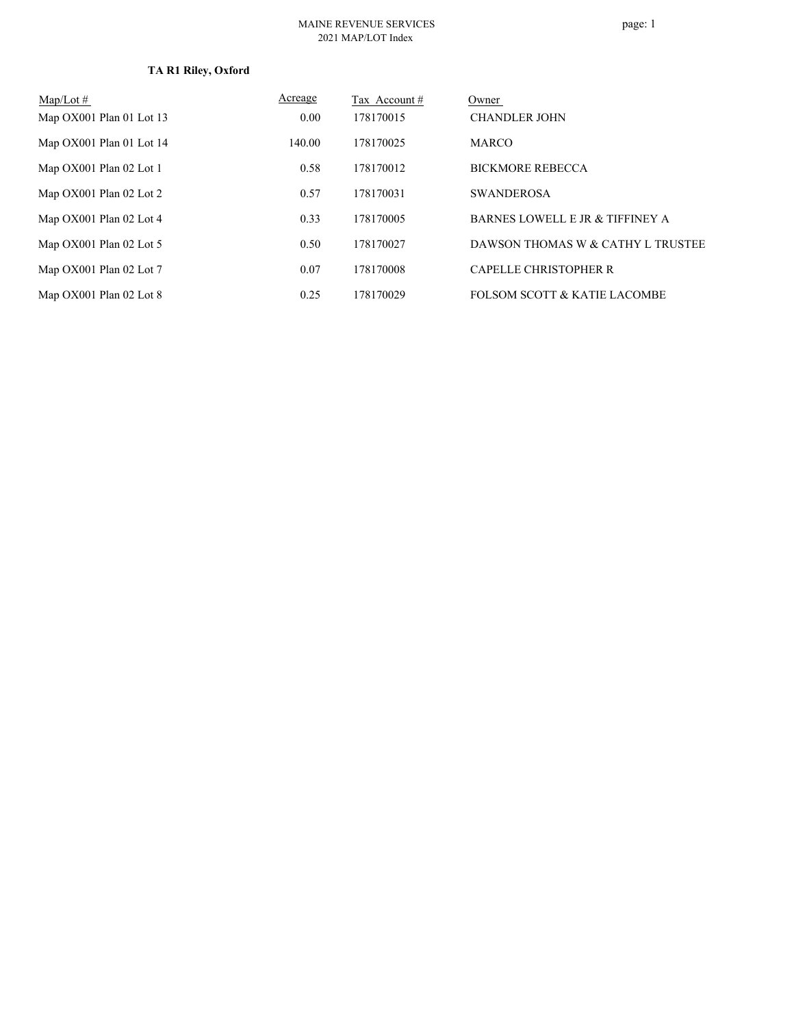# TA R1 Riley, Oxford

| Map/Lot # | Acreage | Tax Account # | Owner |
| --- | --- | --- | --- |
| Map OX001 Plan 01 Lot 13 | 0.00 | 178170015 | CHANDLER JOHN |
| Map OX001 Plan 01 Lot 14 | 140.00 | 178170025 | MARCO |
| Map OX001 Plan 02 Lot 1 | 0.58 | 178170012 | BICKMORE REBECCA |
| Map OX001 Plan 02 Lot 2 | 0.57 | 178170031 | SWANDEROSA |
| Map OX001 Plan 02 Lot 4 | 0.33 | 178170005 | BARNES LOWELL E JR & TIFFINEY A |
| Map OX001 Plan 02 Lot 5 | 0.50 | 178170027 | DAWSON THOMAS W & CATHY L TRUSTEE |
| Map OX001 Plan 02 Lot 7 | 0.07 | 178170008 | CAPELLE CHRISTOPHER R |
| Map OX001 Plan 02 Lot 8 | 0.25 | 178170029 | FOLSOM SCOTT & KATIE LACOMBE |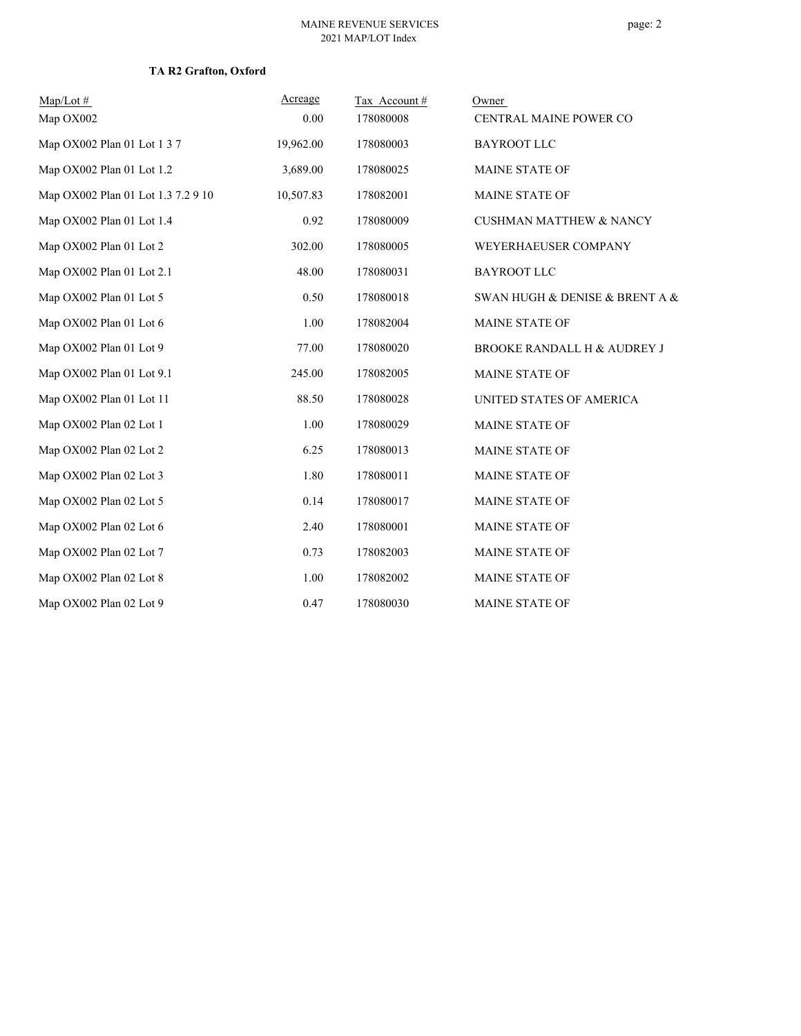**TA R2 Grafton, Oxford**

| Map/Lot # | Acreage | Tax Account # | Owner |
|---|---|---|---|
| Map OX002 | 0.00 | 178080008 | CENTRAL MAINE POWER CO |
| Map OX002 Plan 01 Lot 1 3 7 | 19,962.00 | 178080003 | BAYROOT LLC |
| Map OX002 Plan 01 Lot 1.2 | 3,689.00 | 178080025 | MAINE STATE OF |
| Map OX002 Plan 01 Lot 1.3 7.2 9 10 | 10,507.83 | 178082001 | MAINE STATE OF |
| Map OX002 Plan 01 Lot 1.4 | 0.92 | 178080009 | CUSHMAN MATTHEW & NANCY |
| Map OX002 Plan 01 Lot 2 | 302.00 | 178080005 | WEYERHAEUSER COMPANY |
| Map OX002 Plan 01 Lot 2.1 | 48.00 | 178080031 | BAYROOT LLC |
| Map OX002 Plan 01 Lot 5 | 0.50 | 178080018 | SWAN HUGH & DENISE & BRENT A & |
| Map OX002 Plan 01 Lot 6 | 1.00 | 178082004 | MAINE STATE OF |
| Map OX002 Plan 01 Lot 9 | 77.00 | 178080020 | BROOKE RANDALL H & AUDREY J |
| Map OX002 Plan 01 Lot 9.1 | 245.00 | 178082005 | MAINE STATE OF |
| Map OX002 Plan 01 Lot 11 | 88.50 | 178080028 | UNITED STATES OF AMERICA |
| Map OX002 Plan 02 Lot 1 | 1.00 | 178080029 | MAINE STATE OF |
| Map OX002 Plan 02 Lot 2 | 6.25 | 178080013 | MAINE STATE OF |
| Map OX002 Plan 02 Lot 3 | 1.80 | 178080011 | MAINE STATE OF |
| Map OX002 Plan 02 Lot 5 | 0.14 | 178080017 | MAINE STATE OF |
| Map OX002 Plan 02 Lot 6 | 2.40 | 178080001 | MAINE STATE OF |
| Map OX002 Plan 02 Lot 7 | 0.73 | 178082003 | MAINE STATE OF |
| Map OX002 Plan 02 Lot 8 | 1.00 | 178082002 | MAINE STATE OF |
| Map OX002 Plan 02 Lot 9 | 0.47 | 178080030 | MAINE STATE OF |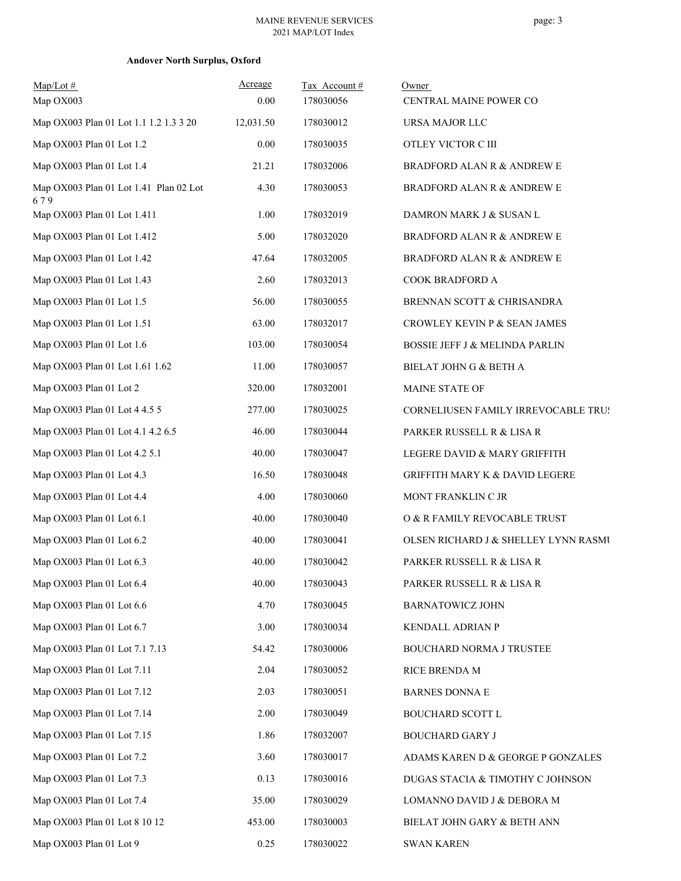**Andover North Surplus, Oxford**

| Map/Lot # | Acreage | Tax Account # | Owner |
|---|---|---|---|
| Map OX003 | 0.00 | 178030056 | CENTRAL MAINE POWER CO |
| Map OX003 Plan 01 Lot 1.1 1.2 1.3 3 20 | 12,031.50 | 178030012 | URSA MAJOR LLC |
| Map OX003 Plan 01 Lot 1.2 | 0.00 | 178030035 | OTLEY VICTOR C III |
| Map OX003 Plan 01 Lot 1.4 | 21.21 | 178032006 | BRADFORD ALAN R & ANDREW E |
| Map OX003 Plan 01 Lot 1.41 Plan 02 Lot 6 7 9 | 4.30 | 178030053 | BRADFORD ALAN R & ANDREW E |
| Map OX003 Plan 01 Lot 1.411 | 1.00 | 178032019 | DAMRON MARK J & SUSAN L |
| Map OX003 Plan 01 Lot 1.412 | 5.00 | 178032020 | BRADFORD ALAN R & ANDREW E |
| Map OX003 Plan 01 Lot 1.42 | 47.64 | 178032005 | BRADFORD ALAN R & ANDREW E |
| Map OX003 Plan 01 Lot 1.43 | 2.60 | 178032013 | COOK BRADFORD A |
| Map OX003 Plan 01 Lot 1.5 | 56.00 | 178030055 | BRENNAN SCOTT & CHRISANDRA |
| Map OX003 Plan 01 Lot 1.51 | 63.00 | 178032017 | CROWLEY KEVIN P & SEAN JAMES |
| Map OX003 Plan 01 Lot 1.6 | 103.00 | 178030054 | BOSSIE JEFF J & MELINDA PARLIN |
| Map OX003 Plan 01 Lot 1.61 1.62 | 11.00 | 178030057 | BIELAT JOHN G & BETH A |
| Map OX003 Plan 01 Lot 2 | 320.00 | 178032001 | MAINE STATE OF |
| Map OX003 Plan 01 Lot 4 4.5 5 | 277.00 | 178030025 | CORNELIUSEN FAMILY IRREVOCABLE TRUS |
| Map OX003 Plan 01 Lot 4.1 4.2 6.5 | 46.00 | 178030044 | PARKER RUSSELL R & LISA R |
| Map OX003 Plan 01 Lot 4.2 5.1 | 40.00 | 178030047 | LEGERE DAVID & MARY GRIFFITH |
| Map OX003 Plan 01 Lot 4.3 | 16.50 | 178030048 | GRIFFITH MARY K & DAVID LEGERE |
| Map OX003 Plan 01 Lot 4.4 | 4.00 | 178030060 | MONT FRANKLIN C JR |
| Map OX003 Plan 01 Lot 6.1 | 40.00 | 178030040 | O & R FAMILY REVOCABLE TRUST |
| Map OX003 Plan 01 Lot 6.2 | 40.00 | 178030041 | OLSEN RICHARD J & SHELLEY LYNN RASMU |
| Map OX003 Plan 01 Lot 6.3 | 40.00 | 178030042 | PARKER RUSSELL R & LISA R |
| Map OX003 Plan 01 Lot 6.4 | 40.00 | 178030043 | PARKER RUSSELL R & LISA R |
| Map OX003 Plan 01 Lot 6.6 | 4.70 | 178030045 | BARNATOWICZ JOHN |
| Map OX003 Plan 01 Lot 6.7 | 3.00 | 178030034 | KENDALL ADRIAN P |
| Map OX003 Plan 01 Lot 7.1 7.13 | 54.42 | 178030006 | BOUCHARD NORMA J TRUSTEE |
| Map OX003 Plan 01 Lot 7.11 | 2.04 | 178030052 | RICE BRENDA M |
| Map OX003 Plan 01 Lot 7.12 | 2.03 | 178030051 | BARNES DONNA E |
| Map OX003 Plan 01 Lot 7.14 | 2.00 | 178030049 | BOUCHARD SCOTT L |
| Map OX003 Plan 01 Lot 7.15 | 1.86 | 178032007 | BOUCHARD GARY J |
| Map OX003 Plan 01 Lot 7.2 | 3.60 | 178030017 | ADAMS KAREN D & GEORGE P GONZALES |
| Map OX003 Plan 01 Lot 7.3 | 0.13 | 178030016 | DUGAS STACIA & TIMOTHY C JOHNSON |
| Map OX003 Plan 01 Lot 7.4 | 35.00 | 178030029 | LOMANNO DAVID J & DEBORA M |
| Map OX003 Plan 01 Lot 8 10 12 | 453.00 | 178030003 | BIELAT JOHN GARY & BETH ANN |
| Map OX003 Plan 01 Lot 9 | 0.25 | 178030022 | SWAN KAREN |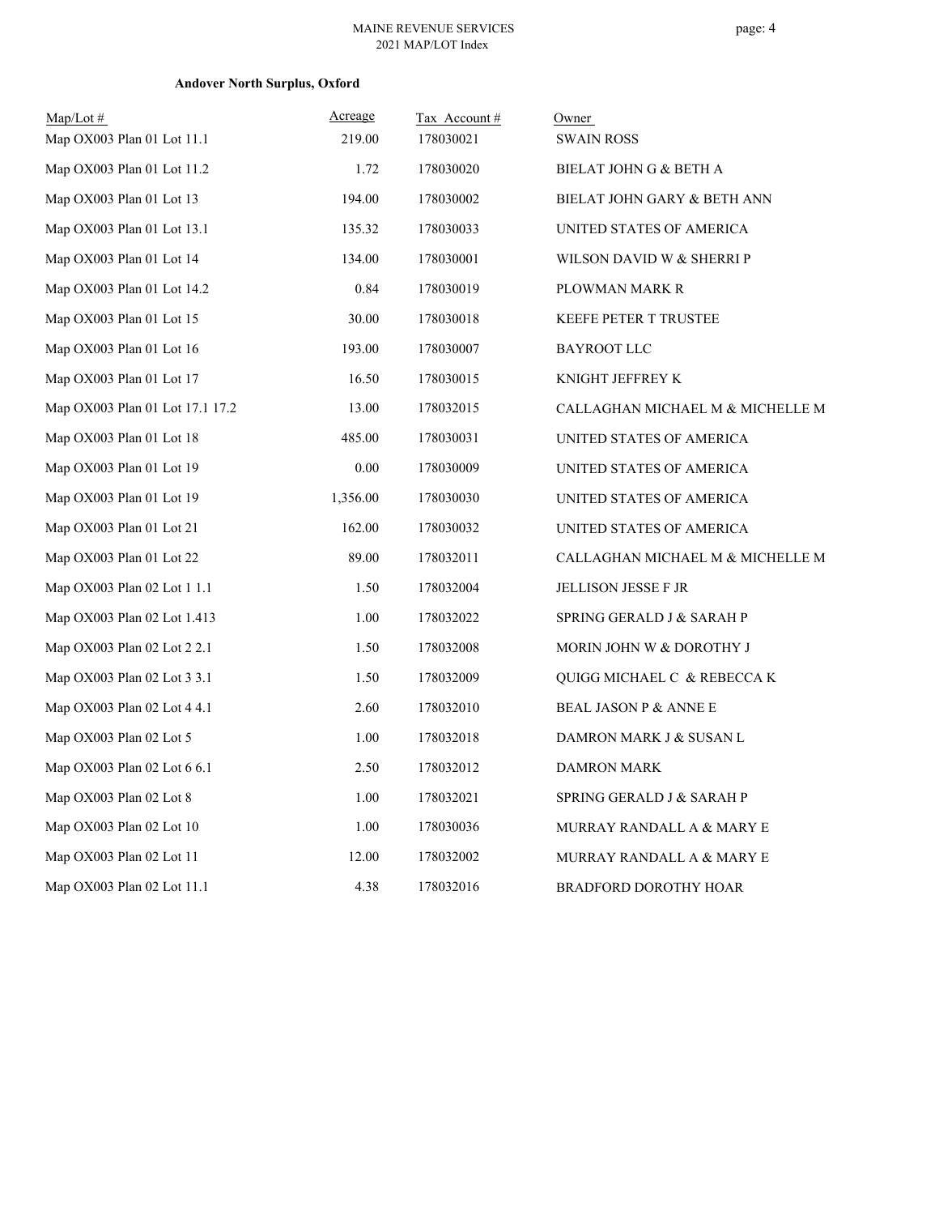**Andover North Surplus, Oxford**

| Map/Lot # | Acreage | Tax Account # | Owner |
|---|---|---|---|
| Map OX003 Plan 01 Lot 11.1 | 219.00 | 178030021 | SWAIN ROSS |
| Map OX003 Plan 01 Lot 11.2 | 1.72 | 178030020 | BIELAT JOHN G & BETH A |
| Map OX003 Plan 01 Lot 13 | 194.00 | 178030002 | BIELAT JOHN GARY & BETH ANN |
| Map OX003 Plan 01 Lot 13.1 | 135.32 | 178030033 | UNITED STATES OF AMERICA |
| Map OX003 Plan 01 Lot 14 | 134.00 | 178030001 | WILSON DAVID W & SHERRI P |
| Map OX003 Plan 01 Lot 14.2 | 0.84 | 178030019 | PLOWMAN MARK R |
| Map OX003 Plan 01 Lot 15 | 30.00 | 178030018 | KEEFE PETER T TRUSTEE |
| Map OX003 Plan 01 Lot 16 | 193.00 | 178030007 | BAYROOT LLC |
| Map OX003 Plan 01 Lot 17 | 16.50 | 178030015 | KNIGHT JEFFREY K |
| Map OX003 Plan 01 Lot 17.1 17.2 | 13.00 | 178032015 | CALLAGHAN MICHAEL M & MICHELLE M |
| Map OX003 Plan 01 Lot 18 | 485.00 | 178030031 | UNITED STATES OF AMERICA |
| Map OX003 Plan 01 Lot 19 | 0.00 | 178030009 | UNITED STATES OF AMERICA |
| Map OX003 Plan 01 Lot 19 | 1,356.00 | 178030030 | UNITED STATES OF AMERICA |
| Map OX003 Plan 01 Lot 21 | 162.00 | 178030032 | UNITED STATES OF AMERICA |
| Map OX003 Plan 01 Lot 22 | 89.00 | 178032011 | CALLAGHAN MICHAEL M & MICHELLE M |
| Map OX003 Plan 02 Lot 1 1.1 | 1.50 | 178032004 | JELLISON JESSE F JR |
| Map OX003 Plan 02 Lot 1.413 | 1.00 | 178032022 | SPRING GERALD J & SARAH P |
| Map OX003 Plan 02 Lot 2 2.1 | 1.50 | 178032008 | MORIN JOHN W & DOROTHY J |
| Map OX003 Plan 02 Lot 3 3.1 | 1.50 | 178032009 | QUIGG MICHAEL C & REBECCA K |
| Map OX003 Plan 02 Lot 4 4.1 | 2.60 | 178032010 | BEAL JASON P & ANNE E |
| Map OX003 Plan 02 Lot 5 | 1.00 | 178032018 | DAMRON MARK J & SUSAN L |
| Map OX003 Plan 02 Lot 6 6.1 | 2.50 | 178032012 | DAMRON MARK |
| Map OX003 Plan 02 Lot 8 | 1.00 | 178032021 | SPRING GERALD J & SARAH P |
| Map OX003 Plan 02 Lot 10 | 1.00 | 178030036 | MURRAY RANDALL A & MARY E |
| Map OX003 Plan 02 Lot 11 | 12.00 | 178032002 | MURRAY RANDALL A & MARY E |
| Map OX003 Plan 02 Lot 11.1 | 4.38 | 178032016 | BRADFORD DOROTHY HOAR |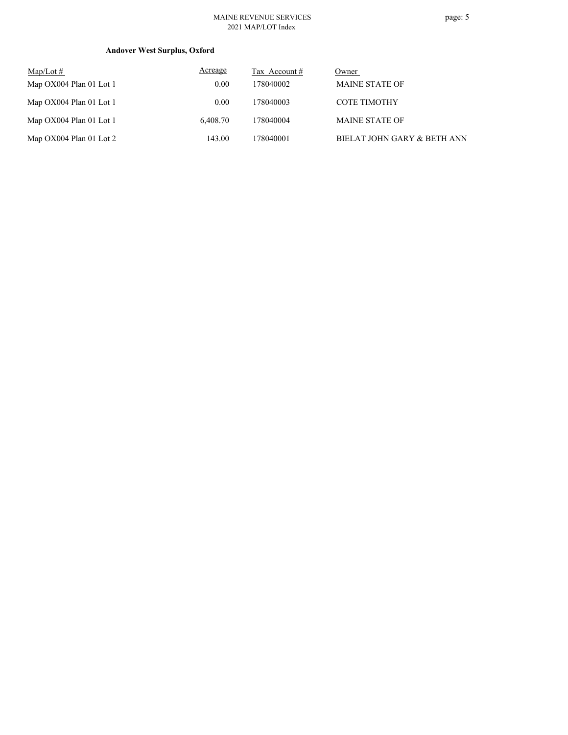**Andover West Surplus, Oxford**

| Map/Lot # | Acreage | Tax Account # | Owner |
|---|---|---|---|
| Map OX004 Plan 01 Lot 1 | 0.00 | 178040002 | MAINE STATE OF |
| Map OX004 Plan 01 Lot 1 | 0.00 | 178040003 | COTE TIMOTHY |
| Map OX004 Plan 01 Lot 1 | 6,408.70 | 178040004 | MAINE STATE OF |
| Map OX004 Plan 01 Lot 2 | 143.00 | 178040001 | BIELAT JOHN GARY & BETH ANN |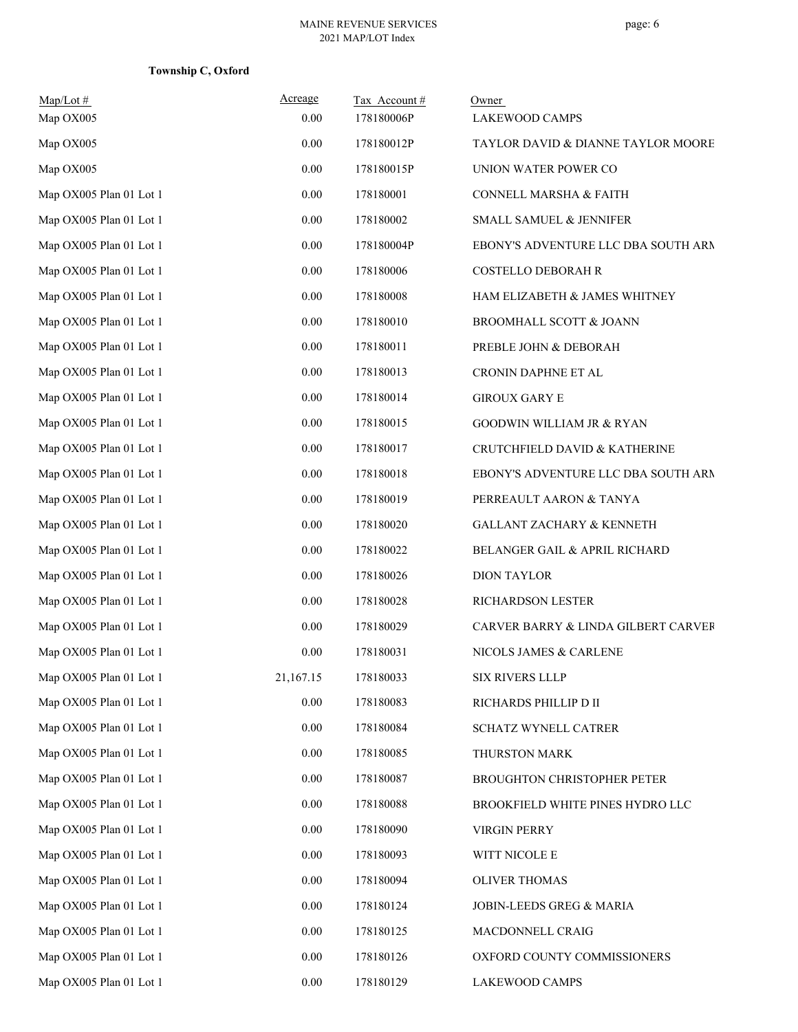**Township C, Oxford**

| Map/Lot # | Acreage | Tax Account # | Owner |
|---|---|---|---|
| Map OX005 | 0.00 | 178180006P | LAKEWOOD CAMPS |
| Map OX005 | 0.00 | 178180012P | TAYLOR DAVID & DIANNE TAYLOR MOORE |
| Map OX005 | 0.00 | 178180015P | UNION WATER POWER CO |
| Map OX005 Plan 01 Lot 1 | 0.00 | 178180001 | CONNELL MARSHA & FAITH |
| Map OX005 Plan 01 Lot 1 | 0.00 | 178180002 | SMALL SAMUEL & JENNIFER |
| Map OX005 Plan 01 Lot 1 | 0.00 | 178180004P | EBONY'S ADVENTURE LLC DBA SOUTH ARM |
| Map OX005 Plan 01 Lot 1 | 0.00 | 178180006 | COSTELLO DEBORAH R |
| Map OX005 Plan 01 Lot 1 | 0.00 | 178180008 | HAM ELIZABETH & JAMES WHITNEY |
| Map OX005 Plan 01 Lot 1 | 0.00 | 178180010 | BROOMHALL SCOTT & JOANN |
| Map OX005 Plan 01 Lot 1 | 0.00 | 178180011 | PREBLE JOHN & DEBORAH |
| Map OX005 Plan 01 Lot 1 | 0.00 | 178180013 | CRONIN DAPHNE ET AL |
| Map OX005 Plan 01 Lot 1 | 0.00 | 178180014 | GIROUX GARY E |
| Map OX005 Plan 01 Lot 1 | 0.00 | 178180015 | GOODWIN WILLIAM JR & RYAN |
| Map OX005 Plan 01 Lot 1 | 0.00 | 178180017 | CRUTCHFIELD DAVID & KATHERINE |
| Map OX005 Plan 01 Lot 1 | 0.00 | 178180018 | EBONY'S ADVENTURE LLC DBA SOUTH ARM |
| Map OX005 Plan 01 Lot 1 | 0.00 | 178180019 | PERREAULT AARON & TANYA |
| Map OX005 Plan 01 Lot 1 | 0.00 | 178180020 | GALLANT ZACHARY & KENNETH |
| Map OX005 Plan 01 Lot 1 | 0.00 | 178180022 | BELANGER GAIL & APRIL RICHARD |
| Map OX005 Plan 01 Lot 1 | 0.00 | 178180026 | DION TAYLOR |
| Map OX005 Plan 01 Lot 1 | 0.00 | 178180028 | RICHARDSON LESTER |
| Map OX005 Plan 01 Lot 1 | 0.00 | 178180029 | CARVER BARRY & LINDA GILBERT CARVER |
| Map OX005 Plan 01 Lot 1 | 0.00 | 178180031 | NICOLS JAMES & CARLENE |
| Map OX005 Plan 01 Lot 1 | 21,167.15 | 178180033 | SIX RIVERS LLLP |
| Map OX005 Plan 01 Lot 1 | 0.00 | 178180083 | RICHARDS PHILLIP D II |
| Map OX005 Plan 01 Lot 1 | 0.00 | 178180084 | SCHATZ WYNELL CATRER |
| Map OX005 Plan 01 Lot 1 | 0.00 | 178180085 | THURSTON MARK |
| Map OX005 Plan 01 Lot 1 | 0.00 | 178180087 | BROUGHTON CHRISTOPHER PETER |
| Map OX005 Plan 01 Lot 1 | 0.00 | 178180088 | BROOKFIELD WHITE PINES HYDRO LLC |
| Map OX005 Plan 01 Lot 1 | 0.00 | 178180090 | VIRGIN PERRY |
| Map OX005 Plan 01 Lot 1 | 0.00 | 178180093 | WITT NICOLE E |
| Map OX005 Plan 01 Lot 1 | 0.00 | 178180094 | OLIVER THOMAS |
| Map OX005 Plan 01 Lot 1 | 0.00 | 178180124 | JOBIN-LEEDS GREG & MARIA |
| Map OX005 Plan 01 Lot 1 | 0.00 | 178180125 | MACDONNELL CRAIG |
| Map OX005 Plan 01 Lot 1 | 0.00 | 178180126 | OXFORD COUNTY COMMISSIONERS |
| Map OX005 Plan 01 Lot 1 | 0.00 | 178180129 | LAKEWOOD CAMPS |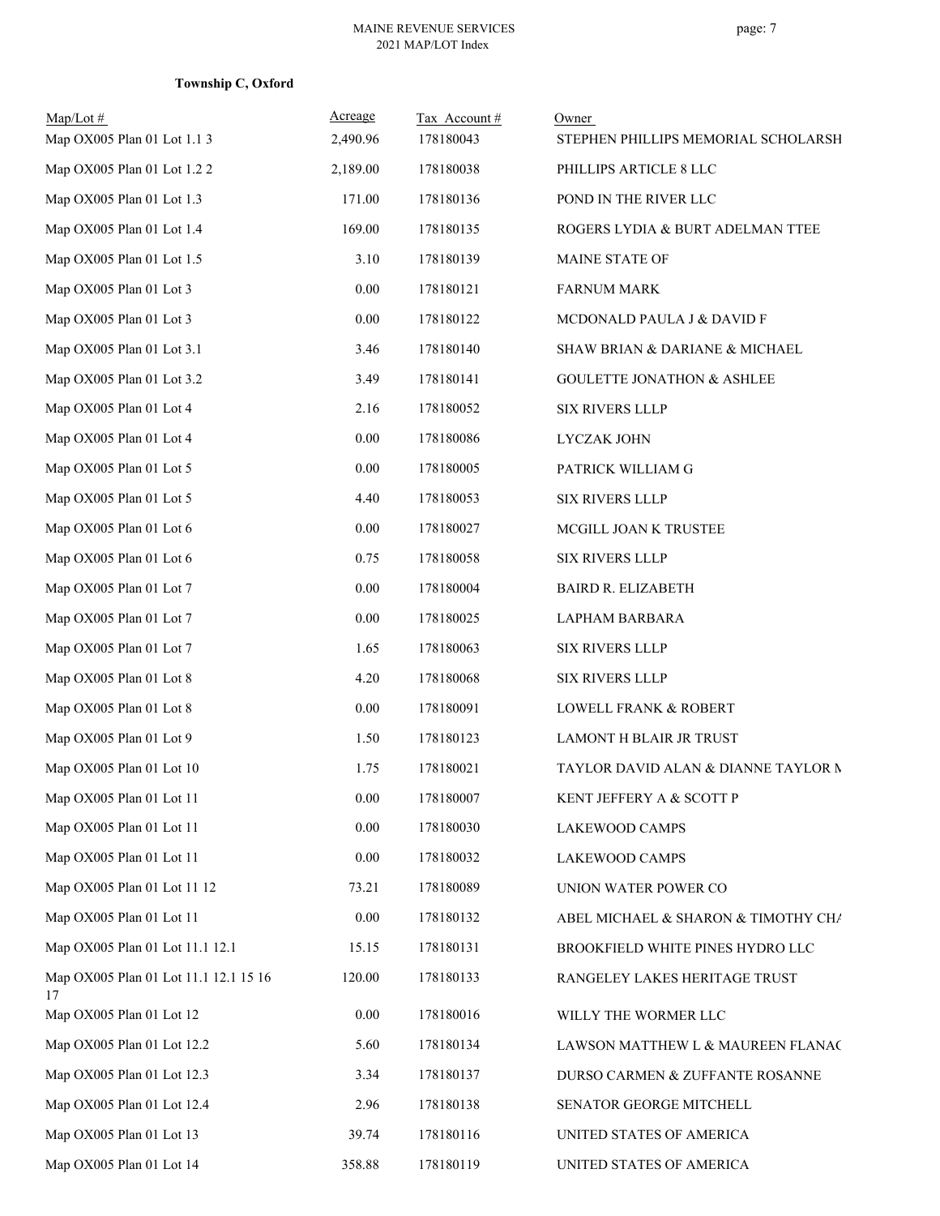**Township C, Oxford**

| Map/Lot # | Acreage | Tax Account # | Owner |
|---|---|---|---|
| Map OX005 Plan 01 Lot 1.1 3 | 2,490.96 | 178180043 | STEPHEN PHILLIPS MEMORIAL SCHOLARSH |
| Map OX005 Plan 01 Lot 1.2 2 | 2,189.00 | 178180038 | PHILLIPS ARTICLE 8 LLC |
| Map OX005 Plan 01 Lot 1.3 | 171.00 | 178180136 | POND IN THE RIVER LLC |
| Map OX005 Plan 01 Lot 1.4 | 169.00 | 178180135 | ROGERS LYDIA & BURT ADELMAN TTEE |
| Map OX005 Plan 01 Lot 1.5 | 3.10 | 178180139 | MAINE STATE OF |
| Map OX005 Plan 01 Lot 3 | 0.00 | 178180121 | FARNUM MARK |
| Map OX005 Plan 01 Lot 3 | 0.00 | 178180122 | MCDONALD PAULA J & DAVID F |
| Map OX005 Plan 01 Lot 3.1 | 3.46 | 178180140 | SHAW BRIAN & DARIANE & MICHAEL |
| Map OX005 Plan 01 Lot 3.2 | 3.49 | 178180141 | GOULETTE JONATHON & ASHLEE |
| Map OX005 Plan 01 Lot 4 | 2.16 | 178180052 | SIX RIVERS LLLP |
| Map OX005 Plan 01 Lot 4 | 0.00 | 178180086 | LYCZAK JOHN |
| Map OX005 Plan 01 Lot 5 | 0.00 | 178180005 | PATRICK WILLIAM G |
| Map OX005 Plan 01 Lot 5 | 4.40 | 178180053 | SIX RIVERS LLLP |
| Map OX005 Plan 01 Lot 6 | 0.00 | 178180027 | MCGILL JOAN K TRUSTEE |
| Map OX005 Plan 01 Lot 6 | 0.75 | 178180058 | SIX RIVERS LLLP |
| Map OX005 Plan 01 Lot 7 | 0.00 | 178180004 | BAIRD R. ELIZABETH |
| Map OX005 Plan 01 Lot 7 | 0.00 | 178180025 | LAPHAM BARBARA |
| Map OX005 Plan 01 Lot 7 | 1.65 | 178180063 | SIX RIVERS LLLP |
| Map OX005 Plan 01 Lot 8 | 4.20 | 178180068 | SIX RIVERS LLLP |
| Map OX005 Plan 01 Lot 8 | 0.00 | 178180091 | LOWELL FRANK & ROBERT |
| Map OX005 Plan 01 Lot 9 | 1.50 | 178180123 | LAMONT H BLAIR JR TRUST |
| Map OX005 Plan 01 Lot 10 | 1.75 | 178180021 | TAYLOR DAVID ALAN & DIANNE TAYLOR M |
| Map OX005 Plan 01 Lot 11 | 0.00 | 178180007 | KENT JEFFERY A & SCOTT P |
| Map OX005 Plan 01 Lot 11 | 0.00 | 178180030 | LAKEWOOD CAMPS |
| Map OX005 Plan 01 Lot 11 | 0.00 | 178180032 | LAKEWOOD CAMPS |
| Map OX005 Plan 01 Lot 11 12 | 73.21 | 178180089 | UNION WATER POWER CO |
| Map OX005 Plan 01 Lot 11 | 0.00 | 178180132 | ABEL MICHAEL & SHARON & TIMOTHY CHA |
| Map OX005 Plan 01 Lot 11.1 12.1 | 15.15 | 178180131 | BROOKFIELD WHITE PINES HYDRO LLC |
| Map OX005 Plan 01 Lot 11.1 12.1 15 16 17 | 120.00 | 178180133 | RANGELEY LAKES HERITAGE TRUST |
| Map OX005 Plan 01 Lot 12 | 0.00 | 178180016 | WILLY THE WORMER LLC |
| Map OX005 Plan 01 Lot 12.2 | 5.60 | 178180134 | LAWSON MATTHEW L & MAUREEN FLANAC |
| Map OX005 Plan 01 Lot 12.3 | 3.34 | 178180137 | DURSO CARMEN & ZUFFANTE ROSANNE |
| Map OX005 Plan 01 Lot 12.4 | 2.96 | 178180138 | SENATOR GEORGE MITCHELL |
| Map OX005 Plan 01 Lot 13 | 39.74 | 178180116 | UNITED STATES OF AMERICA |
| Map OX005 Plan 01 Lot 14 | 358.88 | 178180119 | UNITED STATES OF AMERICA |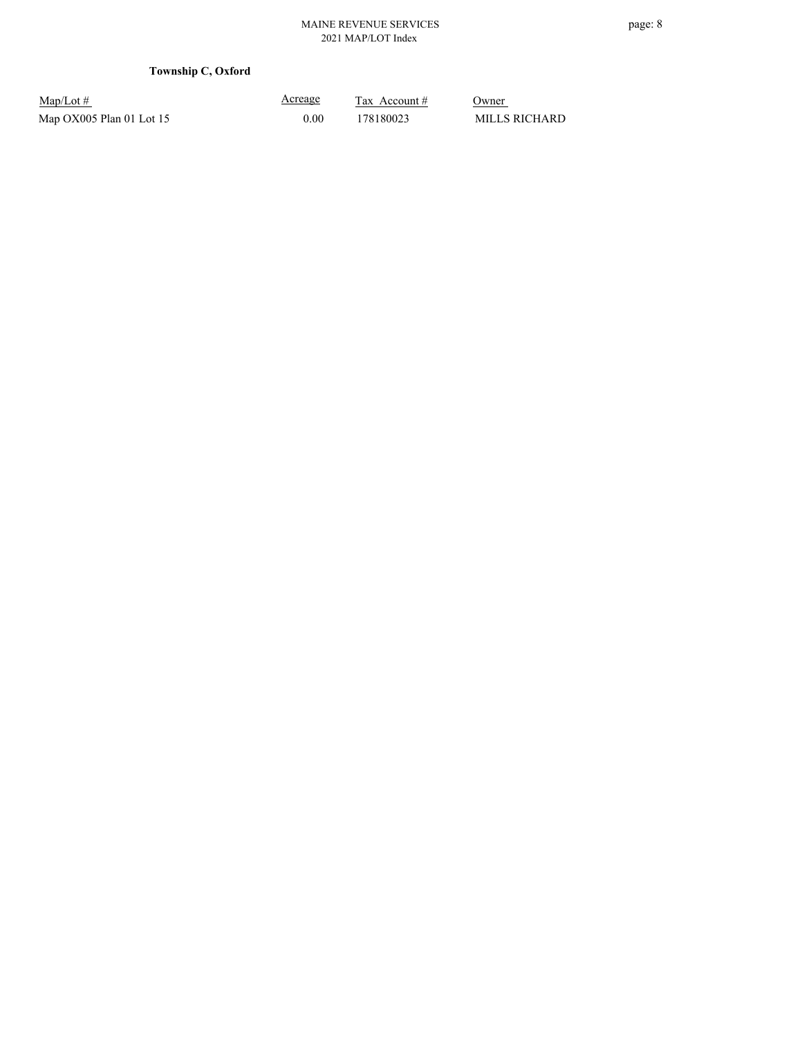**Township C, Oxford**

| Map/Lot # | Acreage | Tax Account # | Owner |
|---|---|---|---|
| Map OX005 Plan 01 Lot 15 | 0.00 | 178180023 | MILLS RICHARD |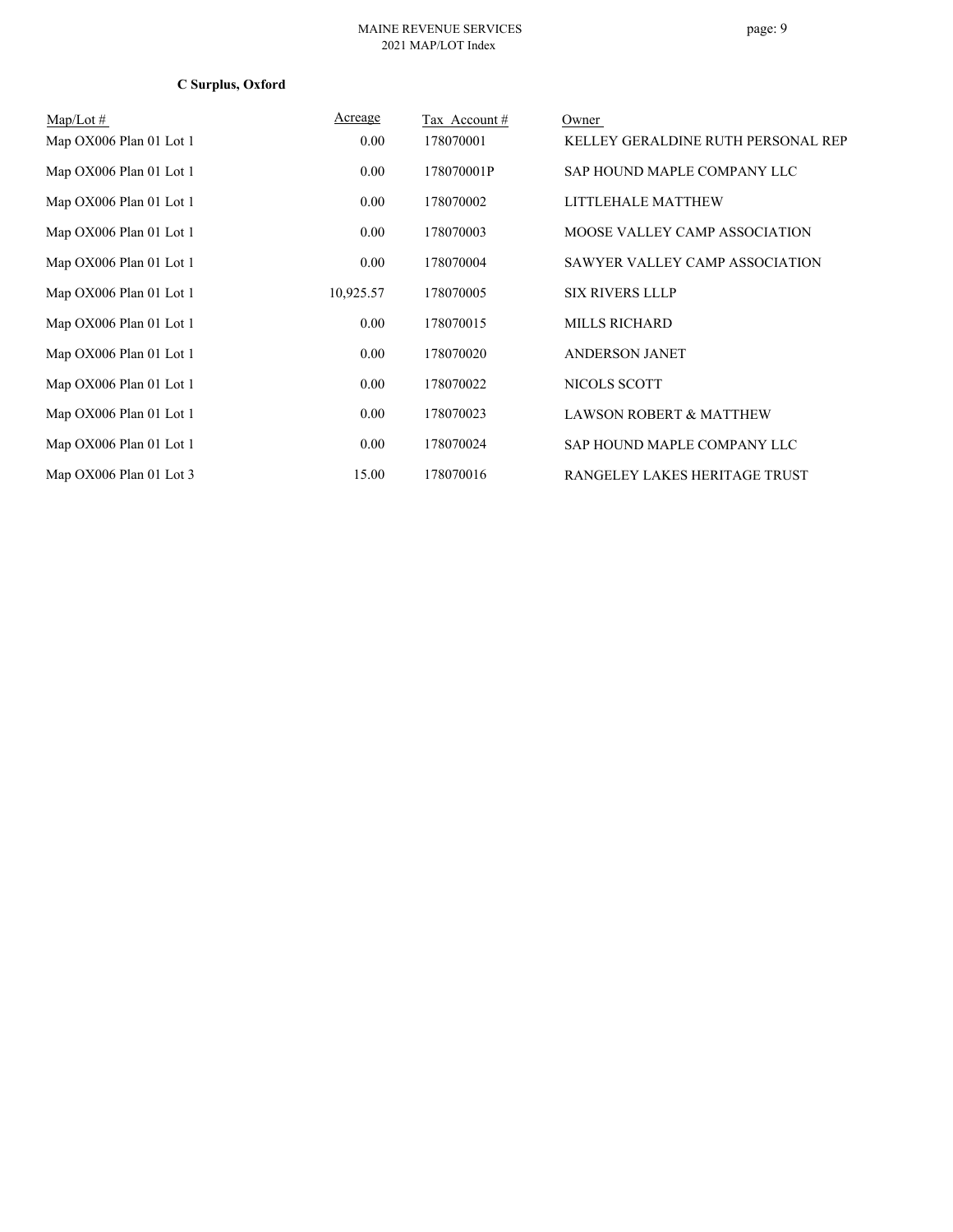**C Surplus, Oxford**

| Map/Lot # | Acreage | Tax Account # | Owner |
|---|---|---|---|
| Map OX006 Plan 01 Lot 1 | 0.00 | 178070001 | KELLEY GERALDINE RUTH PERSONAL REP |
| Map OX006 Plan 01 Lot 1 | 0.00 | 178070001P | SAP HOUND MAPLE COMPANY LLC |
| Map OX006 Plan 01 Lot 1 | 0.00 | 178070002 | LITTLEHALE MATTHEW |
| Map OX006 Plan 01 Lot 1 | 0.00 | 178070003 | MOOSE VALLEY CAMP ASSOCIATION |
| Map OX006 Plan 01 Lot 1 | 0.00 | 178070004 | SAWYER VALLEY CAMP ASSOCIATION |
| Map OX006 Plan 01 Lot 1 | 10,925.57 | 178070005 | SIX RIVERS LLLP |
| Map OX006 Plan 01 Lot 1 | 0.00 | 178070015 | MILLS RICHARD |
| Map OX006 Plan 01 Lot 1 | 0.00 | 178070020 | ANDERSON JANET |
| Map OX006 Plan 01 Lot 1 | 0.00 | 178070022 | NICOLS SCOTT |
| Map OX006 Plan 01 Lot 1 | 0.00 | 178070023 | LAWSON ROBERT & MATTHEW |
| Map OX006 Plan 01 Lot 1 | 0.00 | 178070024 | SAP HOUND MAPLE COMPANY LLC |
| Map OX006 Plan 01 Lot 3 | 15.00 | 178070016 | RANGELEY LAKES HERITAGE TRUST |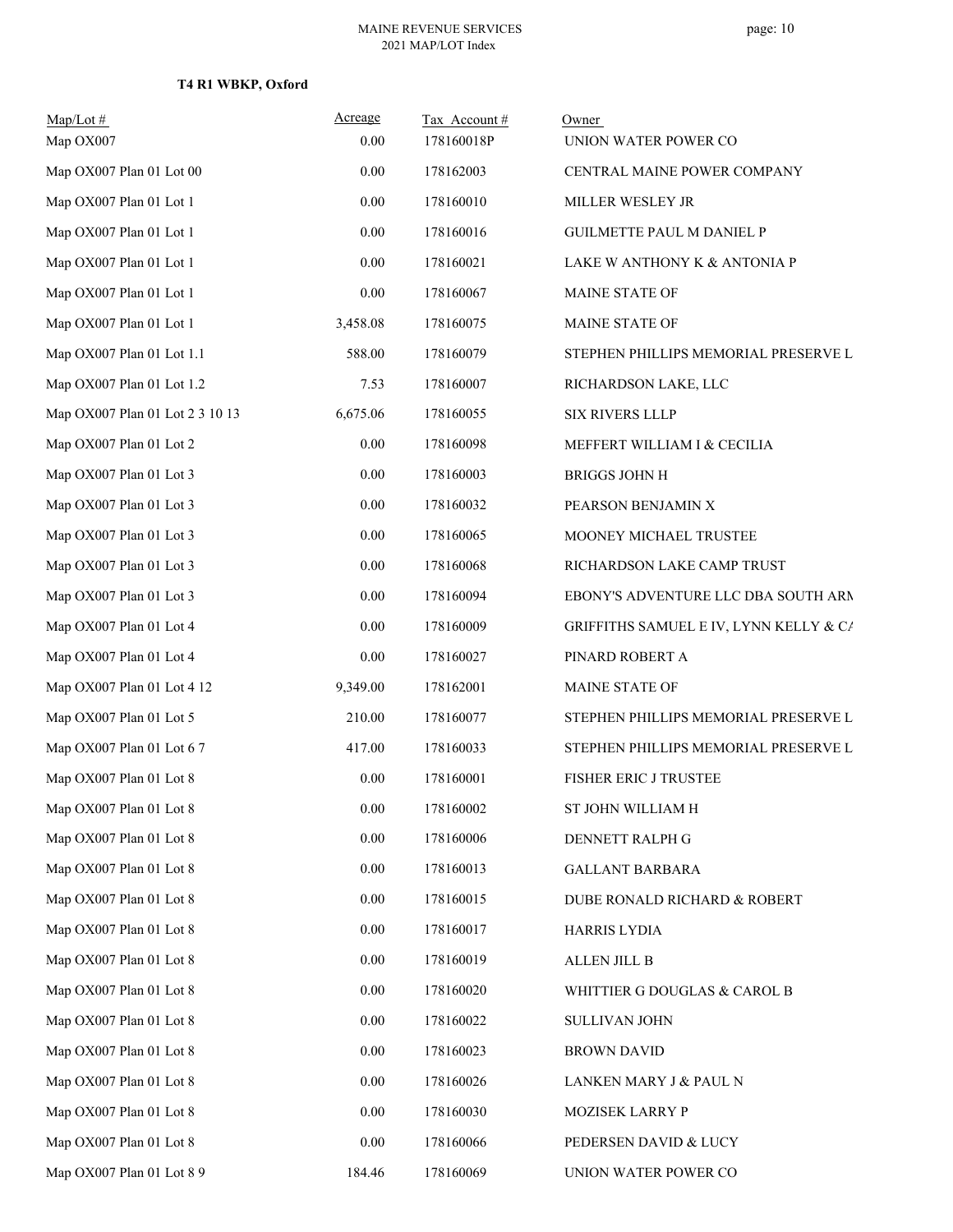**T4 R1 WBKP, Oxford**

| Map/Lot # | Acreage | Tax Account # | Owner |
|---|---|---|---|
| Map OX007 | 0.00 | 178160018P | UNION WATER POWER CO |
| Map OX007 Plan 01 Lot 00 | 0.00 | 178162003 | CENTRAL MAINE POWER COMPANY |
| Map OX007 Plan 01 Lot 1 | 0.00 | 178160010 | MILLER WESLEY JR |
| Map OX007 Plan 01 Lot 1 | 0.00 | 178160016 | GUILMETTE PAUL M DANIEL P |
| Map OX007 Plan 01 Lot 1 | 0.00 | 178160021 | LAKE W ANTHONY K & ANTONIA P |
| Map OX007 Plan 01 Lot 1 | 0.00 | 178160067 | MAINE STATE OF |
| Map OX007 Plan 01 Lot 1 | 3,458.08 | 178160075 | MAINE STATE OF |
| Map OX007 Plan 01 Lot 1.1 | 588.00 | 178160079 | STEPHEN PHILLIPS MEMORIAL PRESERVE L |
| Map OX007 Plan 01 Lot 1.2 | 7.53 | 178160007 | RICHARDSON LAKE, LLC |
| Map OX007 Plan 01 Lot 2 3 10 13 | 6,675.06 | 178160055 | SIX RIVERS LLLP |
| Map OX007 Plan 01 Lot 2 | 0.00 | 178160098 | MEFFERT WILLIAM I & CECILIA |
| Map OX007 Plan 01 Lot 3 | 0.00 | 178160003 | BRIGGS JOHN H |
| Map OX007 Plan 01 Lot 3 | 0.00 | 178160032 | PEARSON BENJAMIN X |
| Map OX007 Plan 01 Lot 3 | 0.00 | 178160065 | MOONEY MICHAEL TRUSTEE |
| Map OX007 Plan 01 Lot 3 | 0.00 | 178160068 | RICHARDSON LAKE CAMP TRUST |
| Map OX007 Plan 01 Lot 3 | 0.00 | 178160094 | EBONY'S ADVENTURE LLC DBA SOUTH ARM |
| Map OX007 Plan 01 Lot 4 | 0.00 | 178160009 | GRIFFITHS SAMUEL E IV, LYNN KELLY & CA |
| Map OX007 Plan 01 Lot 4 | 0.00 | 178160027 | PINARD ROBERT A |
| Map OX007 Plan 01 Lot 4 12 | 9,349.00 | 178162001 | MAINE STATE OF |
| Map OX007 Plan 01 Lot 5 | 210.00 | 178160077 | STEPHEN PHILLIPS MEMORIAL PRESERVE L |
| Map OX007 Plan 01 Lot 6 7 | 417.00 | 178160033 | STEPHEN PHILLIPS MEMORIAL PRESERVE L |
| Map OX007 Plan 01 Lot 8 | 0.00 | 178160001 | FISHER ERIC J TRUSTEE |
| Map OX007 Plan 01 Lot 8 | 0.00 | 178160002 | ST JOHN WILLIAM H |
| Map OX007 Plan 01 Lot 8 | 0.00 | 178160006 | DENNETT RALPH G |
| Map OX007 Plan 01 Lot 8 | 0.00 | 178160013 | GALLANT BARBARA |
| Map OX007 Plan 01 Lot 8 | 0.00 | 178160015 | DUBE RONALD RICHARD & ROBERT |
| Map OX007 Plan 01 Lot 8 | 0.00 | 178160017 | HARRIS LYDIA |
| Map OX007 Plan 01 Lot 8 | 0.00 | 178160019 | ALLEN JILL B |
| Map OX007 Plan 01 Lot 8 | 0.00 | 178160020 | WHITTIER G DOUGLAS & CAROL B |
| Map OX007 Plan 01 Lot 8 | 0.00 | 178160022 | SULLIVAN JOHN |
| Map OX007 Plan 01 Lot 8 | 0.00 | 178160023 | BROWN DAVID |
| Map OX007 Plan 01 Lot 8 | 0.00 | 178160026 | LANKEN MARY J & PAUL N |
| Map OX007 Plan 01 Lot 8 | 0.00 | 178160030 | MOZISEK LARRY P |
| Map OX007 Plan 01 Lot 8 | 0.00 | 178160066 | PEDERSEN DAVID & LUCY |
| Map OX007 Plan 01 Lot 8 9 | 184.46 | 178160069 | UNION WATER POWER CO |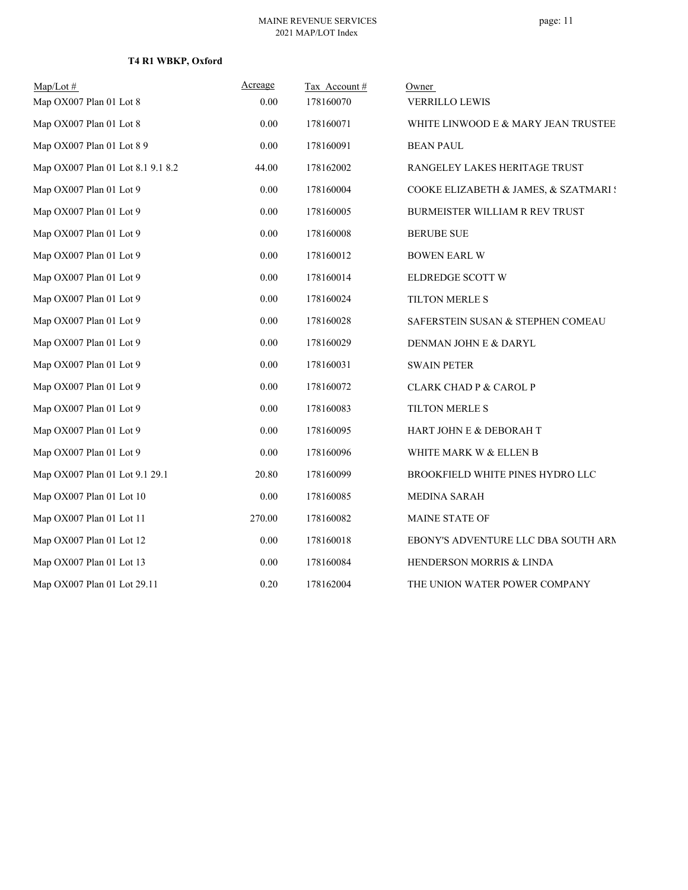**T4 R1 WBKP, Oxford**

| Map/Lot # | Acreage | Tax Account # | Owner |
|---|---|---|---|
| Map OX007 Plan 01 Lot 8 | 0.00 | 178160070 | VERRILLO LEWIS |
| Map OX007 Plan 01 Lot 8 | 0.00 | 178160071 | WHITE LINWOOD E & MARY JEAN TRUSTEE |
| Map OX007 Plan 01 Lot 8 9 | 0.00 | 178160091 | BEAN PAUL |
| Map OX007 Plan 01 Lot 8.1 9.1 8.2 | 44.00 | 178162002 | RANGELEY LAKES HERITAGE TRUST |
| Map OX007 Plan 01 Lot 9 | 0.00 | 178160004 | COOKE ELIZABETH & JAMES, & SZATMARI S |
| Map OX007 Plan 01 Lot 9 | 0.00 | 178160005 | BURMEISTER WILLIAM R REV TRUST |
| Map OX007 Plan 01 Lot 9 | 0.00 | 178160008 | BERUBE SUE |
| Map OX007 Plan 01 Lot 9 | 0.00 | 178160012 | BOWEN EARL W |
| Map OX007 Plan 01 Lot 9 | 0.00 | 178160014 | ELDREDGE SCOTT W |
| Map OX007 Plan 01 Lot 9 | 0.00 | 178160024 | TILTON MERLE S |
| Map OX007 Plan 01 Lot 9 | 0.00 | 178160028 | SAFERSTEIN SUSAN & STEPHEN COMEAU |
| Map OX007 Plan 01 Lot 9 | 0.00 | 178160029 | DENMAN JOHN E & DARYL |
| Map OX007 Plan 01 Lot 9 | 0.00 | 178160031 | SWAIN PETER |
| Map OX007 Plan 01 Lot 9 | 0.00 | 178160072 | CLARK CHAD P & CAROL P |
| Map OX007 Plan 01 Lot 9 | 0.00 | 178160083 | TILTON MERLE S |
| Map OX007 Plan 01 Lot 9 | 0.00 | 178160095 | HART JOHN E & DEBORAH T |
| Map OX007 Plan 01 Lot 9 | 0.00 | 178160096 | WHITE MARK W & ELLEN B |
| Map OX007 Plan 01 Lot 9.1 29.1 | 20.80 | 178160099 | BROOKFIELD WHITE PINES HYDRO LLC |
| Map OX007 Plan 01 Lot 10 | 0.00 | 178160085 | MEDINA SARAH |
| Map OX007 Plan 01 Lot 11 | 270.00 | 178160082 | MAINE STATE OF |
| Map OX007 Plan 01 Lot 12 | 0.00 | 178160018 | EBONY'S ADVENTURE LLC DBA SOUTH ARM |
| Map OX007 Plan 01 Lot 13 | 0.00 | 178160084 | HENDERSON MORRIS & LINDA |
| Map OX007 Plan 01 Lot 29.11 | 0.20 | 178162004 | THE UNION WATER POWER COMPANY |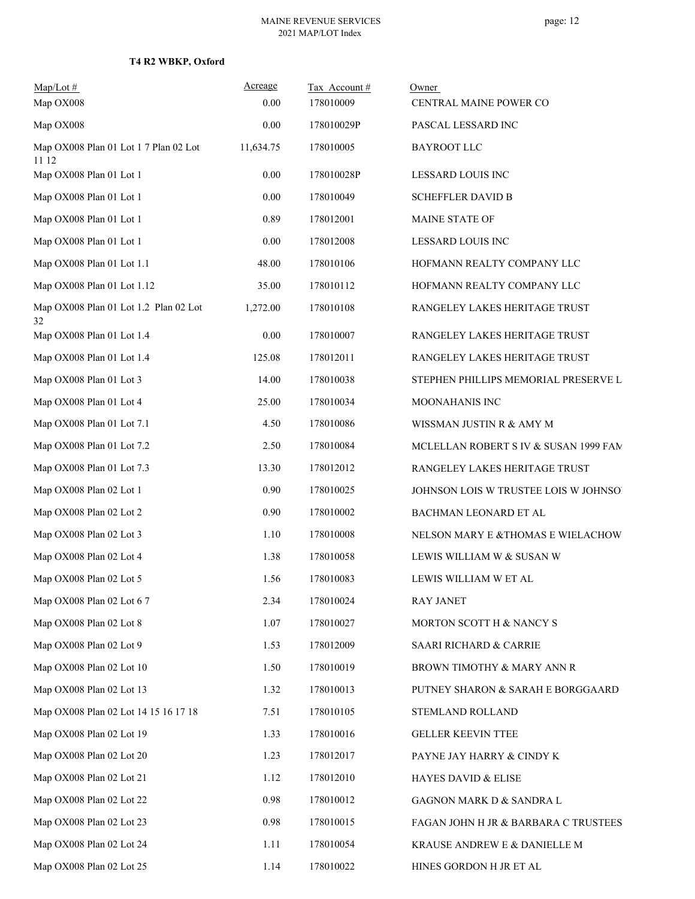**T4 R2 WBKP, Oxford**

| Map/Lot # | Acreage | Tax Account # | Owner |
|---|---|---|---|
| Map OX008 | 0.00 | 178010009 | CENTRAL MAINE POWER CO |
| Map OX008 | 0.00 | 178010029P | PASCAL LESSARD INC |
| Map OX008 Plan 01 Lot 1 7 Plan 02 Lot 11 12 | 11,634.75 | 178010005 | BAYROOT LLC |
| Map OX008 Plan 01 Lot 1 | 0.00 | 178010028P | LESSARD LOUIS INC |
| Map OX008 Plan 01 Lot 1 | 0.00 | 178010049 | SCHEFFLER DAVID B |
| Map OX008 Plan 01 Lot 1 | 0.89 | 178012001 | MAINE STATE OF |
| Map OX008 Plan 01 Lot 1 | 0.00 | 178012008 | LESSARD LOUIS INC |
| Map OX008 Plan 01 Lot 1.1 | 48.00 | 178010106 | HOFMANN REALTY COMPANY LLC |
| Map OX008 Plan 01 Lot 1.12 | 35.00 | 178010112 | HOFMANN REALTY COMPANY LLC |
| Map OX008 Plan 01 Lot 1.2 Plan 02 Lot 32 | 1,272.00 | 178010108 | RANGELEY LAKES HERITAGE TRUST |
| Map OX008 Plan 01 Lot 1.4 | 0.00 | 178010007 | RANGELEY LAKES HERITAGE TRUST |
| Map OX008 Plan 01 Lot 1.4 | 125.08 | 178012011 | RANGELEY LAKES HERITAGE TRUST |
| Map OX008 Plan 01 Lot 3 | 14.00 | 178010038 | STEPHEN PHILLIPS MEMORIAL PRESERVE L |
| Map OX008 Plan 01 Lot 4 | 25.00 | 178010034 | MOONAHANIS INC |
| Map OX008 Plan 01 Lot 7.1 | 4.50 | 178010086 | WISSMAN JUSTIN R & AMY M |
| Map OX008 Plan 01 Lot 7.2 | 2.50 | 178010084 | MCLELLAN ROBERT S IV & SUSAN 1999 FAM |
| Map OX008 Plan 01 Lot 7.3 | 13.30 | 178012012 | RANGELEY LAKES HERITAGE TRUST |
| Map OX008 Plan 02 Lot 1 | 0.90 | 178010025 | JOHNSON LOIS W TRUSTEE LOIS W JOHNSO |
| Map OX008 Plan 02 Lot 2 | 0.90 | 178010002 | BACHMAN LEONARD ET AL |
| Map OX008 Plan 02 Lot 3 | 1.10 | 178010008 | NELSON MARY E &THOMAS E WIELACHOW |
| Map OX008 Plan 02 Lot 4 | 1.38 | 178010058 | LEWIS WILLIAM W & SUSAN W |
| Map OX008 Plan 02 Lot 5 | 1.56 | 178010083 | LEWIS WILLIAM W ET AL |
| Map OX008 Plan 02 Lot 6 7 | 2.34 | 178010024 | RAY JANET |
| Map OX008 Plan 02 Lot 8 | 1.07 | 178010027 | MORTON SCOTT H & NANCY S |
| Map OX008 Plan 02 Lot 9 | 1.53 | 178012009 | SAARI RICHARD & CARRIE |
| Map OX008 Plan 02 Lot 10 | 1.50 | 178010019 | BROWN TIMOTHY & MARY ANN R |
| Map OX008 Plan 02 Lot 13 | 1.32 | 178010013 | PUTNEY SHARON & SARAH E BORGGAARD |
| Map OX008 Plan 02 Lot 14 15 16 17 18 | 7.51 | 178010105 | STEMLAND ROLLAND |
| Map OX008 Plan 02 Lot 19 | 1.33 | 178010016 | GELLER KEEVIN TTEE |
| Map OX008 Plan 02 Lot 20 | 1.23 | 178012017 | PAYNE JAY HARRY & CINDY K |
| Map OX008 Plan 02 Lot 21 | 1.12 | 178012010 | HAYES DAVID & ELISE |
| Map OX008 Plan 02 Lot 22 | 0.98 | 178010012 | GAGNON MARK D & SANDRA L |
| Map OX008 Plan 02 Lot 23 | 0.98 | 178010015 | FAGAN JOHN H JR & BARBARA C TRUSTEES |
| Map OX008 Plan 02 Lot 24 | 1.11 | 178010054 | KRAUSE ANDREW E & DANIELLE M |
| Map OX008 Plan 02 Lot 25 | 1.14 | 178010022 | HINES GORDON H JR ET AL |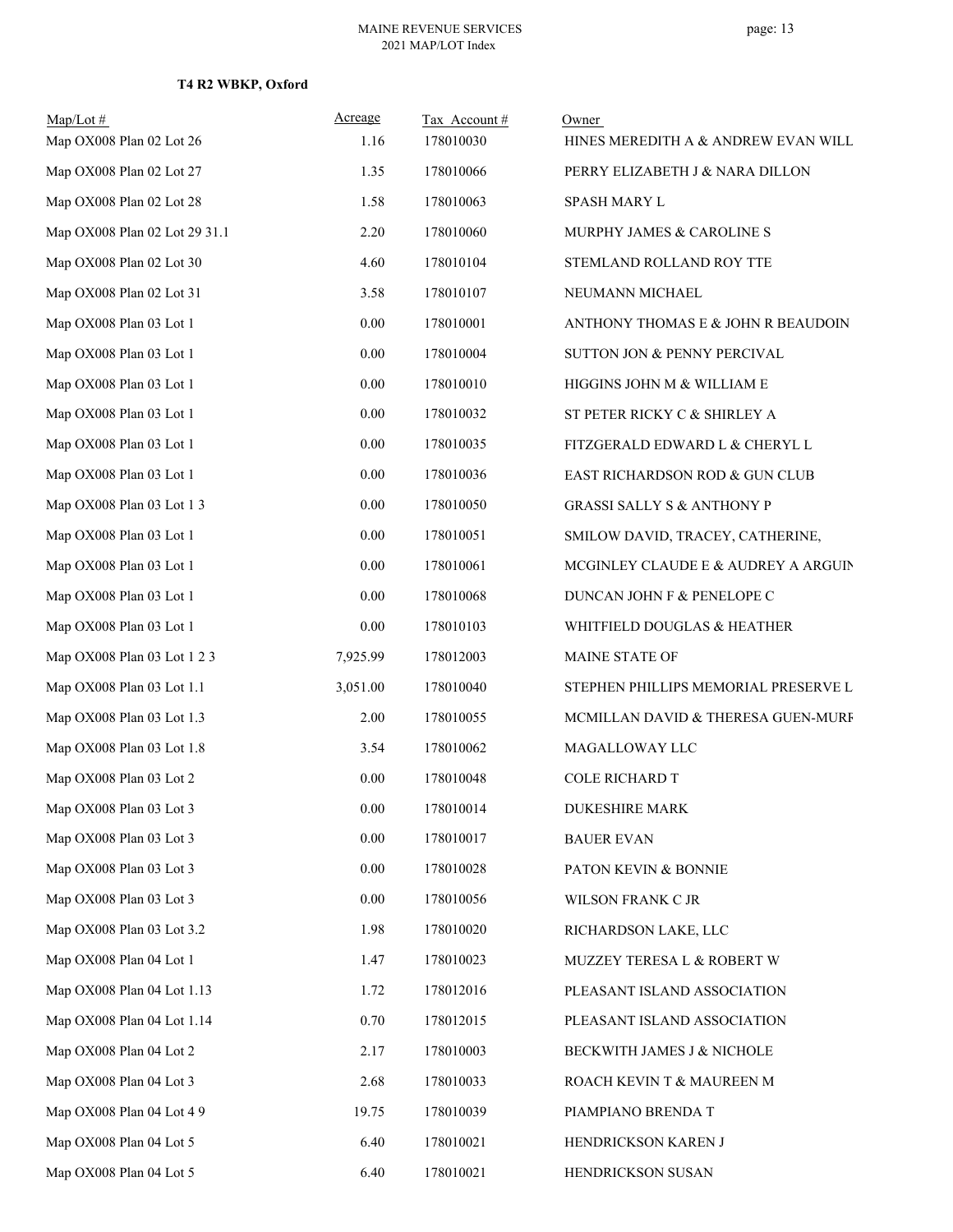**T4 R2 WBKP, Oxford**

| Map/Lot # | Acreage | Tax Account # | Owner |
|---|---|---|---|
| Map OX008 Plan 02 Lot 26 | 1.16 | 178010030 | HINES MEREDITH A & ANDREW EVAN WILL |
| Map OX008 Plan 02 Lot 27 | 1.35 | 178010066 | PERRY ELIZABETH J & NARA DILLON |
| Map OX008 Plan 02 Lot 28 | 1.58 | 178010063 | SPASH MARY L |
| Map OX008 Plan 02 Lot 29 31.1 | 2.20 | 178010060 | MURPHY JAMES & CAROLINE S |
| Map OX008 Plan 02 Lot 30 | 4.60 | 178010104 | STEMLAND ROLLAND ROY TTE |
| Map OX008 Plan 02 Lot 31 | 3.58 | 178010107 | NEUMANN MICHAEL |
| Map OX008 Plan 03 Lot 1 | 0.00 | 178010001 | ANTHONY THOMAS E & JOHN R BEAUDOIN |
| Map OX008 Plan 03 Lot 1 | 0.00 | 178010004 | SUTTON JON & PENNY PERCIVAL |
| Map OX008 Plan 03 Lot 1 | 0.00 | 178010010 | HIGGINS JOHN M & WILLIAM E |
| Map OX008 Plan 03 Lot 1 | 0.00 | 178010032 | ST PETER RICKY C & SHIRLEY A |
| Map OX008 Plan 03 Lot 1 | 0.00 | 178010035 | FITZGERALD EDWARD L & CHERYL L |
| Map OX008 Plan 03 Lot 1 | 0.00 | 178010036 | EAST RICHARDSON ROD & GUN CLUB |
| Map OX008 Plan 03 Lot 1 3 | 0.00 | 178010050 | GRASSI SALLY S & ANTHONY P |
| Map OX008 Plan 03 Lot 1 | 0.00 | 178010051 | SMILOW DAVID, TRACEY, CATHERINE, |
| Map OX008 Plan 03 Lot 1 | 0.00 | 178010061 | MCGINLEY CLAUDE E & AUDREY A ARGUIN |
| Map OX008 Plan 03 Lot 1 | 0.00 | 178010068 | DUNCAN JOHN F & PENELOPE C |
| Map OX008 Plan 03 Lot 1 | 0.00 | 178010103 | WHITFIELD DOUGLAS & HEATHER |
| Map OX008 Plan 03 Lot 1 2 3 | 7,925.99 | 178012003 | MAINE STATE OF |
| Map OX008 Plan 03 Lot 1.1 | 3,051.00 | 178010040 | STEPHEN PHILLIPS MEMORIAL PRESERVE L |
| Map OX008 Plan 03 Lot 1.3 | 2.00 | 178010055 | MCMILLAN DAVID & THERESA GUEN-MURF |
| Map OX008 Plan 03 Lot 1.8 | 3.54 | 178010062 | MAGALLOWAY LLC |
| Map OX008 Plan 03 Lot 2 | 0.00 | 178010048 | COLE RICHARD T |
| Map OX008 Plan 03 Lot 3 | 0.00 | 178010014 | DUKESHIRE MARK |
| Map OX008 Plan 03 Lot 3 | 0.00 | 178010017 | BAUER EVAN |
| Map OX008 Plan 03 Lot 3 | 0.00 | 178010028 | PATON KEVIN & BONNIE |
| Map OX008 Plan 03 Lot 3 | 0.00 | 178010056 | WILSON FRANK C JR |
| Map OX008 Plan 03 Lot 3.2 | 1.98 | 178010020 | RICHARDSON LAKE, LLC |
| Map OX008 Plan 04 Lot 1 | 1.47 | 178010023 | MUZZEY TERESA L & ROBERT W |
| Map OX008 Plan 04 Lot 1.13 | 1.72 | 178012016 | PLEASANT ISLAND ASSOCIATION |
| Map OX008 Plan 04 Lot 1.14 | 0.70 | 178012015 | PLEASANT ISLAND ASSOCIATION |
| Map OX008 Plan 04 Lot 2 | 2.17 | 178010003 | BECKWITH JAMES J & NICHOLE |
| Map OX008 Plan 04 Lot 3 | 2.68 | 178010033 | ROACH KEVIN T & MAUREEN M |
| Map OX008 Plan 04 Lot 4 9 | 19.75 | 178010039 | PIAMPIANO BRENDA T |
| Map OX008 Plan 04 Lot 5 | 6.40 | 178010021 | HENDRICKSON KAREN J |
| Map OX008 Plan 04 Lot 5 | 6.40 | 178010021 | HENDRICKSON SUSAN |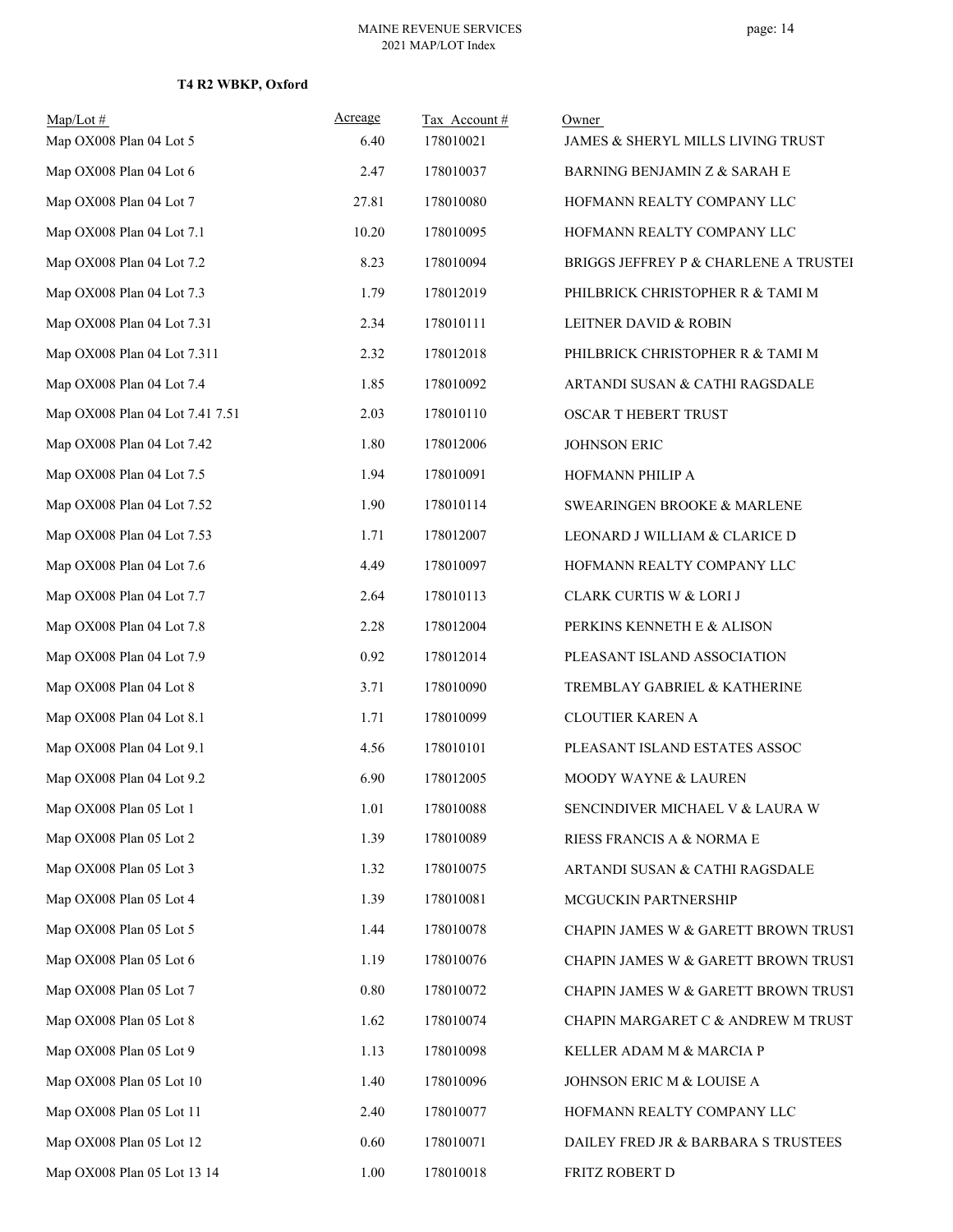**T4 R2 WBKP, Oxford**

| Map/Lot # | Acreage | Tax Account # | Owner |
|---|---|---|---|
| Map OX008 Plan 04 Lot 5 | 6.40 | 178010021 | JAMES & SHERYL MILLS LIVING TRUST |
| Map OX008 Plan 04 Lot 6 | 2.47 | 178010037 | BARNING BENJAMIN Z & SARAH E |
| Map OX008 Plan 04 Lot 7 | 27.81 | 178010080 | HOFMANN REALTY COMPANY LLC |
| Map OX008 Plan 04 Lot 7.1 | 10.20 | 178010095 | HOFMANN REALTY COMPANY LLC |
| Map OX008 Plan 04 Lot 7.2 | 8.23 | 178010094 | BRIGGS JEFFREY P & CHARLENE A TRUSTEI |
| Map OX008 Plan 04 Lot 7.3 | 1.79 | 178012019 | PHILBRICK CHRISTOPHER R & TAMI M |
| Map OX008 Plan 04 Lot 7.31 | 2.34 | 178010111 | LEITNER DAVID & ROBIN |
| Map OX008 Plan 04 Lot 7.311 | 2.32 | 178012018 | PHILBRICK CHRISTOPHER R & TAMI M |
| Map OX008 Plan 04 Lot 7.4 | 1.85 | 178010092 | ARTANDI SUSAN & CATHI RAGSDALE |
| Map OX008 Plan 04 Lot 7.41 7.51 | 2.03 | 178010110 | OSCAR T HEBERT TRUST |
| Map OX008 Plan 04 Lot 7.42 | 1.80 | 178012006 | JOHNSON ERIC |
| Map OX008 Plan 04 Lot 7.5 | 1.94 | 178010091 | HOFMANN PHILIP A |
| Map OX008 Plan 04 Lot 7.52 | 1.90 | 178010114 | SWEARINGEN BROOKE & MARLENE |
| Map OX008 Plan 04 Lot 7.53 | 1.71 | 178012007 | LEONARD J WILLIAM & CLARICE D |
| Map OX008 Plan 04 Lot 7.6 | 4.49 | 178010097 | HOFMANN REALTY COMPANY LLC |
| Map OX008 Plan 04 Lot 7.7 | 2.64 | 178010113 | CLARK CURTIS W & LORI J |
| Map OX008 Plan 04 Lot 7.8 | 2.28 | 178012004 | PERKINS KENNETH E & ALISON |
| Map OX008 Plan 04 Lot 7.9 | 0.92 | 178012014 | PLEASANT ISLAND ASSOCIATION |
| Map OX008 Plan 04 Lot 8 | 3.71 | 178010090 | TREMBLAY GABRIEL & KATHERINE |
| Map OX008 Plan 04 Lot 8.1 | 1.71 | 178010099 | CLOUTIER KAREN A |
| Map OX008 Plan 04 Lot 9.1 | 4.56 | 178010101 | PLEASANT ISLAND ESTATES ASSOC |
| Map OX008 Plan 04 Lot 9.2 | 6.90 | 178012005 | MOODY WAYNE & LAUREN |
| Map OX008 Plan 05 Lot 1 | 1.01 | 178010088 | SENCINDIVER MICHAEL V & LAURA W |
| Map OX008 Plan 05 Lot 2 | 1.39 | 178010089 | RIESS FRANCIS A & NORMA E |
| Map OX008 Plan 05 Lot 3 | 1.32 | 178010075 | ARTANDI SUSAN & CATHI RAGSDALE |
| Map OX008 Plan 05 Lot 4 | 1.39 | 178010081 | MCGUCKIN PARTNERSHIP |
| Map OX008 Plan 05 Lot 5 | 1.44 | 178010078 | CHAPIN JAMES W & GARETT BROWN TRUST |
| Map OX008 Plan 05 Lot 6 | 1.19 | 178010076 | CHAPIN JAMES W & GARETT BROWN TRUST |
| Map OX008 Plan 05 Lot 7 | 0.80 | 178010072 | CHAPIN JAMES W & GARETT BROWN TRUST |
| Map OX008 Plan 05 Lot 8 | 1.62 | 178010074 | CHAPIN MARGARET C & ANDREW M TRUST |
| Map OX008 Plan 05 Lot 9 | 1.13 | 178010098 | KELLER ADAM M & MARCIA P |
| Map OX008 Plan 05 Lot 10 | 1.40 | 178010096 | JOHNSON ERIC M & LOUISE A |
| Map OX008 Plan 05 Lot 11 | 2.40 | 178010077 | HOFMANN REALTY COMPANY LLC |
| Map OX008 Plan 05 Lot 12 | 0.60 | 178010071 | DAILEY FRED JR & BARBARA S TRUSTEES |
| Map OX008 Plan 05 Lot 13 14 | 1.00 | 178010018 | FRITZ ROBERT D |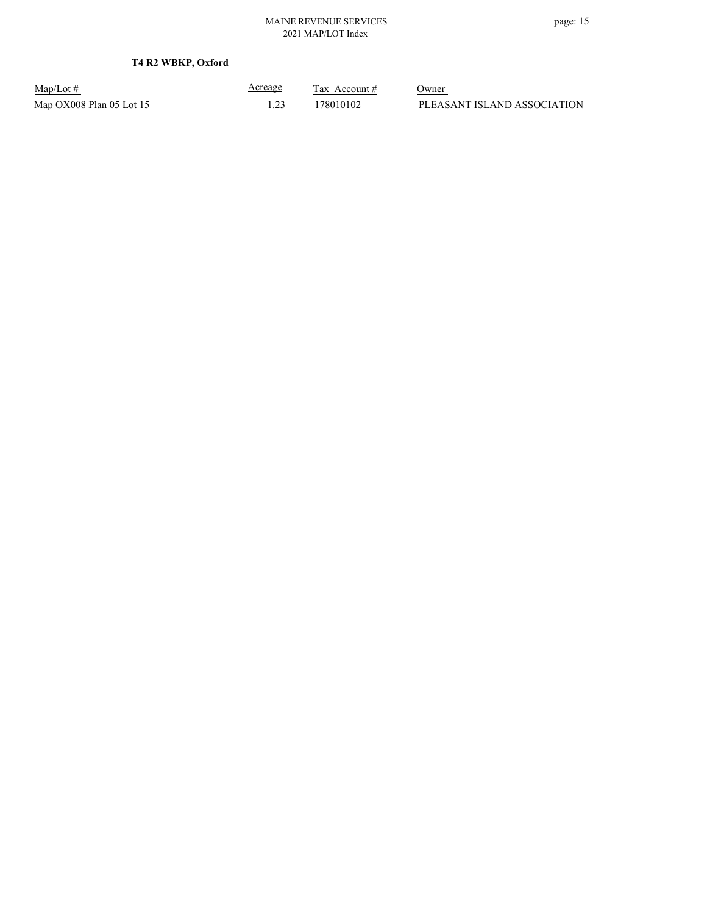**T4 R2 WBKP, Oxford**

| Map/Lot # | Acreage | Tax Account # | Owner |
|---|---|---|---|
| Map OX008 Plan 05 Lot 15 | 1.23 | 178010102 | PLEASANT ISLAND ASSOCIATION |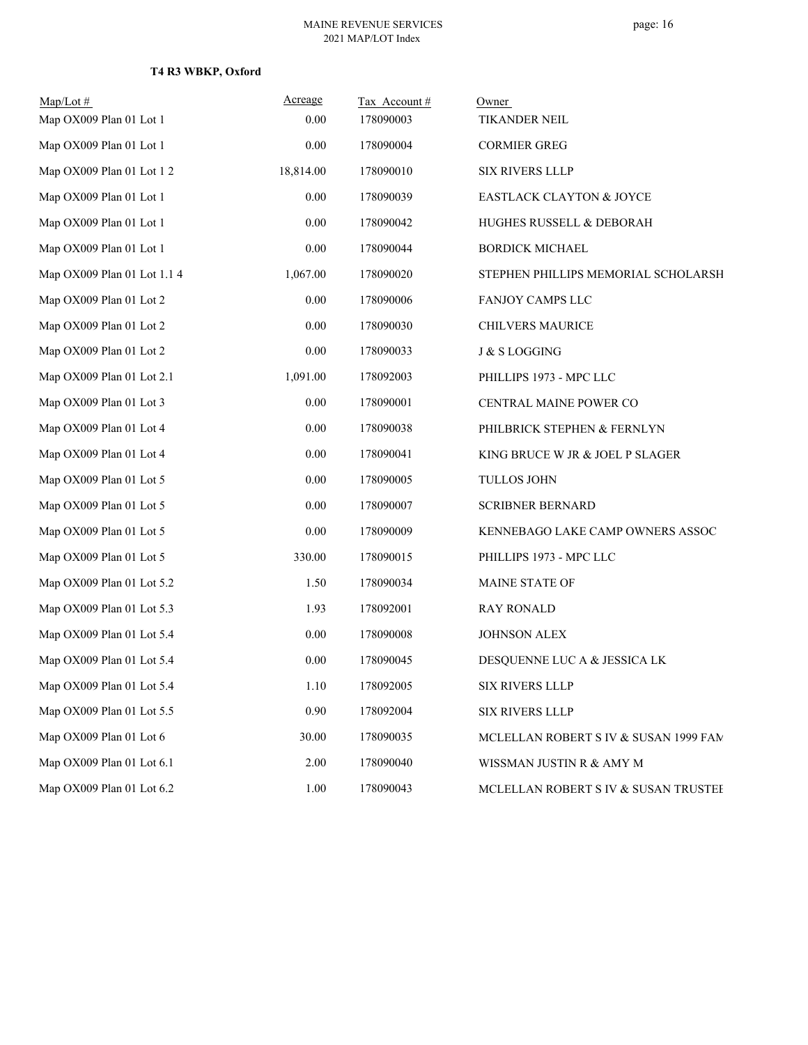**T4 R3 WBKP, Oxford**

| Map/Lot # | Acreage | Tax Account # | Owner |
|---|---|---|---|
| Map OX009 Plan 01 Lot 1 | 0.00 | 178090003 | TIKANDER NEIL |
| Map OX009 Plan 01 Lot 1 | 0.00 | 178090004 | CORMIER GREG |
| Map OX009 Plan 01 Lot 1 2 | 18,814.00 | 178090010 | SIX RIVERS LLLP |
| Map OX009 Plan 01 Lot 1 | 0.00 | 178090039 | EASTLACK CLAYTON & JOYCE |
| Map OX009 Plan 01 Lot 1 | 0.00 | 178090042 | HUGHES RUSSELL & DEBORAH |
| Map OX009 Plan 01 Lot 1 | 0.00 | 178090044 | BORDICK MICHAEL |
| Map OX009 Plan 01 Lot 1.1 4 | 1,067.00 | 178090020 | STEPHEN PHILLIPS MEMORIAL SCHOLARSH |
| Map OX009 Plan 01 Lot 2 | 0.00 | 178090006 | FANJOY CAMPS LLC |
| Map OX009 Plan 01 Lot 2 | 0.00 | 178090030 | CHILVERS MAURICE |
| Map OX009 Plan 01 Lot 2 | 0.00 | 178090033 | J & S LOGGING |
| Map OX009 Plan 01 Lot 2.1 | 1,091.00 | 178092003 | PHILLIPS 1973 - MPC LLC |
| Map OX009 Plan 01 Lot 3 | 0.00 | 178090001 | CENTRAL MAINE POWER CO |
| Map OX009 Plan 01 Lot 4 | 0.00 | 178090038 | PHILBRICK STEPHEN & FERNLYN |
| Map OX009 Plan 01 Lot 4 | 0.00 | 178090041 | KING BRUCE W JR & JOEL P SLAGER |
| Map OX009 Plan 01 Lot 5 | 0.00 | 178090005 | TULLOS JOHN |
| Map OX009 Plan 01 Lot 5 | 0.00 | 178090007 | SCRIBNER BERNARD |
| Map OX009 Plan 01 Lot 5 | 0.00 | 178090009 | KENNEBAGO LAKE CAMP OWNERS ASSOC |
| Map OX009 Plan 01 Lot 5 | 330.00 | 178090015 | PHILLIPS 1973 - MPC LLC |
| Map OX009 Plan 01 Lot 5.2 | 1.50 | 178090034 | MAINE STATE OF |
| Map OX009 Plan 01 Lot 5.3 | 1.93 | 178092001 | RAY RONALD |
| Map OX009 Plan 01 Lot 5.4 | 0.00 | 178090008 | JOHNSON ALEX |
| Map OX009 Plan 01 Lot 5.4 | 0.00 | 178090045 | DESQUENNE LUC A & JESSICA LK |
| Map OX009 Plan 01 Lot 5.4 | 1.10 | 178092005 | SIX RIVERS LLLP |
| Map OX009 Plan 01 Lot 5.5 | 0.90 | 178092004 | SIX RIVERS LLLP |
| Map OX009 Plan 01 Lot 6 | 30.00 | 178090035 | MCLELLAN ROBERT S IV & SUSAN 1999 FAM |
| Map OX009 Plan 01 Lot 6.1 | 2.00 | 178090040 | WISSMAN JUSTIN R & AMY M |
| Map OX009 Plan 01 Lot 6.2 | 1.00 | 178090043 | MCLELLAN ROBERT S IV & SUSAN TRUSTEE |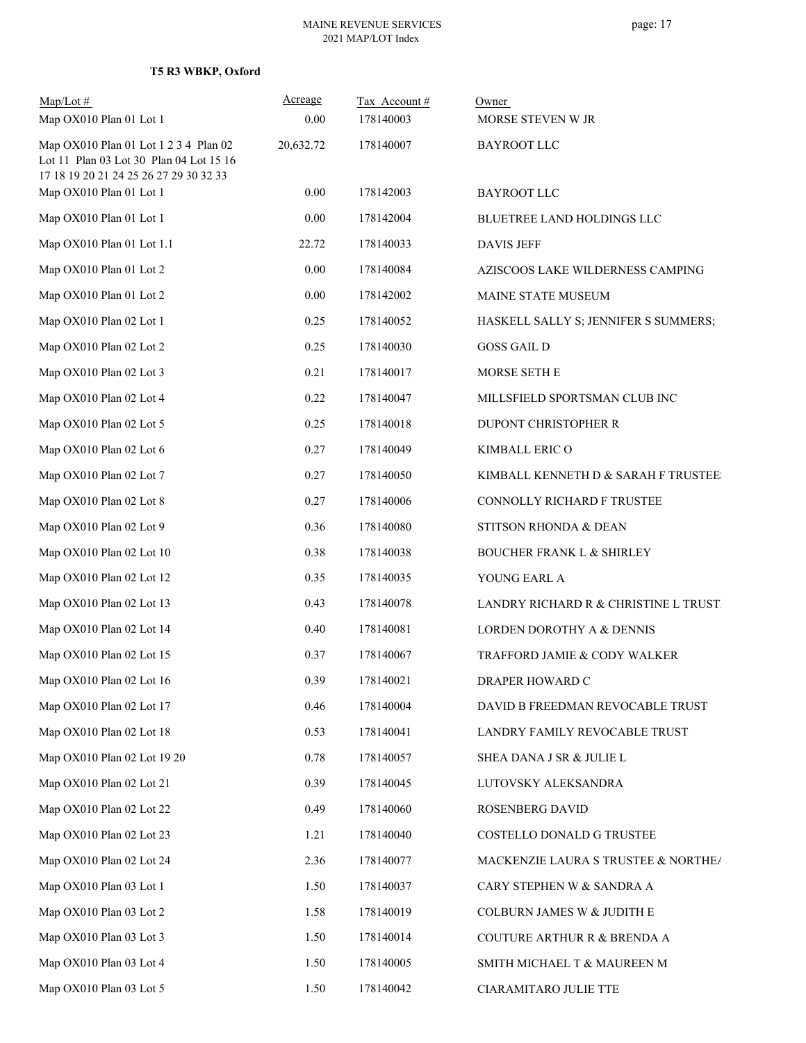**T5 R3 WBKP, Oxford**

| Map/Lot # | Acreage | Tax Account # | Owner |
|---|---|---|---|
| Map OX010 Plan 01 Lot 1 | 0.00 | 178140003 | MORSE STEVEN W JR |
| Map OX010 Plan 01 Lot 1 2 3 4 Plan 02 Lot 11 Plan 03 Lot 30 Plan 04 Lot 15 16 17 18 19 20 21 24 25 26 27 29 30 32 33 | 20,632.72 | 178140007 | BAYROOT LLC |
| Map OX010 Plan 01 Lot 1 | 0.00 | 178142003 | BAYROOT LLC |
| Map OX010 Plan 01 Lot 1 | 0.00 | 178142004 | BLUETREE LAND HOLDINGS LLC |
| Map OX010 Plan 01 Lot 1.1 | 22.72 | 178140033 | DAVIS JEFF |
| Map OX010 Plan 01 Lot 2 | 0.00 | 178140084 | AZISCOOS LAKE WILDERNESS CAMPING |
| Map OX010 Plan 01 Lot 2 | 0.00 | 178142002 | MAINE STATE MUSEUM |
| Map OX010 Plan 02 Lot 1 | 0.25 | 178140052 | HASKELL SALLY S; JENNIFER S SUMMERS; |
| Map OX010 Plan 02 Lot 2 | 0.25 | 178140030 | GOSS GAIL D |
| Map OX010 Plan 02 Lot 3 | 0.21 | 178140017 | MORSE SETH E |
| Map OX010 Plan 02 Lot 4 | 0.22 | 178140047 | MILLSFIELD SPORTSMAN CLUB INC |
| Map OX010 Plan 02 Lot 5 | 0.25 | 178140018 | DUPONT CHRISTOPHER R |
| Map OX010 Plan 02 Lot 6 | 0.27 | 178140049 | KIMBALL ERIC O |
| Map OX010 Plan 02 Lot 7 | 0.27 | 178140050 | KIMBALL KENNETH D & SARAH F TRUSTEE |
| Map OX010 Plan 02 Lot 8 | 0.27 | 178140006 | CONNOLLY RICHARD F TRUSTEE |
| Map OX010 Plan 02 Lot 9 | 0.36 | 178140080 | STITSON RHONDA & DEAN |
| Map OX010 Plan 02 Lot 10 | 0.38 | 178140038 | BOUCHER FRANK L & SHIRLEY |
| Map OX010 Plan 02 Lot 12 | 0.35 | 178140035 | YOUNG EARL A |
| Map OX010 Plan 02 Lot 13 | 0.43 | 178140078 | LANDRY RICHARD R & CHRISTINE L TRUST |
| Map OX010 Plan 02 Lot 14 | 0.40 | 178140081 | LORDEN DOROTHY A & DENNIS |
| Map OX010 Plan 02 Lot 15 | 0.37 | 178140067 | TRAFFORD JAMIE & CODY WALKER |
| Map OX010 Plan 02 Lot 16 | 0.39 | 178140021 | DRAPER HOWARD C |
| Map OX010 Plan 02 Lot 17 | 0.46 | 178140004 | DAVID B FREEDMAN REVOCABLE TRUST |
| Map OX010 Plan 02 Lot 18 | 0.53 | 178140041 | LANDRY FAMILY REVOCABLE TRUST |
| Map OX010 Plan 02 Lot 19 20 | 0.78 | 178140057 | SHEA DANA J SR & JULIE L |
| Map OX010 Plan 02 Lot 21 | 0.39 | 178140045 | LUTOVSKY ALEKSANDRA |
| Map OX010 Plan 02 Lot 22 | 0.49 | 178140060 | ROSENBERG DAVID |
| Map OX010 Plan 02 Lot 23 | 1.21 | 178140040 | COSTELLO DONALD G TRUSTEE |
| Map OX010 Plan 02 Lot 24 | 2.36 | 178140077 | MACKENZIE LAURA S TRUSTEE & NORTHEA |
| Map OX010 Plan 03 Lot 1 | 1.50 | 178140037 | CARY STEPHEN W & SANDRA A |
| Map OX010 Plan 03 Lot 2 | 1.58 | 178140019 | COLBURN JAMES W & JUDITH E |
| Map OX010 Plan 03 Lot 3 | 1.50 | 178140014 | COUTURE ARTHUR R & BRENDA A |
| Map OX010 Plan 03 Lot 4 | 1.50 | 178140005 | SMITH MICHAEL T & MAUREEN M |
| Map OX010 Plan 03 Lot 5 | 1.50 | 178140042 | CIARAMITARO JULIE TTE |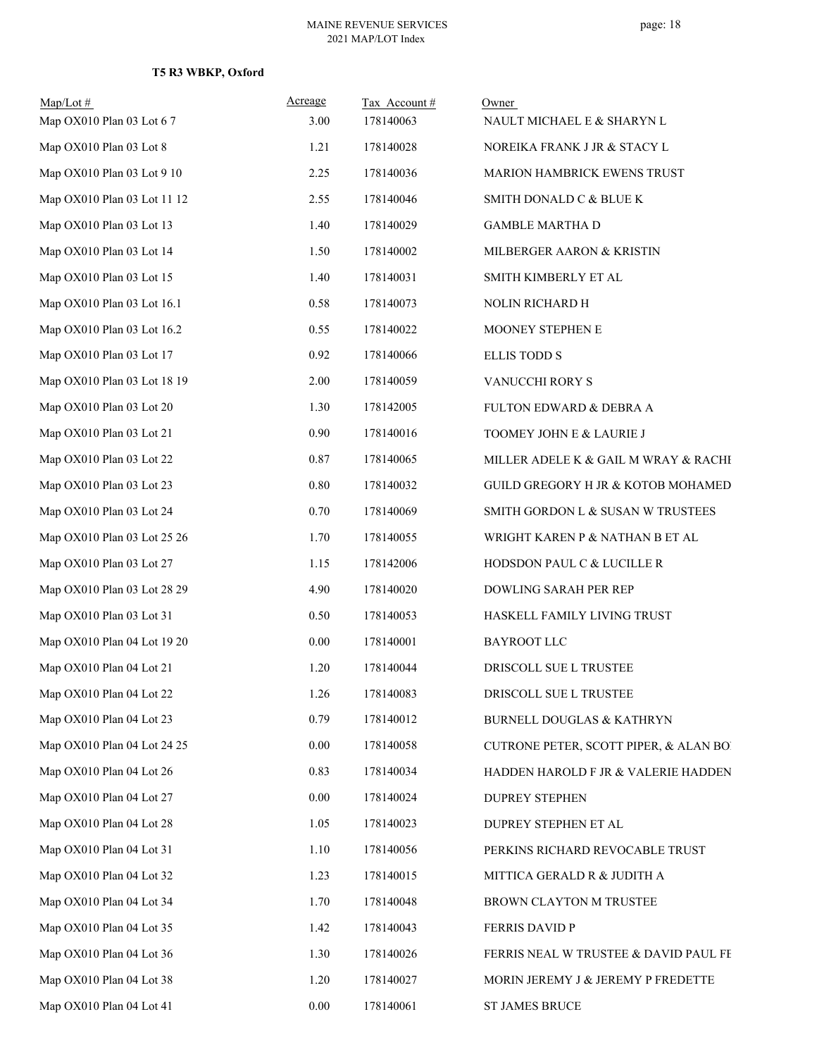**T5 R3 WBKP, Oxford**

| Map/Lot # | Acreage | Tax Account # | Owner |
|---|---|---|---|
| Map OX010 Plan 03 Lot 6 7 | 3.00 | 178140063 | NAULT MICHAEL E & SHARYN L |
| Map OX010 Plan 03 Lot 8 | 1.21 | 178140028 | NOREIKA FRANK J JR & STACY L |
| Map OX010 Plan 03 Lot 9 10 | 2.25 | 178140036 | MARION HAMBRICK EWENS TRUST |
| Map OX010 Plan 03 Lot 11 12 | 2.55 | 178140046 | SMITH DONALD C & BLUE K |
| Map OX010 Plan 03 Lot 13 | 1.40 | 178140029 | GAMBLE MARTHA D |
| Map OX010 Plan 03 Lot 14 | 1.50 | 178140002 | MILBERGER AARON & KRISTIN |
| Map OX010 Plan 03 Lot 15 | 1.40 | 178140031 | SMITH KIMBERLY ET AL |
| Map OX010 Plan 03 Lot 16.1 | 0.58 | 178140073 | NOLIN RICHARD H |
| Map OX010 Plan 03 Lot 16.2 | 0.55 | 178140022 | MOONEY STEPHEN E |
| Map OX010 Plan 03 Lot 17 | 0.92 | 178140066 | ELLIS TODD S |
| Map OX010 Plan 03 Lot 18 19 | 2.00 | 178140059 | VANUCCHI RORY S |
| Map OX010 Plan 03 Lot 20 | 1.30 | 178142005 | FULTON EDWARD & DEBRA A |
| Map OX010 Plan 03 Lot 21 | 0.90 | 178140016 | TOOMEY JOHN E & LAURIE J |
| Map OX010 Plan 03 Lot 22 | 0.87 | 178140065 | MILLER ADELE K & GAIL M WRAY & RACHE |
| Map OX010 Plan 03 Lot 23 | 0.80 | 178140032 | GUILD GREGORY H JR & KOTOB MOHAMED |
| Map OX010 Plan 03 Lot 24 | 0.70 | 178140069 | SMITH GORDON L & SUSAN W TRUSTEES |
| Map OX010 Plan 03 Lot 25 26 | 1.70 | 178140055 | WRIGHT KAREN P & NATHAN B ET AL |
| Map OX010 Plan 03 Lot 27 | 1.15 | 178142006 | HODSDON PAUL C & LUCILLE R |
| Map OX010 Plan 03 Lot 28 29 | 4.90 | 178140020 | DOWLING SARAH PER REP |
| Map OX010 Plan 03 Lot 31 | 0.50 | 178140053 | HASKELL FAMILY LIVING TRUST |
| Map OX010 Plan 04 Lot 19 20 | 0.00 | 178140001 | BAYROOT LLC |
| Map OX010 Plan 04 Lot 21 | 1.20 | 178140044 | DRISCOLL SUE L TRUSTEE |
| Map OX010 Plan 04 Lot 22 | 1.26 | 178140083 | DRISCOLL SUE L TRUSTEE |
| Map OX010 Plan 04 Lot 23 | 0.79 | 178140012 | BURNELL DOUGLAS & KATHRYN |
| Map OX010 Plan 04 Lot 24 25 | 0.00 | 178140058 | CUTRONE PETER, SCOTT PIPER, & ALAN BO |
| Map OX010 Plan 04 Lot 26 | 0.83 | 178140034 | HADDEN HAROLD F JR & VALERIE HADDEN |
| Map OX010 Plan 04 Lot 27 | 0.00 | 178140024 | DUPREY STEPHEN |
| Map OX010 Plan 04 Lot 28 | 1.05 | 178140023 | DUPREY STEPHEN ET AL |
| Map OX010 Plan 04 Lot 31 | 1.10 | 178140056 | PERKINS RICHARD REVOCABLE TRUST |
| Map OX010 Plan 04 Lot 32 | 1.23 | 178140015 | MITTICA GERALD R & JUDITH A |
| Map OX010 Plan 04 Lot 34 | 1.70 | 178140048 | BROWN CLAYTON M TRUSTEE |
| Map OX010 Plan 04 Lot 35 | 1.42 | 178140043 | FERRIS DAVID P |
| Map OX010 Plan 04 Lot 36 | 1.30 | 178140026 | FERRIS NEAL W TRUSTEE & DAVID PAUL FE |
| Map OX010 Plan 04 Lot 38 | 1.20 | 178140027 | MORIN JEREMY J & JEREMY P FREDETTE |
| Map OX010 Plan 04 Lot 41 | 0.00 | 178140061 | ST JAMES BRUCE |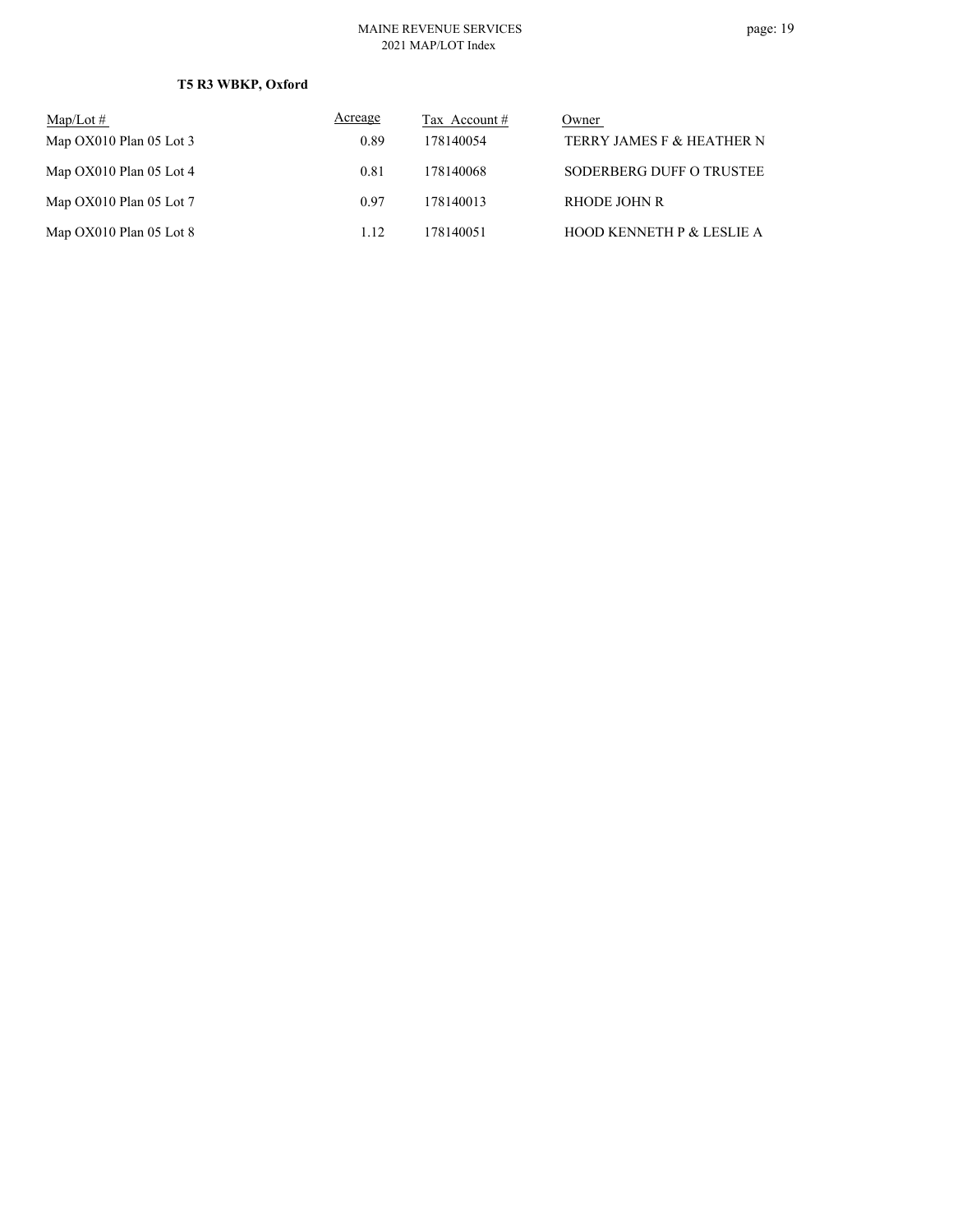**T5 R3 WBKP, Oxford**

| Map/Lot # | Acreage | Tax Account # | Owner |
|---|---|---|---|
| Map OX010 Plan 05 Lot 3 | 0.89 | 178140054 | TERRY JAMES F & HEATHER N |
| Map OX010 Plan 05 Lot 4 | 0.81 | 178140068 | SODERBERG DUFF O TRUSTEE |
| Map OX010 Plan 05 Lot 7 | 0.97 | 178140013 | RHODE JOHN R |
| Map OX010 Plan 05 Lot 8 | 1.12 | 178140051 | HOOD KENNETH P & LESLIE A |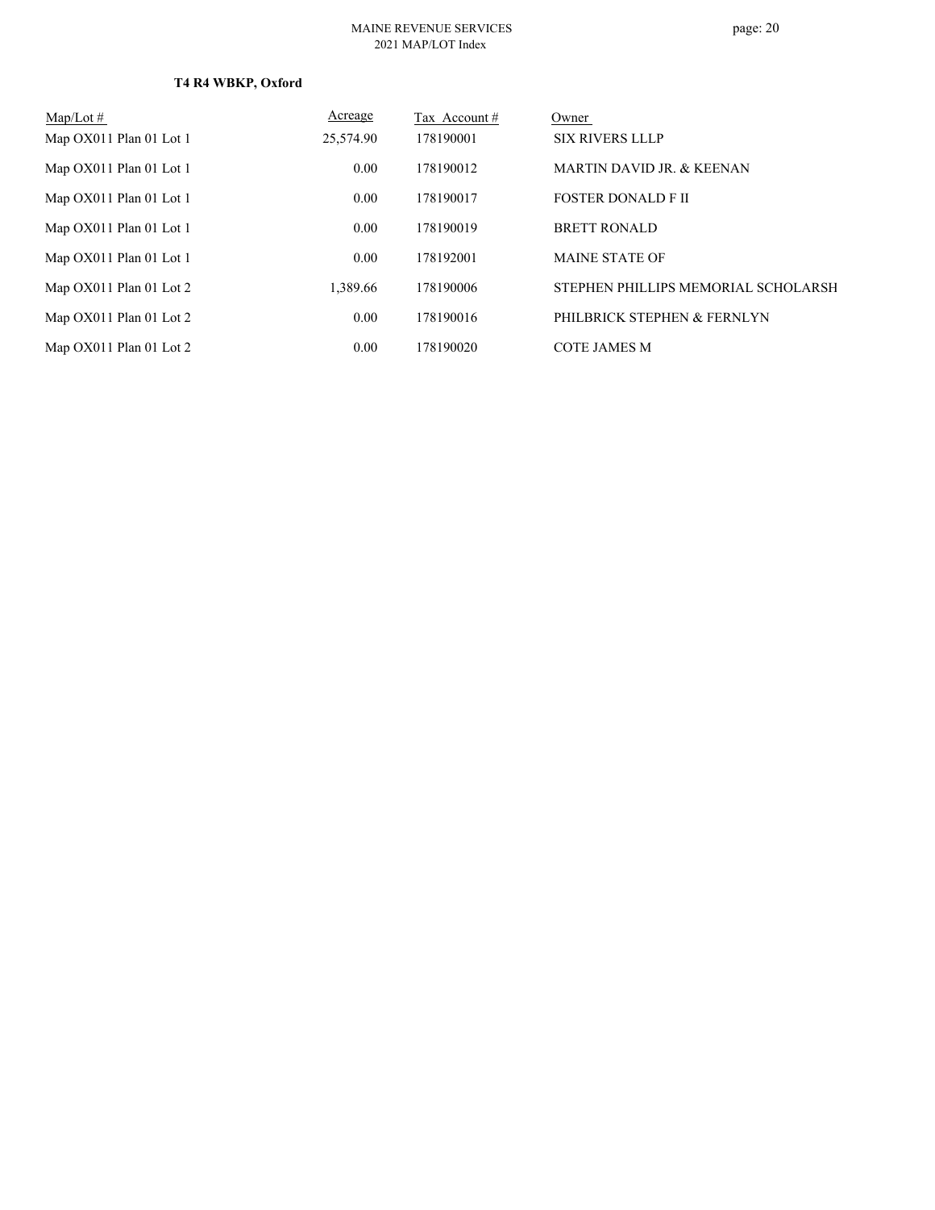**T4 R4 WBKP, Oxford**

| Map/Lot # | Acreage | Tax Account # | Owner |
|---|---|---|---|
| Map OX011 Plan 01 Lot 1 | 25,574.90 | 178190001 | SIX RIVERS LLLP |
| Map OX011 Plan 01 Lot 1 | 0.00 | 178190012 | MARTIN DAVID JR. & KEENAN |
| Map OX011 Plan 01 Lot 1 | 0.00 | 178190017 | FOSTER DONALD F II |
| Map OX011 Plan 01 Lot 1 | 0.00 | 178190019 | BRETT RONALD |
| Map OX011 Plan 01 Lot 1 | 0.00 | 178192001 | MAINE STATE OF |
| Map OX011 Plan 01 Lot 2 | 1,389.66 | 178190006 | STEPHEN PHILLIPS MEMORIAL SCHOLARSH |
| Map OX011 Plan 01 Lot 2 | 0.00 | 178190016 | PHILBRICK STEPHEN & FERNLYN |
| Map OX011 Plan 01 Lot 2 | 0.00 | 178190020 | COTE JAMES M |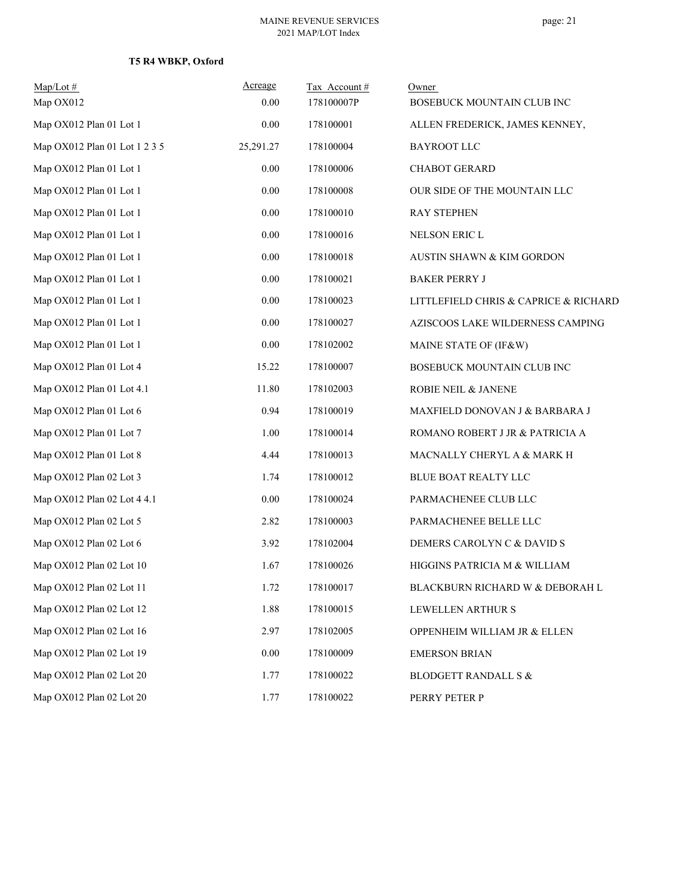**T5 R4 WBKP, Oxford**

| Map/Lot # | Acreage | Tax Account # | Owner |
|---|---|---|---|
| Map OX012 | 0.00 | 178100007P | BOSEBUCK MOUNTAIN CLUB INC |
| Map OX012 Plan 01 Lot 1 | 0.00 | 178100001 | ALLEN FREDERICK, JAMES KENNEY, |
| Map OX012 Plan 01 Lot 1 2 3 5 | 25,291.27 | 178100004 | BAYROOT LLC |
| Map OX012 Plan 01 Lot 1 | 0.00 | 178100006 | CHABOT GERARD |
| Map OX012 Plan 01 Lot 1 | 0.00 | 178100008 | OUR SIDE OF THE MOUNTAIN LLC |
| Map OX012 Plan 01 Lot 1 | 0.00 | 178100010 | RAY STEPHEN |
| Map OX012 Plan 01 Lot 1 | 0.00 | 178100016 | NELSON ERIC L |
| Map OX012 Plan 01 Lot 1 | 0.00 | 178100018 | AUSTIN SHAWN & KIM GORDON |
| Map OX012 Plan 01 Lot 1 | 0.00 | 178100021 | BAKER PERRY J |
| Map OX012 Plan 01 Lot 1 | 0.00 | 178100023 | LITTLEFIELD CHRIS & CAPRICE & RICHARD |
| Map OX012 Plan 01 Lot 1 | 0.00 | 178100027 | AZISCOOS LAKE WILDERNESS CAMPING |
| Map OX012 Plan 01 Lot 1 | 0.00 | 178102002 | MAINE STATE OF (IF&W) |
| Map OX012 Plan 01 Lot 4 | 15.22 | 178100007 | BOSEBUCK MOUNTAIN CLUB INC |
| Map OX012 Plan 01 Lot 4.1 | 11.80 | 178102003 | ROBIE NEIL & JANENE |
| Map OX012 Plan 01 Lot 6 | 0.94 | 178100019 | MAXFIELD DONOVAN J & BARBARA J |
| Map OX012 Plan 01 Lot 7 | 1.00 | 178100014 | ROMANO ROBERT J JR & PATRICIA A |
| Map OX012 Plan 01 Lot 8 | 4.44 | 178100013 | MACNALLY CHERYL A & MARK H |
| Map OX012 Plan 02 Lot 3 | 1.74 | 178100012 | BLUE BOAT REALTY LLC |
| Map OX012 Plan 02 Lot 4 4.1 | 0.00 | 178100024 | PARMACHENEE CLUB LLC |
| Map OX012 Plan 02 Lot 5 | 2.82 | 178100003 | PARMACHENEE BELLE LLC |
| Map OX012 Plan 02 Lot 6 | 3.92 | 178102004 | DEMERS CAROLYN C & DAVID S |
| Map OX012 Plan 02 Lot 10 | 1.67 | 178100026 | HIGGINS PATRICIA M & WILLIAM |
| Map OX012 Plan 02 Lot 11 | 1.72 | 178100017 | BLACKBURN RICHARD W & DEBORAH L |
| Map OX012 Plan 02 Lot 12 | 1.88 | 178100015 | LEWELLEN ARTHUR S |
| Map OX012 Plan 02 Lot 16 | 2.97 | 178102005 | OPPENHEIM WILLIAM JR & ELLEN |
| Map OX012 Plan 02 Lot 19 | 0.00 | 178100009 | EMERSON BRIAN |
| Map OX012 Plan 02 Lot 20 | 1.77 | 178100022 | BLODGETT RANDALL S & |
| Map OX012 Plan 02 Lot 20 | 1.77 | 178100022 | PERRY PETER P |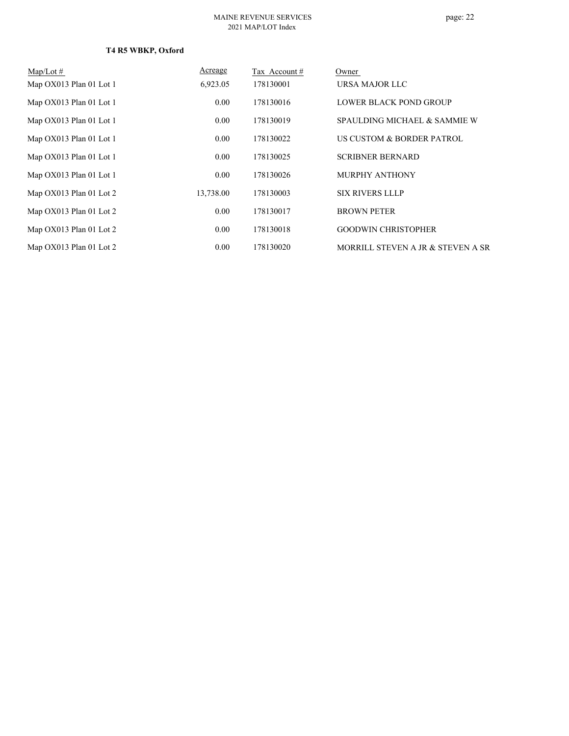**T4 R5 WBKP, Oxford**

| Map/Lot # | Acreage | Tax Account # | Owner |
|---|---|---|---|
| Map OX013 Plan 01 Lot 1 | 6,923.05 | 178130001 | URSA MAJOR LLC |
| Map OX013 Plan 01 Lot 1 | 0.00 | 178130016 | LOWER BLACK POND GROUP |
| Map OX013 Plan 01 Lot 1 | 0.00 | 178130019 | SPAULDING MICHAEL & SAMMIE W |
| Map OX013 Plan 01 Lot 1 | 0.00 | 178130022 | US CUSTOM & BORDER PATROL |
| Map OX013 Plan 01 Lot 1 | 0.00 | 178130025 | SCRIBNER BERNARD |
| Map OX013 Plan 01 Lot 1 | 0.00 | 178130026 | MURPHY ANTHONY |
| Map OX013 Plan 01 Lot 2 | 13,738.00 | 178130003 | SIX RIVERS LLLP |
| Map OX013 Plan 01 Lot 2 | 0.00 | 178130017 | BROWN PETER |
| Map OX013 Plan 01 Lot 2 | 0.00 | 178130018 | GOODWIN CHRISTOPHER |
| Map OX013 Plan 01 Lot 2 | 0.00 | 178130020 | MORRILL STEVEN A JR & STEVEN A SR |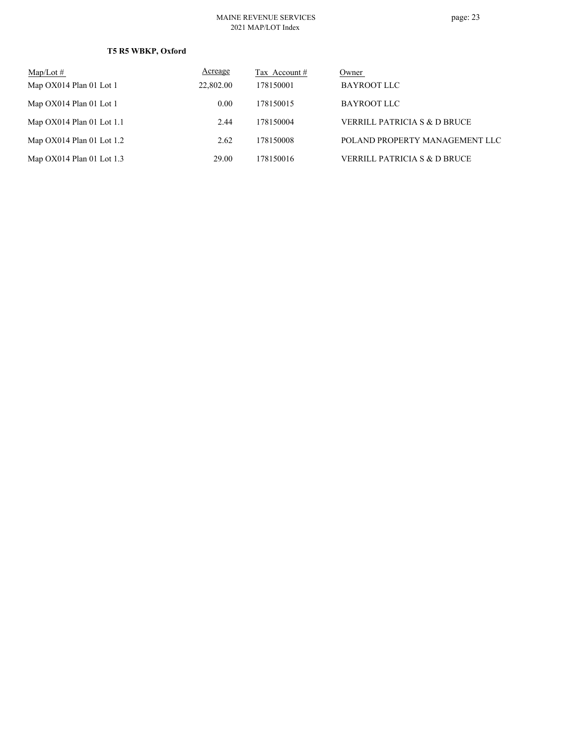### T5 R5 WBKP, Oxford

| Map/Lot # | Acreage | Tax Account # | Owner |
|---|---|---|---|
| Map OX014 Plan 01 Lot 1 | 22,802.00 | 178150001 | BAYROOT LLC |
| Map OX014 Plan 01 Lot 1 | 0.00 | 178150015 | BAYROOT LLC |
| Map OX014 Plan 01 Lot 1.1 | 2.44 | 178150004 | VERRILL PATRICIA S & D BRUCE |
| Map OX014 Plan 01 Lot 1.2 | 2.62 | 178150008 | POLAND PROPERTY MANAGEMENT LLC |
| Map OX014 Plan 01 Lot 1.3 | 29.00 | 178150016 | VERRILL PATRICIA S & D BRUCE |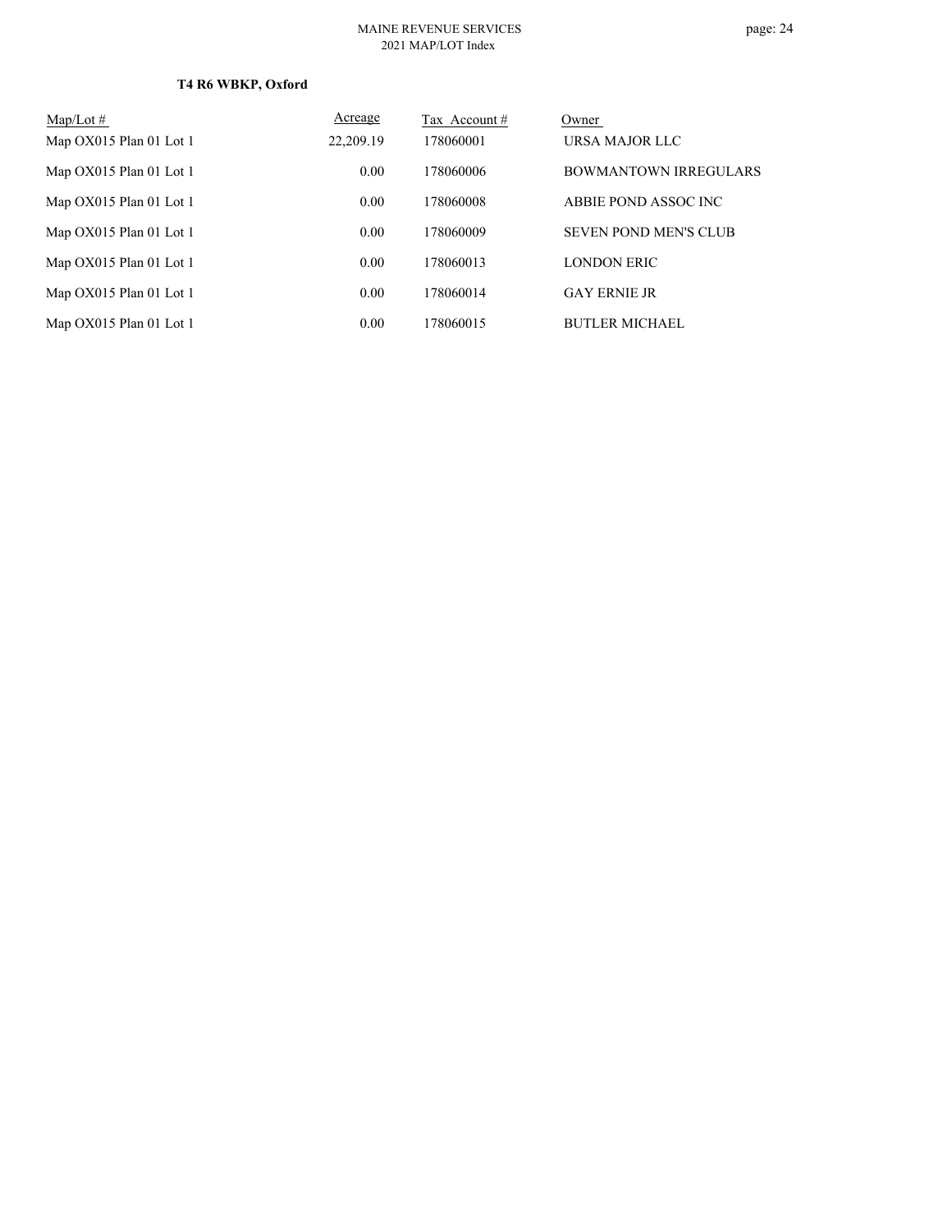**T4 R6 WBKP, Oxford**

| Map/Lot # | Acreage | Tax Account # | Owner |
|---|---|---|---|
| Map OX015 Plan 01 Lot 1 | 22,209.19 | 178060001 | URSA MAJOR LLC |
| Map OX015 Plan 01 Lot 1 | 0.00 | 178060006 | BOWMANTOWN IRREGULARS |
| Map OX015 Plan 01 Lot 1 | 0.00 | 178060008 | ABBIE POND ASSOC INC |
| Map OX015 Plan 01 Lot 1 | 0.00 | 178060009 | SEVEN POND MEN'S CLUB |
| Map OX015 Plan 01 Lot 1 | 0.00 | 178060013 | LONDON ERIC |
| Map OX015 Plan 01 Lot 1 | 0.00 | 178060014 | GAY ERNIE JR |
| Map OX015 Plan 01 Lot 1 | 0.00 | 178060015 | BUTLER MICHAEL |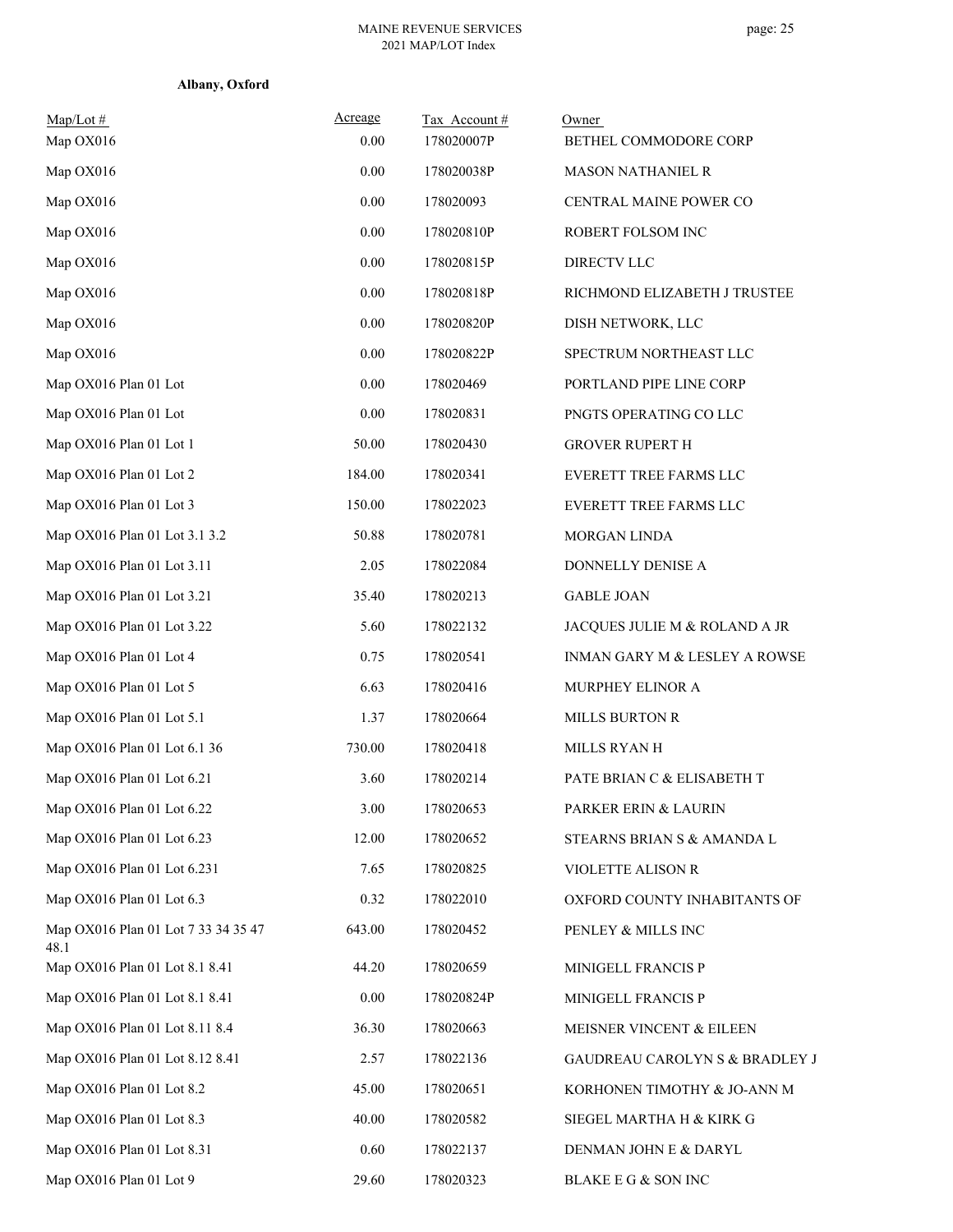**Albany, Oxford**

| Map/Lot # | Acreage | Tax Account # | Owner |
|---|---|---|---|
| Map OX016 | 0.00 | 178020007P | BETHEL COMMODORE CORP |
| Map OX016 | 0.00 | 178020038P | MASON NATHANIEL R |
| Map OX016 | 0.00 | 178020093 | CENTRAL MAINE POWER CO |
| Map OX016 | 0.00 | 178020810P | ROBERT FOLSOM INC |
| Map OX016 | 0.00 | 178020815P | DIRECTV LLC |
| Map OX016 | 0.00 | 178020818P | RICHMOND ELIZABETH J TRUSTEE |
| Map OX016 | 0.00 | 178020820P | DISH NETWORK, LLC |
| Map OX016 | 0.00 | 178020822P | SPECTRUM NORTHEAST LLC |
| Map OX016 Plan 01 Lot | 0.00 | 178020469 | PORTLAND PIPE LINE CORP |
| Map OX016 Plan 01 Lot | 0.00 | 178020831 | PNGTS OPERATING CO LLC |
| Map OX016 Plan 01 Lot 1 | 50.00 | 178020430 | GROVER RUPERT H |
| Map OX016 Plan 01 Lot 2 | 184.00 | 178020341 | EVERETT TREE FARMS LLC |
| Map OX016 Plan 01 Lot 3 | 150.00 | 178022023 | EVERETT TREE FARMS LLC |
| Map OX016 Plan 01 Lot 3.1 3.2 | 50.88 | 178020781 | MORGAN LINDA |
| Map OX016 Plan 01 Lot 3.11 | 2.05 | 178022084 | DONNELLY DENISE A |
| Map OX016 Plan 01 Lot 3.21 | 35.40 | 178020213 | GABLE JOAN |
| Map OX016 Plan 01 Lot 3.22 | 5.60 | 178022132 | JACQUES JULIE M & ROLAND A JR |
| Map OX016 Plan 01 Lot 4 | 0.75 | 178020541 | INMAN GARY M & LESLEY A ROWSE |
| Map OX016 Plan 01 Lot 5 | 6.63 | 178020416 | MURPHEY ELINOR A |
| Map OX016 Plan 01 Lot 5.1 | 1.37 | 178020664 | MILLS BURTON R |
| Map OX016 Plan 01 Lot 6.1 36 | 730.00 | 178020418 | MILLS RYAN H |
| Map OX016 Plan 01 Lot 6.21 | 3.60 | 178020214 | PATE BRIAN C & ELISABETH T |
| Map OX016 Plan 01 Lot 6.22 | 3.00 | 178020653 | PARKER ERIN & LAURIN |
| Map OX016 Plan 01 Lot 6.23 | 12.00 | 178020652 | STEARNS BRIAN S & AMANDA L |
| Map OX016 Plan 01 Lot 6.231 | 7.65 | 178020825 | VIOLETTE ALISON R |
| Map OX016 Plan 01 Lot 6.3 | 0.32 | 178022010 | OXFORD COUNTY INHABITANTS OF |
| Map OX016 Plan 01 Lot 7 33 34 35 47 48.1 | 643.00 | 178020452 | PENLEY & MILLS INC |
| Map OX016 Plan 01 Lot 8.1 8.41 | 44.20 | 178020659 | MINIGELL FRANCIS P |
| Map OX016 Plan 01 Lot 8.1 8.41 | 0.00 | 178020824P | MINIGELL FRANCIS P |
| Map OX016 Plan 01 Lot 8.11 8.4 | 36.30 | 178020663 | MEISNER VINCENT & EILEEN |
| Map OX016 Plan 01 Lot 8.12 8.41 | 2.57 | 178022136 | GAUDREAU CAROLYN S & BRADLEY J |
| Map OX016 Plan 01 Lot 8.2 | 45.00 | 178020651 | KORHONEN TIMOTHY & JO-ANN M |
| Map OX016 Plan 01 Lot 8.3 | 40.00 | 178020582 | SIEGEL MARTHA H & KIRK G |
| Map OX016 Plan 01 Lot 8.31 | 0.60 | 178022137 | DENMAN JOHN E & DARYL |
| Map OX016 Plan 01 Lot 9 | 29.60 | 178020323 | BLAKE E G & SON INC |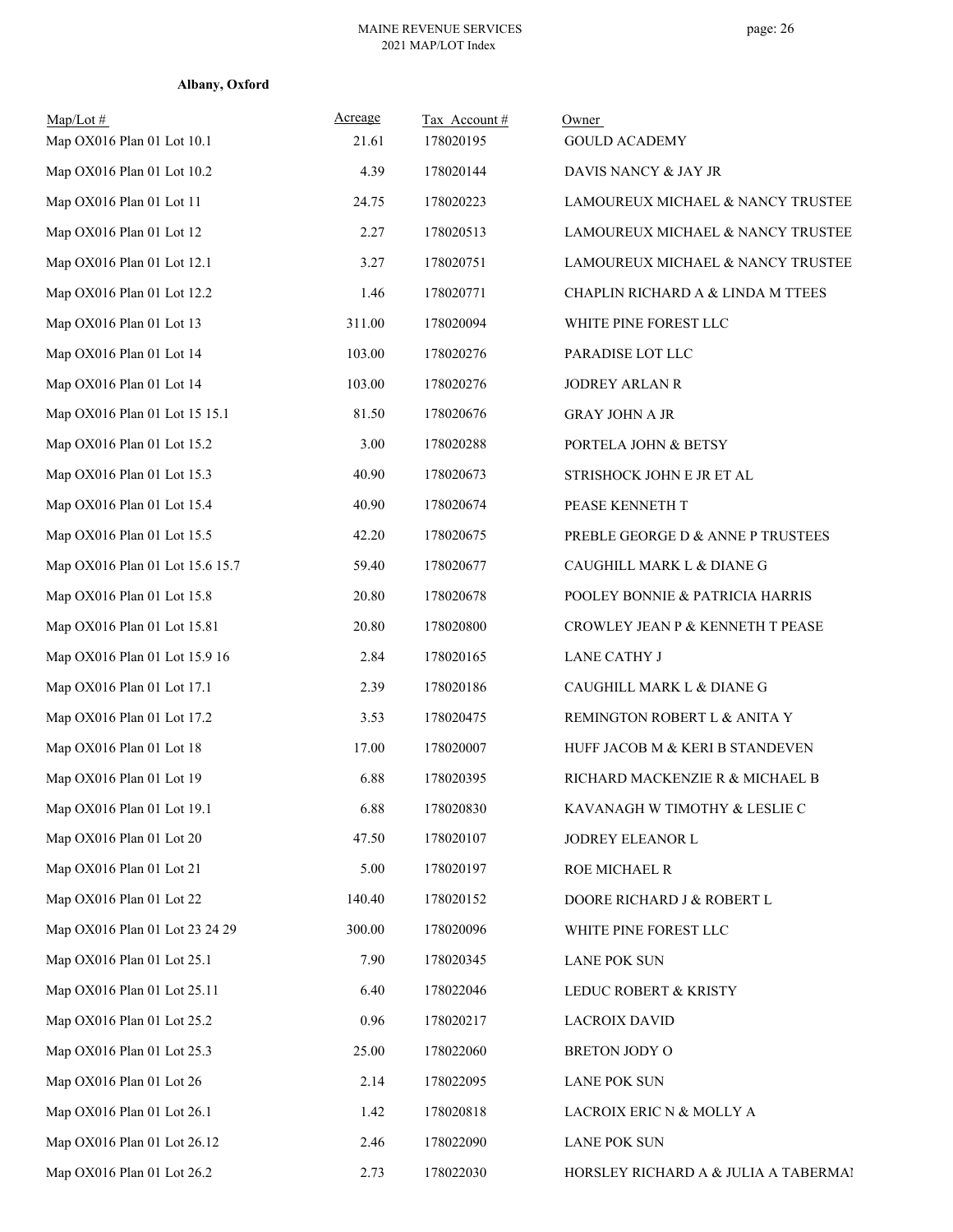**Albany, Oxford**

| Map/Lot # | Acreage | Tax Account # | Owner |
|---|---|---|---|
| Map OX016 Plan 01 Lot 10.1 | 21.61 | 178020195 | GOULD ACADEMY |
| Map OX016 Plan 01 Lot 10.2 | 4.39 | 178020144 | DAVIS NANCY & JAY JR |
| Map OX016 Plan 01 Lot 11 | 24.75 | 178020223 | LAMOUREUX MICHAEL & NANCY TRUSTEE |
| Map OX016 Plan 01 Lot 12 | 2.27 | 178020513 | LAMOUREUX MICHAEL & NANCY TRUSTEE |
| Map OX016 Plan 01 Lot 12.1 | 3.27 | 178020751 | LAMOUREUX MICHAEL & NANCY TRUSTEE |
| Map OX016 Plan 01 Lot 12.2 | 1.46 | 178020771 | CHAPLIN RICHARD A & LINDA M TTEES |
| Map OX016 Plan 01 Lot 13 | 311.00 | 178020094 | WHITE PINE FOREST LLC |
| Map OX016 Plan 01 Lot 14 | 103.00 | 178020276 | PARADISE LOT LLC |
| Map OX016 Plan 01 Lot 14 | 103.00 | 178020276 | JODREY ARLAN R |
| Map OX016 Plan 01 Lot 15 15.1 | 81.50 | 178020676 | GRAY JOHN A JR |
| Map OX016 Plan 01 Lot 15.2 | 3.00 | 178020288 | PORTELA JOHN & BETSY |
| Map OX016 Plan 01 Lot 15.3 | 40.90 | 178020673 | STRISHOCK JOHN E JR ET AL |
| Map OX016 Plan 01 Lot 15.4 | 40.90 | 178020674 | PEASE KENNETH T |
| Map OX016 Plan 01 Lot 15.5 | 42.20 | 178020675 | PREBLE GEORGE D & ANNE P TRUSTEES |
| Map OX016 Plan 01 Lot 15.6 15.7 | 59.40 | 178020677 | CAUGHILL MARK L & DIANE G |
| Map OX016 Plan 01 Lot 15.8 | 20.80 | 178020678 | POOLEY BONNIE & PATRICIA HARRIS |
| Map OX016 Plan 01 Lot 15.81 | 20.80 | 178020800 | CROWLEY JEAN P & KENNETH T PEASE |
| Map OX016 Plan 01 Lot 15.9 16 | 2.84 | 178020165 | LANE CATHY J |
| Map OX016 Plan 01 Lot 17.1 | 2.39 | 178020186 | CAUGHILL MARK L & DIANE G |
| Map OX016 Plan 01 Lot 17.2 | 3.53 | 178020475 | REMINGTON ROBERT L & ANITA Y |
| Map OX016 Plan 01 Lot 18 | 17.00 | 178020007 | HUFF JACOB M & KERI B STANDEVEN |
| Map OX016 Plan 01 Lot 19 | 6.88 | 178020395 | RICHARD MACKENZIE R & MICHAEL B |
| Map OX016 Plan 01 Lot 19.1 | 6.88 | 178020830 | KAVANAGH W TIMOTHY & LESLIE C |
| Map OX016 Plan 01 Lot 20 | 47.50 | 178020107 | JODREY ELEANOR L |
| Map OX016 Plan 01 Lot 21 | 5.00 | 178020197 | ROE MICHAEL R |
| Map OX016 Plan 01 Lot 22 | 140.40 | 178020152 | DOORE RICHARD J & ROBERT L |
| Map OX016 Plan 01 Lot 23 24 29 | 300.00 | 178020096 | WHITE PINE FOREST LLC |
| Map OX016 Plan 01 Lot 25.1 | 7.90 | 178020345 | LANE POK SUN |
| Map OX016 Plan 01 Lot 25.11 | 6.40 | 178022046 | LEDUC ROBERT & KRISTY |
| Map OX016 Plan 01 Lot 25.2 | 0.96 | 178020217 | LACROIX DAVID |
| Map OX016 Plan 01 Lot 25.3 | 25.00 | 178022060 | BRETON JODY O |
| Map OX016 Plan 01 Lot 26 | 2.14 | 178022095 | LANE POK SUN |
| Map OX016 Plan 01 Lot 26.1 | 1.42 | 178020818 | LACROIX ERIC N & MOLLY A |
| Map OX016 Plan 01 Lot 26.12 | 2.46 | 178022090 | LANE POK SUN |
| Map OX016 Plan 01 Lot 26.2 | 2.73 | 178022030 | HORSLEY RICHARD A & JULIA A TABERMAI |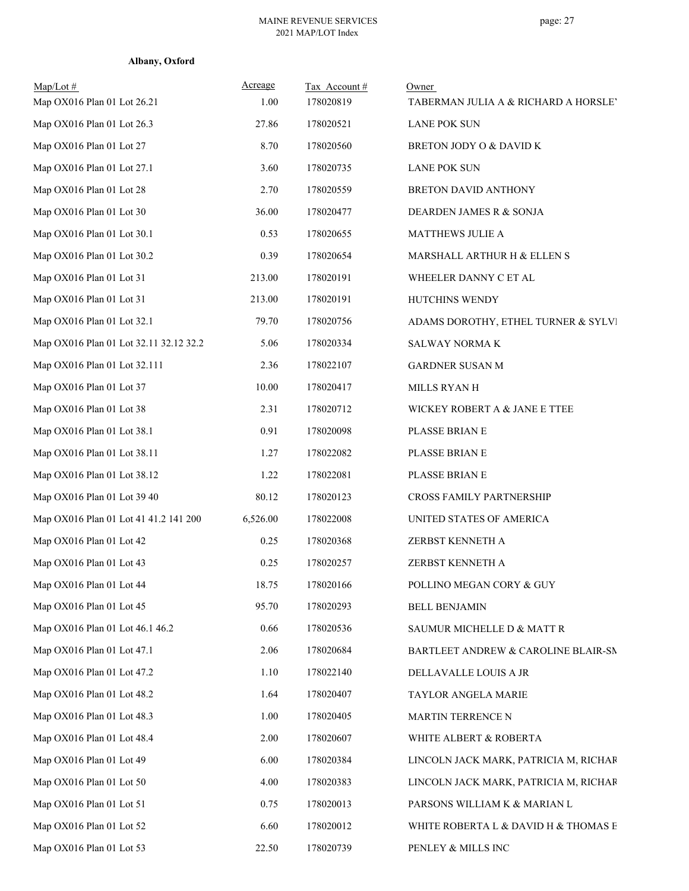**Albany, Oxford**

| Map/Lot # | Acreage | Tax Account # | Owner |
|---|---|---|---|
| Map OX016 Plan 01 Lot 26.21 | 1.00 | 178020819 | TABERMAN JULIA A & RICHARD A HORSLE' |
| Map OX016 Plan 01 Lot 26.3 | 27.86 | 178020521 | LANE POK SUN |
| Map OX016 Plan 01 Lot 27 | 8.70 | 178020560 | BRETON JODY O & DAVID K |
| Map OX016 Plan 01 Lot 27.1 | 3.60 | 178020735 | LANE POK SUN |
| Map OX016 Plan 01 Lot 28 | 2.70 | 178020559 | BRETON DAVID ANTHONY |
| Map OX016 Plan 01 Lot 30 | 36.00 | 178020477 | DEARDEN JAMES R & SONJA |
| Map OX016 Plan 01 Lot 30.1 | 0.53 | 178020655 | MATTHEWS JULIE A |
| Map OX016 Plan 01 Lot 30.2 | 0.39 | 178020654 | MARSHALL ARTHUR H & ELLEN S |
| Map OX016 Plan 01 Lot 31 | 213.00 | 178020191 | WHEELER DANNY C ET AL |
| Map OX016 Plan 01 Lot 31 | 213.00 | 178020191 | HUTCHINS WENDY |
| Map OX016 Plan 01 Lot 32.1 | 79.70 | 178020756 | ADAMS DOROTHY, ETHEL TURNER & SYLVI |
| Map OX016 Plan 01 Lot 32.11 32.12 32.2 | 5.06 | 178020334 | SALWAY NORMA K |
| Map OX016 Plan 01 Lot 32.111 | 2.36 | 178022107 | GARDNER SUSAN M |
| Map OX016 Plan 01 Lot 37 | 10.00 | 178020417 | MILLS RYAN H |
| Map OX016 Plan 01 Lot 38 | 2.31 | 178020712 | WICKEY ROBERT A & JANE E TTEE |
| Map OX016 Plan 01 Lot 38.1 | 0.91 | 178020098 | PLASSE BRIAN E |
| Map OX016 Plan 01 Lot 38.11 | 1.27 | 178022082 | PLASSE BRIAN E |
| Map OX016 Plan 01 Lot 38.12 | 1.22 | 178022081 | PLASSE BRIAN E |
| Map OX016 Plan 01 Lot 39 40 | 80.12 | 178020123 | CROSS FAMILY PARTNERSHIP |
| Map OX016 Plan 01 Lot 41 41.2 141 200 | 6,526.00 | 178022008 | UNITED STATES OF AMERICA |
| Map OX016 Plan 01 Lot 42 | 0.25 | 178020368 | ZERBST KENNETH A |
| Map OX016 Plan 01 Lot 43 | 0.25 | 178020257 | ZERBST KENNETH A |
| Map OX016 Plan 01 Lot 44 | 18.75 | 178020166 | POLLINO MEGAN CORY & GUY |
| Map OX016 Plan 01 Lot 45 | 95.70 | 178020293 | BELL BENJAMIN |
| Map OX016 Plan 01 Lot 46.1 46.2 | 0.66 | 178020536 | SAUMUR MICHELLE D & MATT R |
| Map OX016 Plan 01 Lot 47.1 | 2.06 | 178020684 | BARTLEET ANDREW & CAROLINE BLAIR-SM |
| Map OX016 Plan 01 Lot 47.2 | 1.10 | 178022140 | DELLAVALLE LOUIS A JR |
| Map OX016 Plan 01 Lot 48.2 | 1.64 | 178020407 | TAYLOR ANGELA MARIE |
| Map OX016 Plan 01 Lot 48.3 | 1.00 | 178020405 | MARTIN TERRENCE N |
| Map OX016 Plan 01 Lot 48.4 | 2.00 | 178020607 | WHITE ALBERT & ROBERTA |
| Map OX016 Plan 01 Lot 49 | 6.00 | 178020384 | LINCOLN JACK MARK, PATRICIA M, RICHAR |
| Map OX016 Plan 01 Lot 50 | 4.00 | 178020383 | LINCOLN JACK MARK, PATRICIA M, RICHAR |
| Map OX016 Plan 01 Lot 51 | 0.75 | 178020013 | PARSONS WILLIAM K & MARIAN L |
| Map OX016 Plan 01 Lot 52 | 6.60 | 178020012 | WHITE ROBERTA L & DAVID H & THOMAS E |
| Map OX016 Plan 01 Lot 53 | 22.50 | 178020739 | PENLEY & MILLS INC |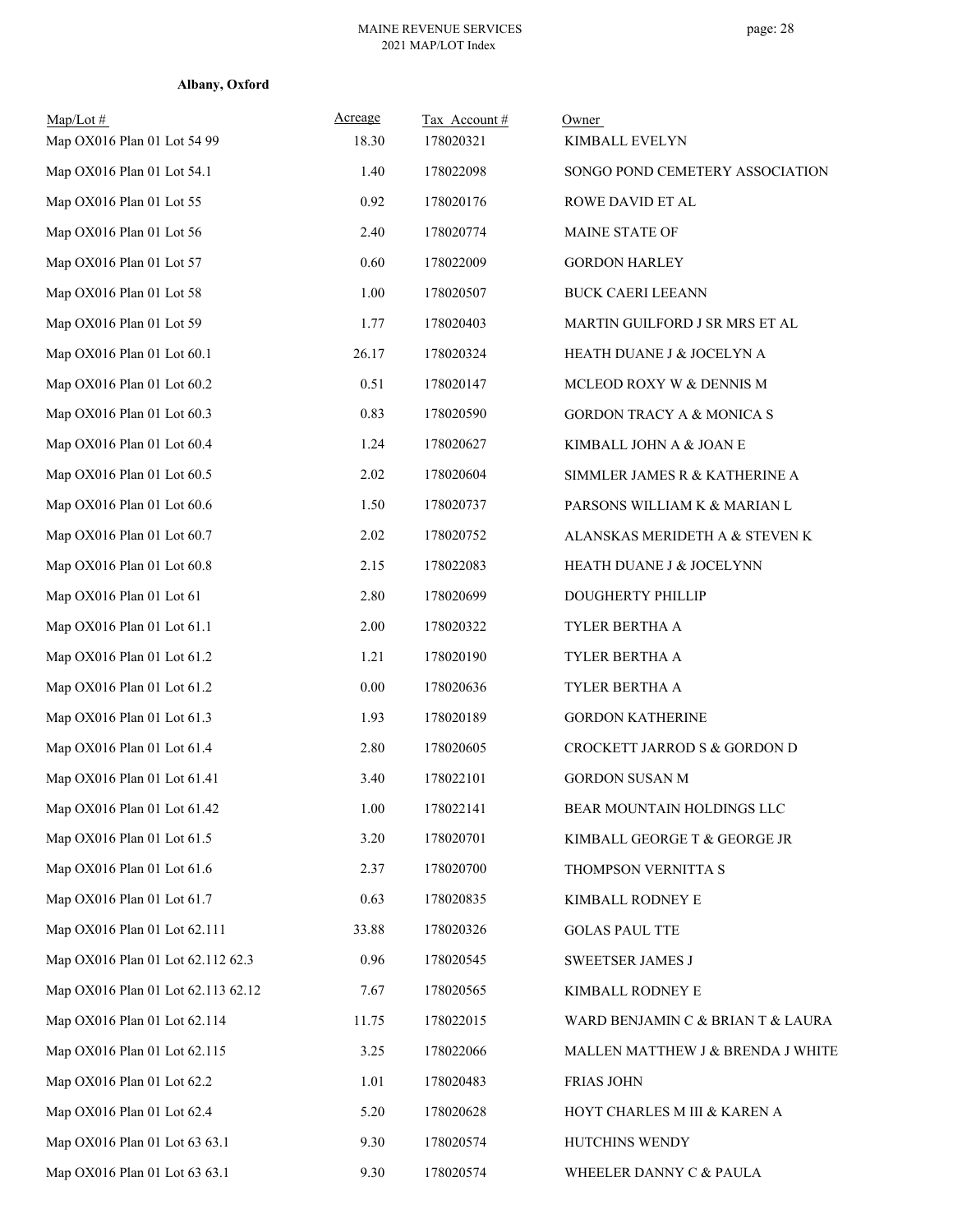**Albany, Oxford**

| Map/Lot # | Acreage | Tax Account # | Owner |
|---|---|---|---|
| Map OX016 Plan 01 Lot 54 99 | 18.30 | 178020321 | KIMBALL EVELYN |
| Map OX016 Plan 01 Lot 54.1 | 1.40 | 178022098 | SONGO POND CEMETERY ASSOCIATION |
| Map OX016 Plan 01 Lot 55 | 0.92 | 178020176 | ROWE DAVID ET AL |
| Map OX016 Plan 01 Lot 56 | 2.40 | 178020774 | MAINE STATE OF |
| Map OX016 Plan 01 Lot 57 | 0.60 | 178022009 | GORDON HARLEY |
| Map OX016 Plan 01 Lot 58 | 1.00 | 178020507 | BUCK CAERI LEEANN |
| Map OX016 Plan 01 Lot 59 | 1.77 | 178020403 | MARTIN GUILFORD J SR MRS ET AL |
| Map OX016 Plan 01 Lot 60.1 | 26.17 | 178020324 | HEATH DUANE J & JOCELYN A |
| Map OX016 Plan 01 Lot 60.2 | 0.51 | 178020147 | MCLEOD ROXY W & DENNIS M |
| Map OX016 Plan 01 Lot 60.3 | 0.83 | 178020590 | GORDON TRACY A & MONICA S |
| Map OX016 Plan 01 Lot 60.4 | 1.24 | 178020627 | KIMBALL JOHN A & JOAN E |
| Map OX016 Plan 01 Lot 60.5 | 2.02 | 178020604 | SIMMLER JAMES R & KATHERINE A |
| Map OX016 Plan 01 Lot 60.6 | 1.50 | 178020737 | PARSONS WILLIAM K & MARIAN L |
| Map OX016 Plan 01 Lot 60.7 | 2.02 | 178020752 | ALANSKAS MERIDETH A & STEVEN K |
| Map OX016 Plan 01 Lot 60.8 | 2.15 | 178022083 | HEATH DUANE J & JOCELYNN |
| Map OX016 Plan 01 Lot 61 | 2.80 | 178020699 | DOUGHERTY PHILLIP |
| Map OX016 Plan 01 Lot 61.1 | 2.00 | 178020322 | TYLER BERTHA A |
| Map OX016 Plan 01 Lot 61.2 | 1.21 | 178020190 | TYLER BERTHA A |
| Map OX016 Plan 01 Lot 61.2 | 0.00 | 178020636 | TYLER BERTHA A |
| Map OX016 Plan 01 Lot 61.3 | 1.93 | 178020189 | GORDON KATHERINE |
| Map OX016 Plan 01 Lot 61.4 | 2.80 | 178020605 | CROCKETT JARROD S & GORDON D |
| Map OX016 Plan 01 Lot 61.41 | 3.40 | 178022101 | GORDON SUSAN M |
| Map OX016 Plan 01 Lot 61.42 | 1.00 | 178022141 | BEAR MOUNTAIN HOLDINGS LLC |
| Map OX016 Plan 01 Lot 61.5 | 3.20 | 178020701 | KIMBALL GEORGE T & GEORGE JR |
| Map OX016 Plan 01 Lot 61.6 | 2.37 | 178020700 | THOMPSON VERNITTA S |
| Map OX016 Plan 01 Lot 61.7 | 0.63 | 178020835 | KIMBALL RODNEY E |
| Map OX016 Plan 01 Lot 62.111 | 33.88 | 178020326 | GOLAS PAUL TTE |
| Map OX016 Plan 01 Lot 62.112 62.3 | 0.96 | 178020545 | SWEETSER JAMES J |
| Map OX016 Plan 01 Lot 62.113 62.12 | 7.67 | 178020565 | KIMBALL RODNEY E |
| Map OX016 Plan 01 Lot 62.114 | 11.75 | 178022015 | WARD BENJAMIN C & BRIAN T & LAURA |
| Map OX016 Plan 01 Lot 62.115 | 3.25 | 178022066 | MALLEN MATTHEW J & BRENDA J WHITE |
| Map OX016 Plan 01 Lot 62.2 | 1.01 | 178020483 | FRIAS JOHN |
| Map OX016 Plan 01 Lot 62.4 | 5.20 | 178020628 | HOYT CHARLES M III & KAREN A |
| Map OX016 Plan 01 Lot 63 63.1 | 9.30 | 178020574 | HUTCHINS WENDY |
| Map OX016 Plan 01 Lot 63 63.1 | 9.30 | 178020574 | WHEELER DANNY C & PAULA |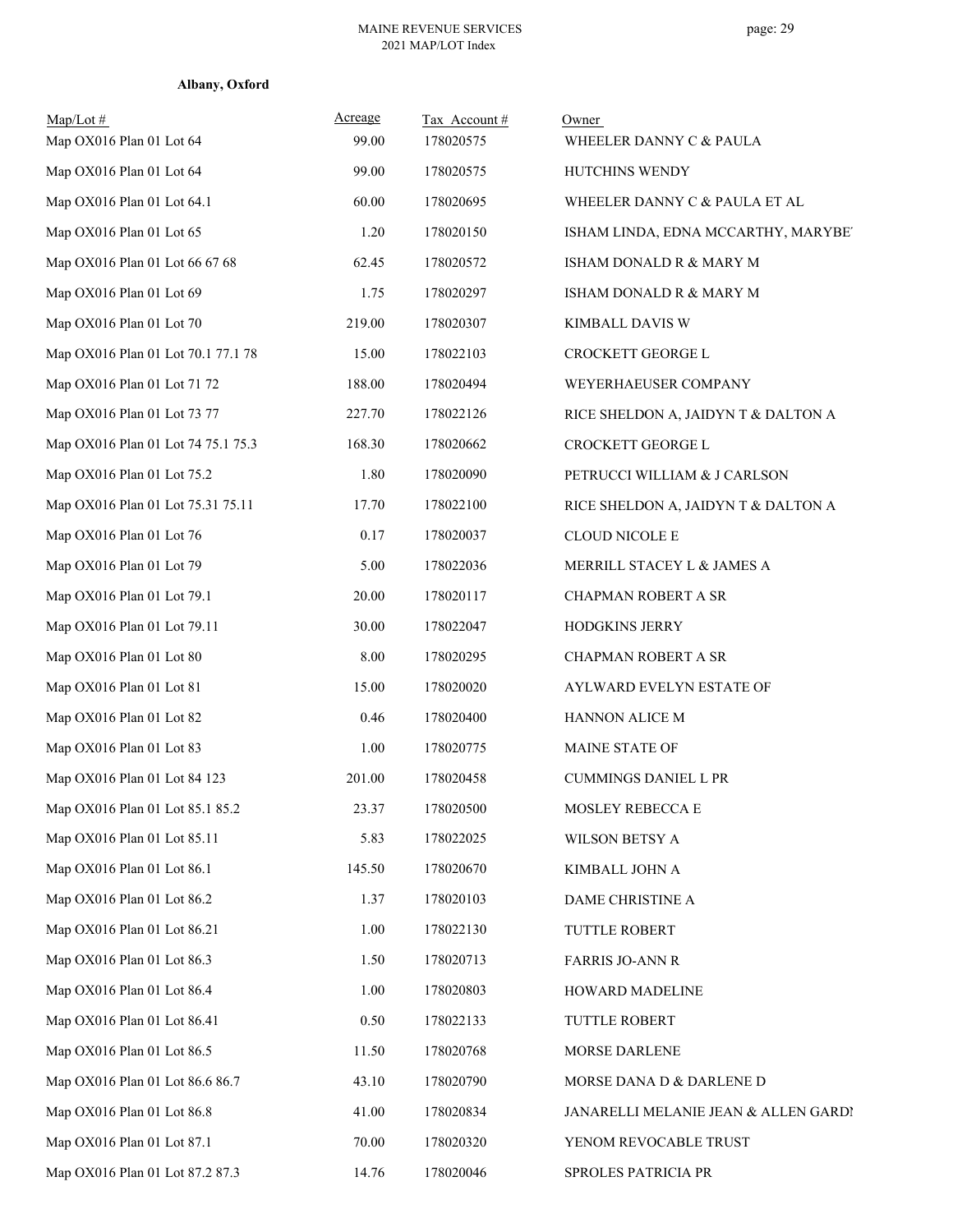**Albany, Oxford**

| Map/Lot # | Acreage | Tax Account # | Owner |
|---|---|---|---|
| Map OX016 Plan 01 Lot 64 | 99.00 | 178020575 | WHEELER DANNY C & PAULA |
| Map OX016 Plan 01 Lot 64 | 99.00 | 178020575 | HUTCHINS WENDY |
| Map OX016 Plan 01 Lot 64.1 | 60.00 | 178020695 | WHEELER DANNY C & PAULA ET AL |
| Map OX016 Plan 01 Lot 65 | 1.20 | 178020150 | ISHAM LINDA, EDNA MCCARTHY, MARYBE |
| Map OX016 Plan 01 Lot 66 67 68 | 62.45 | 178020572 | ISHAM DONALD R & MARY M |
| Map OX016 Plan 01 Lot 69 | 1.75 | 178020297 | ISHAM DONALD R & MARY M |
| Map OX016 Plan 01 Lot 70 | 219.00 | 178020307 | KIMBALL DAVIS W |
| Map OX016 Plan 01 Lot 70.1 77.1 78 | 15.00 | 178022103 | CROCKETT GEORGE L |
| Map OX016 Plan 01 Lot 71 72 | 188.00 | 178020494 | WEYERHAEUSER COMPANY |
| Map OX016 Plan 01 Lot 73 77 | 227.70 | 178022126 | RICE SHELDON A, JAIDYN T & DALTON A |
| Map OX016 Plan 01 Lot 74 75.1 75.3 | 168.30 | 178020662 | CROCKETT GEORGE L |
| Map OX016 Plan 01 Lot 75.2 | 1.80 | 178020090 | PETRUCCI WILLIAM & J CARLSON |
| Map OX016 Plan 01 Lot 75.31 75.11 | 17.70 | 178022100 | RICE SHELDON A, JAIDYN T & DALTON A |
| Map OX016 Plan 01 Lot 76 | 0.17 | 178020037 | CLOUD NICOLE E |
| Map OX016 Plan 01 Lot 79 | 5.00 | 178022036 | MERRILL STACEY L & JAMES A |
| Map OX016 Plan 01 Lot 79.1 | 20.00 | 178020117 | CHAPMAN ROBERT A SR |
| Map OX016 Plan 01 Lot 79.11 | 30.00 | 178022047 | HODGKINS JERRY |
| Map OX016 Plan 01 Lot 80 | 8.00 | 178020295 | CHAPMAN ROBERT A SR |
| Map OX016 Plan 01 Lot 81 | 15.00 | 178020020 | AYLWARD EVELYN ESTATE OF |
| Map OX016 Plan 01 Lot 82 | 0.46 | 178020400 | HANNON ALICE M |
| Map OX016 Plan 01 Lot 83 | 1.00 | 178020775 | MAINE STATE OF |
| Map OX016 Plan 01 Lot 84 123 | 201.00 | 178020458 | CUMMINGS DANIEL L PR |
| Map OX016 Plan 01 Lot 85.1 85.2 | 23.37 | 178020500 | MOSLEY REBECCA E |
| Map OX016 Plan 01 Lot 85.11 | 5.83 | 178022025 | WILSON BETSY A |
| Map OX016 Plan 01 Lot 86.1 | 145.50 | 178020670 | KIMBALL JOHN A |
| Map OX016 Plan 01 Lot 86.2 | 1.37 | 178020103 | DAME CHRISTINE A |
| Map OX016 Plan 01 Lot 86.21 | 1.00 | 178022130 | TUTTLE ROBERT |
| Map OX016 Plan 01 Lot 86.3 | 1.50 | 178020713 | FARRIS JO-ANN R |
| Map OX016 Plan 01 Lot 86.4 | 1.00 | 178020803 | HOWARD MADELINE |
| Map OX016 Plan 01 Lot 86.41 | 0.50 | 178022133 | TUTTLE ROBERT |
| Map OX016 Plan 01 Lot 86.5 | 11.50 | 178020768 | MORSE DARLENE |
| Map OX016 Plan 01 Lot 86.6 86.7 | 43.10 | 178020790 | MORSE DANA D & DARLENE D |
| Map OX016 Plan 01 Lot 86.8 | 41.00 | 178020834 | JANARELLI MELANIE JEAN & ALLEN GARDI |
| Map OX016 Plan 01 Lot 87.1 | 70.00 | 178020320 | YENOM REVOCABLE TRUST |
| Map OX016 Plan 01 Lot 87.2 87.3 | 14.76 | 178020046 | SPROLES PATRICIA PR |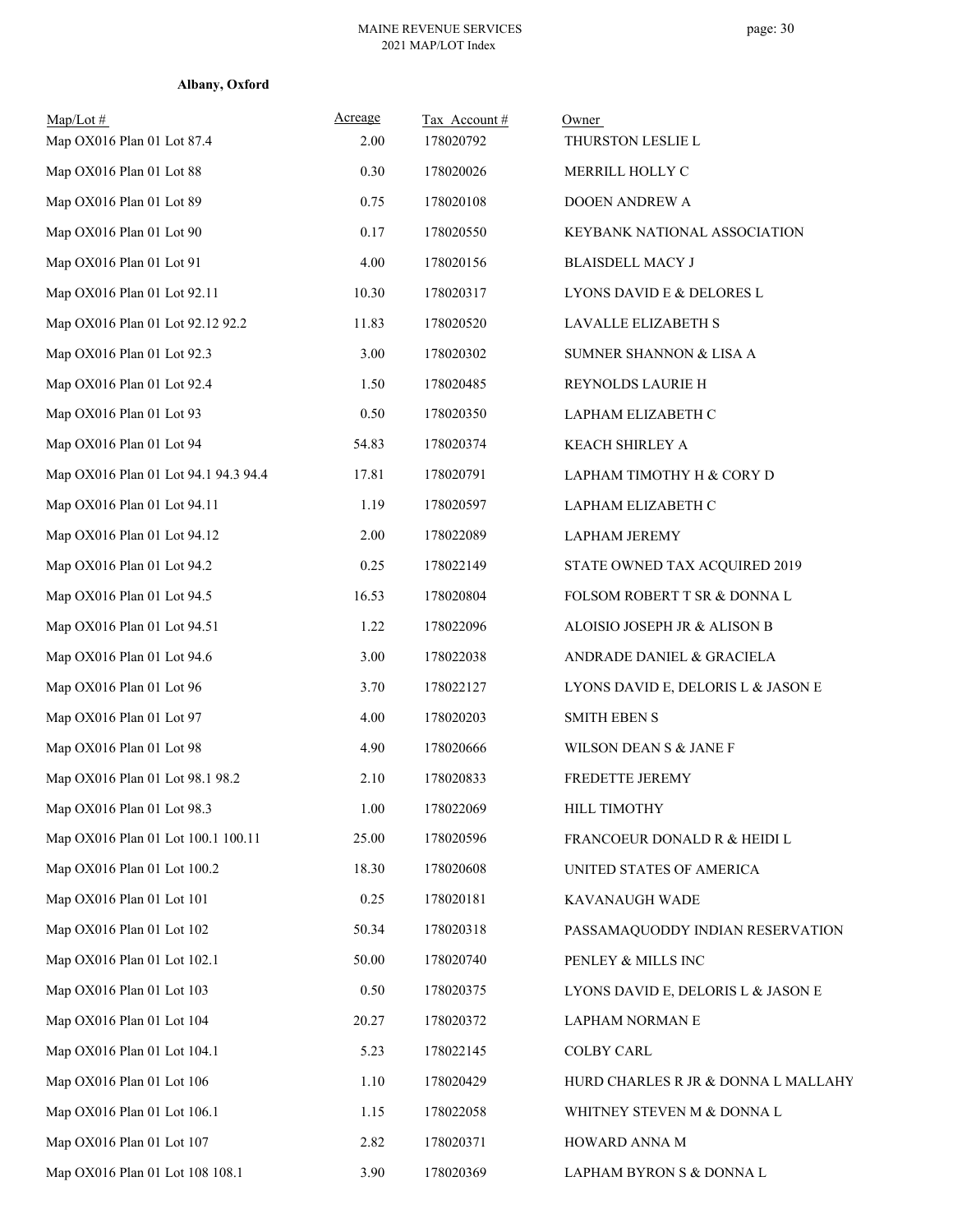**Albany, Oxford**

| Map/Lot # | Acreage | Tax Account # | Owner |
|---|---|---|---|
| Map OX016 Plan 01 Lot 87.4 | 2.00 | 178020792 | THURSTON LESLIE L |
| Map OX016 Plan 01 Lot 88 | 0.30 | 178020026 | MERRILL HOLLY C |
| Map OX016 Plan 01 Lot 89 | 0.75 | 178020108 | DOOEN ANDREW A |
| Map OX016 Plan 01 Lot 90 | 0.17 | 178020550 | KEYBANK NATIONAL ASSOCIATION |
| Map OX016 Plan 01 Lot 91 | 4.00 | 178020156 | BLAISDELL MACY J |
| Map OX016 Plan 01 Lot 92.11 | 10.30 | 178020317 | LYONS DAVID E & DELORES L |
| Map OX016 Plan 01 Lot 92.12 92.2 | 11.83 | 178020520 | LAVALLE ELIZABETH S |
| Map OX016 Plan 01 Lot 92.3 | 3.00 | 178020302 | SUMNER SHANNON & LISA A |
| Map OX016 Plan 01 Lot 92.4 | 1.50 | 178020485 | REYNOLDS LAURIE H |
| Map OX016 Plan 01 Lot 93 | 0.50 | 178020350 | LAPHAM ELIZABETH C |
| Map OX016 Plan 01 Lot 94 | 54.83 | 178020374 | KEACH SHIRLEY A |
| Map OX016 Plan 01 Lot 94.1 94.3 94.4 | 17.81 | 178020791 | LAPHAM TIMOTHY H & CORY D |
| Map OX016 Plan 01 Lot 94.11 | 1.19 | 178020597 | LAPHAM ELIZABETH C |
| Map OX016 Plan 01 Lot 94.12 | 2.00 | 178022089 | LAPHAM JEREMY |
| Map OX016 Plan 01 Lot 94.2 | 0.25 | 178022149 | STATE OWNED TAX ACQUIRED 2019 |
| Map OX016 Plan 01 Lot 94.5 | 16.53 | 178020804 | FOLSOM ROBERT T SR & DONNA L |
| Map OX016 Plan 01 Lot 94.51 | 1.22 | 178022096 | ALOISIO JOSEPH JR & ALISON B |
| Map OX016 Plan 01 Lot 94.6 | 3.00 | 178022038 | ANDRADE DANIEL & GRACIELA |
| Map OX016 Plan 01 Lot 96 | 3.70 | 178022127 | LYONS DAVID E, DELORIS L & JASON E |
| Map OX016 Plan 01 Lot 97 | 4.00 | 178020203 | SMITH EBEN S |
| Map OX016 Plan 01 Lot 98 | 4.90 | 178020666 | WILSON DEAN S & JANE F |
| Map OX016 Plan 01 Lot 98.1 98.2 | 2.10 | 178020833 | FREDETTE JEREMY |
| Map OX016 Plan 01 Lot 98.3 | 1.00 | 178022069 | HILL TIMOTHY |
| Map OX016 Plan 01 Lot 100.1 100.11 | 25.00 | 178020596 | FRANCOEUR DONALD R & HEIDI L |
| Map OX016 Plan 01 Lot 100.2 | 18.30 | 178020608 | UNITED STATES OF AMERICA |
| Map OX016 Plan 01 Lot 101 | 0.25 | 178020181 | KAVANAUGH WADE |
| Map OX016 Plan 01 Lot 102 | 50.34 | 178020318 | PASSAMAQUODDY INDIAN RESERVATION |
| Map OX016 Plan 01 Lot 102.1 | 50.00 | 178020740 | PENLEY & MILLS INC |
| Map OX016 Plan 01 Lot 103 | 0.50 | 178020375 | LYONS DAVID E, DELORIS L & JASON E |
| Map OX016 Plan 01 Lot 104 | 20.27 | 178020372 | LAPHAM NORMAN E |
| Map OX016 Plan 01 Lot 104.1 | 5.23 | 178022145 | COLBY CARL |
| Map OX016 Plan 01 Lot 106 | 1.10 | 178020429 | HURD CHARLES R JR & DONNA L MALLAHY |
| Map OX016 Plan 01 Lot 106.1 | 1.15 | 178022058 | WHITNEY STEVEN M & DONNA L |
| Map OX016 Plan 01 Lot 107 | 2.82 | 178020371 | HOWARD ANNA M |
| Map OX016 Plan 01 Lot 108 108.1 | 3.90 | 178020369 | LAPHAM BYRON S & DONNA L |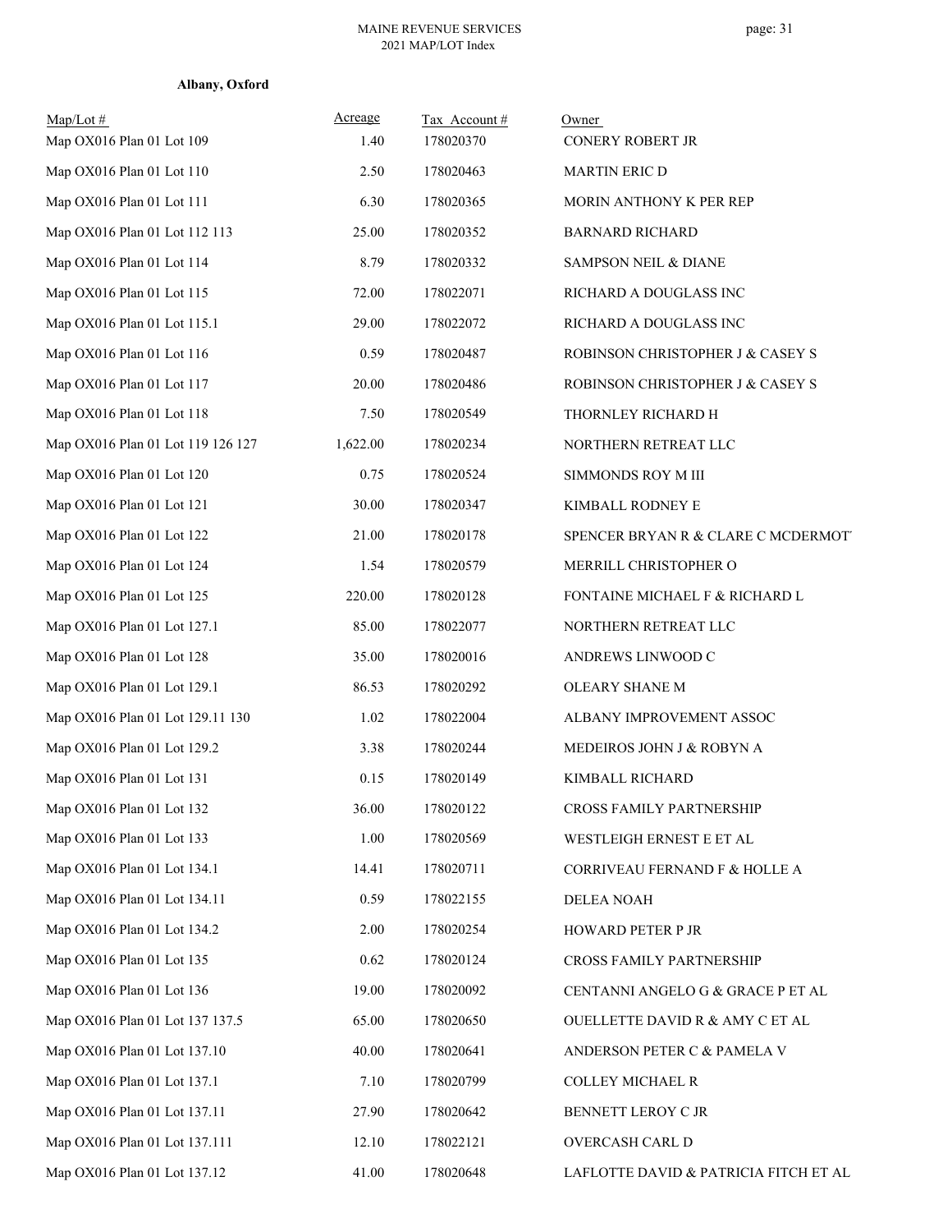**Albany, Oxford**

| Map/Lot # | Acreage | Tax Account # | Owner |
|---|---|---|---|
| Map OX016 Plan 01 Lot 109 | 1.40 | 178020370 | CONERY ROBERT JR |
| Map OX016 Plan 01 Lot 110 | 2.50 | 178020463 | MARTIN ERIC D |
| Map OX016 Plan 01 Lot 111 | 6.30 | 178020365 | MORIN ANTHONY K PER REP |
| Map OX016 Plan 01 Lot 112 113 | 25.00 | 178020352 | BARNARD RICHARD |
| Map OX016 Plan 01 Lot 114 | 8.79 | 178020332 | SAMPSON NEIL & DIANE |
| Map OX016 Plan 01 Lot 115 | 72.00 | 178022071 | RICHARD A DOUGLASS INC |
| Map OX016 Plan 01 Lot 115.1 | 29.00 | 178022072 | RICHARD A DOUGLASS INC |
| Map OX016 Plan 01 Lot 116 | 0.59 | 178020487 | ROBINSON CHRISTOPHER J & CASEY S |
| Map OX016 Plan 01 Lot 117 | 20.00 | 178020486 | ROBINSON CHRISTOPHER J & CASEY S |
| Map OX016 Plan 01 Lot 118 | 7.50 | 178020549 | THORNLEY RICHARD H |
| Map OX016 Plan 01 Lot 119 126 127 | 1,622.00 | 178020234 | NORTHERN RETREAT LLC |
| Map OX016 Plan 01 Lot 120 | 0.75 | 178020524 | SIMMONDS ROY M III |
| Map OX016 Plan 01 Lot 121 | 30.00 | 178020347 | KIMBALL RODNEY E |
| Map OX016 Plan 01 Lot 122 | 21.00 | 178020178 | SPENCER BRYAN R & CLARE C MCDERMOT |
| Map OX016 Plan 01 Lot 124 | 1.54 | 178020579 | MERRILL CHRISTOPHER O |
| Map OX016 Plan 01 Lot 125 | 220.00 | 178020128 | FONTAINE MICHAEL F & RICHARD L |
| Map OX016 Plan 01 Lot 127.1 | 85.00 | 178022077 | NORTHERN RETREAT LLC |
| Map OX016 Plan 01 Lot 128 | 35.00 | 178020016 | ANDREWS LINWOOD C |
| Map OX016 Plan 01 Lot 129.1 | 86.53 | 178020292 | OLEARY SHANE M |
| Map OX016 Plan 01 Lot 129.11 130 | 1.02 | 178022004 | ALBANY IMPROVEMENT ASSOC |
| Map OX016 Plan 01 Lot 129.2 | 3.38 | 178020244 | MEDEIROS JOHN J & ROBYN A |
| Map OX016 Plan 01 Lot 131 | 0.15 | 178020149 | KIMBALL RICHARD |
| Map OX016 Plan 01 Lot 132 | 36.00 | 178020122 | CROSS FAMILY PARTNERSHIP |
| Map OX016 Plan 01 Lot 133 | 1.00 | 178020569 | WESTLEIGH ERNEST E ET AL |
| Map OX016 Plan 01 Lot 134.1 | 14.41 | 178020711 | CORRIVEAU FERNAND F & HOLLE A |
| Map OX016 Plan 01 Lot 134.11 | 0.59 | 178022155 | DELEA NOAH |
| Map OX016 Plan 01 Lot 134.2 | 2.00 | 178020254 | HOWARD PETER P JR |
| Map OX016 Plan 01 Lot 135 | 0.62 | 178020124 | CROSS FAMILY PARTNERSHIP |
| Map OX016 Plan 01 Lot 136 | 19.00 | 178020092 | CENTANNI ANGELO G & GRACE P ET AL |
| Map OX016 Plan 01 Lot 137 137.5 | 65.00 | 178020650 | OUELLETTE DAVID R & AMY C ET AL |
| Map OX016 Plan 01 Lot 137.10 | 40.00 | 178020641 | ANDERSON PETER C & PAMELA V |
| Map OX016 Plan 01 Lot 137.1 | 7.10 | 178020799 | COLLEY MICHAEL R |
| Map OX016 Plan 01 Lot 137.11 | 27.90 | 178020642 | BENNETT LEROY C JR |
| Map OX016 Plan 01 Lot 137.111 | 12.10 | 178022121 | OVERCASH CARL D |
| Map OX016 Plan 01 Lot 137.12 | 41.00 | 178020648 | LAFLOTTE DAVID & PATRICIA FITCH ET AL |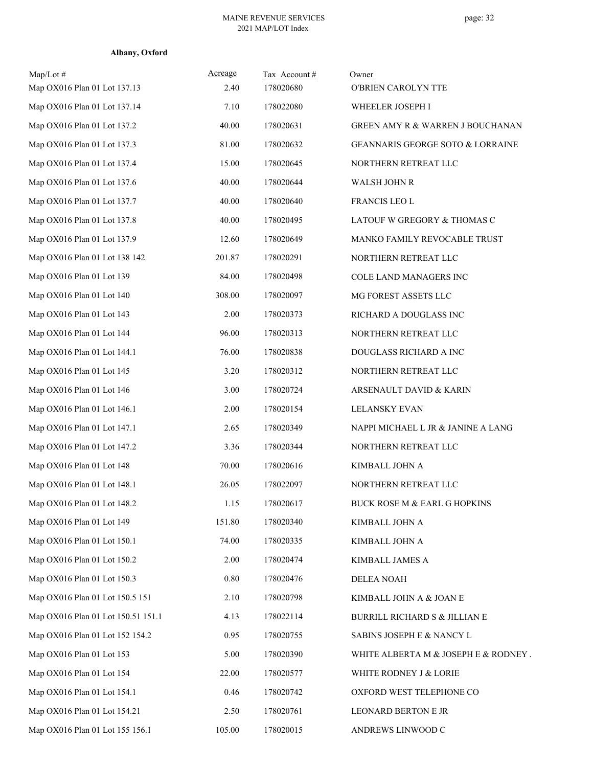**Albany, Oxford**

| Map/Lot # | Acreage | Tax Account # | Owner |
|---|---|---|---|
| Map OX016 Plan 01 Lot 137.13 | 2.40 | 178020680 | O'BRIEN CAROLYN TTE |
| Map OX016 Plan 01 Lot 137.14 | 7.10 | 178022080 | WHEELER JOSEPH I |
| Map OX016 Plan 01 Lot 137.2 | 40.00 | 178020631 | GREEN AMY R & WARREN J BOUCHANAN |
| Map OX016 Plan 01 Lot 137.3 | 81.00 | 178020632 | GEANNARIS GEORGE SOTO & LORRAINE |
| Map OX016 Plan 01 Lot 137.4 | 15.00 | 178020645 | NORTHERN RETREAT LLC |
| Map OX016 Plan 01 Lot 137.6 | 40.00 | 178020644 | WALSH JOHN R |
| Map OX016 Plan 01 Lot 137.7 | 40.00 | 178020640 | FRANCIS LEO L |
| Map OX016 Plan 01 Lot 137.8 | 40.00 | 178020495 | LATOUF W GREGORY & THOMAS C |
| Map OX016 Plan 01 Lot 137.9 | 12.60 | 178020649 | MANKO FAMILY REVOCABLE TRUST |
| Map OX016 Plan 01 Lot 138 142 | 201.87 | 178020291 | NORTHERN RETREAT LLC |
| Map OX016 Plan 01 Lot 139 | 84.00 | 178020498 | COLE LAND MANAGERS INC |
| Map OX016 Plan 01 Lot 140 | 308.00 | 178020097 | MG FOREST ASSETS LLC |
| Map OX016 Plan 01 Lot 143 | 2.00 | 178020373 | RICHARD A DOUGLASS INC |
| Map OX016 Plan 01 Lot 144 | 96.00 | 178020313 | NORTHERN RETREAT LLC |
| Map OX016 Plan 01 Lot 144.1 | 76.00 | 178020838 | DOUGLASS RICHARD A INC |
| Map OX016 Plan 01 Lot 145 | 3.20 | 178020312 | NORTHERN RETREAT LLC |
| Map OX016 Plan 01 Lot 146 | 3.00 | 178020724 | ARSENAULT DAVID & KARIN |
| Map OX016 Plan 01 Lot 146.1 | 2.00 | 178020154 | LELANSKY EVAN |
| Map OX016 Plan 01 Lot 147.1 | 2.65 | 178020349 | NAPPI MICHAEL L JR & JANINE A LANG |
| Map OX016 Plan 01 Lot 147.2 | 3.36 | 178020344 | NORTHERN RETREAT LLC |
| Map OX016 Plan 01 Lot 148 | 70.00 | 178020616 | KIMBALL JOHN A |
| Map OX016 Plan 01 Lot 148.1 | 26.05 | 178022097 | NORTHERN RETREAT LLC |
| Map OX016 Plan 01 Lot 148.2 | 1.15 | 178020617 | BUCK ROSE M & EARL G HOPKINS |
| Map OX016 Plan 01 Lot 149 | 151.80 | 178020340 | KIMBALL JOHN A |
| Map OX016 Plan 01 Lot 150.1 | 74.00 | 178020335 | KIMBALL JOHN A |
| Map OX016 Plan 01 Lot 150.2 | 2.00 | 178020474 | KIMBALL JAMES A |
| Map OX016 Plan 01 Lot 150.3 | 0.80 | 178020476 | DELEA NOAH |
| Map OX016 Plan 01 Lot 150.5 151 | 2.10 | 178020798 | KIMBALL JOHN A & JOAN E |
| Map OX016 Plan 01 Lot 150.51 151.1 | 4.13 | 178022114 | BURRILL RICHARD S & JILLIAN E |
| Map OX016 Plan 01 Lot 152 154.2 | 0.95 | 178020755 | SABINS JOSEPH E & NANCY L |
| Map OX016 Plan 01 Lot 153 | 5.00 | 178020390 | WHITE ALBERTA M & JOSEPH E & RODNEY . |
| Map OX016 Plan 01 Lot 154 | 22.00 | 178020577 | WHITE RODNEY J & LORIE |
| Map OX016 Plan 01 Lot 154.1 | 0.46 | 178020742 | OXFORD WEST TELEPHONE CO |
| Map OX016 Plan 01 Lot 154.21 | 2.50 | 178020761 | LEONARD BERTON E JR |
| Map OX016 Plan 01 Lot 155 156.1 | 105.00 | 178020015 | ANDREWS LINWOOD C |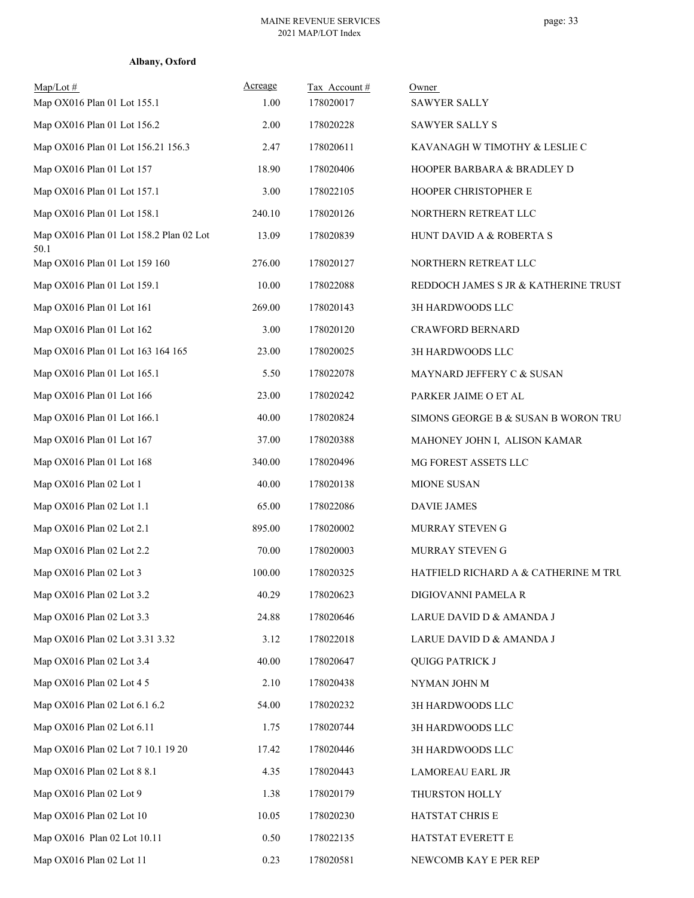**Albany, Oxford**

| Map/Lot # | Acreage | Tax Account # | Owner |
|---|---|---|---|
| Map OX016 Plan 01 Lot 155.1 | 1.00 | 178020017 | SAWYER SALLY |
| Map OX016 Plan 01 Lot 156.2 | 2.00 | 178020228 | SAWYER SALLY S |
| Map OX016 Plan 01 Lot 156.21 156.3 | 2.47 | 178020611 | KAVANAGH W TIMOTHY & LESLIE C |
| Map OX016 Plan 01 Lot 157 | 18.90 | 178020406 | HOOPER BARBARA & BRADLEY D |
| Map OX016 Plan 01 Lot 157.1 | 3.00 | 178022105 | HOOPER CHRISTOPHER E |
| Map OX016 Plan 01 Lot 158.1 | 240.10 | 178020126 | NORTHERN RETREAT LLC |
| Map OX016 Plan 01 Lot 158.2 Plan 02 Lot 50.1 | 13.09 | 178020839 | HUNT DAVID A & ROBERTA S |
| Map OX016 Plan 01 Lot 159 160 | 276.00 | 178020127 | NORTHERN RETREAT LLC |
| Map OX016 Plan 01 Lot 159.1 | 10.00 | 178022088 | REDDOCH JAMES S JR & KATHERINE TRUST |
| Map OX016 Plan 01 Lot 161 | 269.00 | 178020143 | 3H HARDWOODS LLC |
| Map OX016 Plan 01 Lot 162 | 3.00 | 178020120 | CRAWFORD BERNARD |
| Map OX016 Plan 01 Lot 163 164 165 | 23.00 | 178020025 | 3H HARDWOODS LLC |
| Map OX016 Plan 01 Lot 165.1 | 5.50 | 178022078 | MAYNARD JEFFERY C & SUSAN |
| Map OX016 Plan 01 Lot 166 | 23.00 | 178020242 | PARKER JAIME O ET AL |
| Map OX016 Plan 01 Lot 166.1 | 40.00 | 178020824 | SIMONS GEORGE B & SUSAN B WORON TRU |
| Map OX016 Plan 01 Lot 167 | 37.00 | 178020388 | MAHONEY JOHN I, ALISON KAMAR |
| Map OX016 Plan 01 Lot 168 | 340.00 | 178020496 | MG FOREST ASSETS LLC |
| Map OX016 Plan 02 Lot 1 | 40.00 | 178020138 | MIONE SUSAN |
| Map OX016 Plan 02 Lot 1.1 | 65.00 | 178022086 | DAVIE JAMES |
| Map OX016 Plan 02 Lot 2.1 | 895.00 | 178020002 | MURRAY STEVEN G |
| Map OX016 Plan 02 Lot 2.2 | 70.00 | 178020003 | MURRAY STEVEN G |
| Map OX016 Plan 02 Lot 3 | 100.00 | 178020325 | HATFIELD RICHARD A & CATHERINE M TRU |
| Map OX016 Plan 02 Lot 3.2 | 40.29 | 178020623 | DIGIOVANNI PAMELA R |
| Map OX016 Plan 02 Lot 3.3 | 24.88 | 178020646 | LARUE DAVID D & AMANDA J |
| Map OX016 Plan 02 Lot 3.31 3.32 | 3.12 | 178022018 | LARUE DAVID D & AMANDA J |
| Map OX016 Plan 02 Lot 3.4 | 40.00 | 178020647 | QUIGG PATRICK J |
| Map OX016 Plan 02 Lot 4 5 | 2.10 | 178020438 | NYMAN JOHN M |
| Map OX016 Plan 02 Lot 6.1 6.2 | 54.00 | 178020232 | 3H HARDWOODS LLC |
| Map OX016 Plan 02 Lot 6.11 | 1.75 | 178020744 | 3H HARDWOODS LLC |
| Map OX016 Plan 02 Lot 7 10.1 19 20 | 17.42 | 178020446 | 3H HARDWOODS LLC |
| Map OX016 Plan 02 Lot 8 8.1 | 4.35 | 178020443 | LAMOREAU EARL JR |
| Map OX016 Plan 02 Lot 9 | 1.38 | 178020179 | THURSTON HOLLY |
| Map OX016 Plan 02 Lot 10 | 10.05 | 178020230 | HATSTAT CHRIS E |
| Map OX016  Plan 02 Lot 10.11 | 0.50 | 178022135 | HATSTAT EVERETT E |
| Map OX016 Plan 02 Lot 11 | 0.23 | 178020581 | NEWCOMB KAY E PER REP |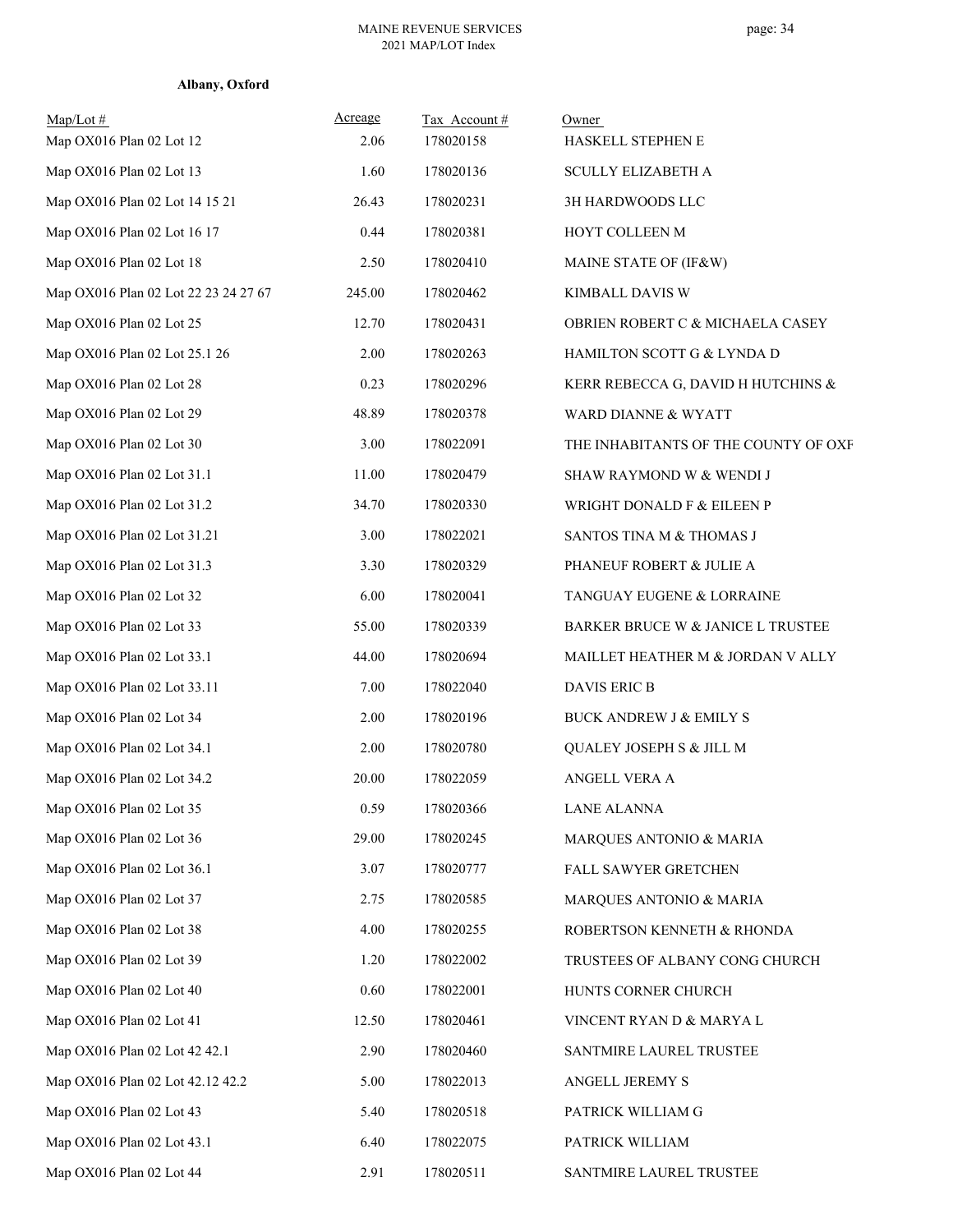**Albany, Oxford**

| Map/Lot # | Acreage | Tax Account # | Owner |
|---|---|---|---|
| Map OX016 Plan 02 Lot 12 | 2.06 | 178020158 | HASKELL STEPHEN E |
| Map OX016 Plan 02 Lot 13 | 1.60 | 178020136 | SCULLY ELIZABETH A |
| Map OX016 Plan 02 Lot 14 15 21 | 26.43 | 178020231 | 3H HARDWOODS LLC |
| Map OX016 Plan 02 Lot 16 17 | 0.44 | 178020381 | HOYT COLLEEN M |
| Map OX016 Plan 02 Lot 18 | 2.50 | 178020410 | MAINE STATE OF (IF&W) |
| Map OX016 Plan 02 Lot 22 23 24 27 67 | 245.00 | 178020462 | KIMBALL DAVIS W |
| Map OX016 Plan 02 Lot 25 | 12.70 | 178020431 | OBRIEN ROBERT C & MICHAELA CASEY |
| Map OX016 Plan 02 Lot 25.1 26 | 2.00 | 178020263 | HAMILTON SCOTT G & LYNDA D |
| Map OX016 Plan 02 Lot 28 | 0.23 | 178020296 | KERR REBECCA G, DAVID H HUTCHINS & |
| Map OX016 Plan 02 Lot 29 | 48.89 | 178020378 | WARD DIANNE & WYATT |
| Map OX016 Plan 02 Lot 30 | 3.00 | 178022091 | THE INHABITANTS OF THE COUNTY OF OXF |
| Map OX016 Plan 02 Lot 31.1 | 11.00 | 178020479 | SHAW RAYMOND W & WENDI J |
| Map OX016 Plan 02 Lot 31.2 | 34.70 | 178020330 | WRIGHT DONALD F & EILEEN P |
| Map OX016 Plan 02 Lot 31.21 | 3.00 | 178022021 | SANTOS TINA M & THOMAS J |
| Map OX016 Plan 02 Lot 31.3 | 3.30 | 178020329 | PHANEUF ROBERT & JULIE A |
| Map OX016 Plan 02 Lot 32 | 6.00 | 178020041 | TANGUAY EUGENE & LORRAINE |
| Map OX016 Plan 02 Lot 33 | 55.00 | 178020339 | BARKER BRUCE W & JANICE L TRUSTEE |
| Map OX016 Plan 02 Lot 33.1 | 44.00 | 178020694 | MAILLET HEATHER M & JORDAN V ALLY |
| Map OX016 Plan 02 Lot 33.11 | 7.00 | 178022040 | DAVIS ERIC B |
| Map OX016 Plan 02 Lot 34 | 2.00 | 178020196 | BUCK ANDREW J & EMILY S |
| Map OX016 Plan 02 Lot 34.1 | 2.00 | 178020780 | QUALEY JOSEPH S & JILL M |
| Map OX016 Plan 02 Lot 34.2 | 20.00 | 178022059 | ANGELL VERA A |
| Map OX016 Plan 02 Lot 35 | 0.59 | 178020366 | LANE ALANNA |
| Map OX016 Plan 02 Lot 36 | 29.00 | 178020245 | MARQUES ANTONIO & MARIA |
| Map OX016 Plan 02 Lot 36.1 | 3.07 | 178020777 | FALL SAWYER GRETCHEN |
| Map OX016 Plan 02 Lot 37 | 2.75 | 178020585 | MARQUES ANTONIO & MARIA |
| Map OX016 Plan 02 Lot 38 | 4.00 | 178020255 | ROBERTSON KENNETH & RHONDA |
| Map OX016 Plan 02 Lot 39 | 1.20 | 178022002 | TRUSTEES OF ALBANY CONG CHURCH |
| Map OX016 Plan 02 Lot 40 | 0.60 | 178022001 | HUNTS CORNER CHURCH |
| Map OX016 Plan 02 Lot 41 | 12.50 | 178020461 | VINCENT RYAN D & MARYA L |
| Map OX016 Plan 02 Lot 42 42.1 | 2.90 | 178020460 | SANTMIRE LAUREL TRUSTEE |
| Map OX016 Plan 02 Lot 42.12 42.2 | 5.00 | 178022013 | ANGELL JEREMY S |
| Map OX016 Plan 02 Lot 43 | 5.40 | 178020518 | PATRICK WILLIAM G |
| Map OX016 Plan 02 Lot 43.1 | 6.40 | 178022075 | PATRICK WILLIAM |
| Map OX016 Plan 02 Lot 44 | 2.91 | 178020511 | SANTMIRE LAUREL TRUSTEE |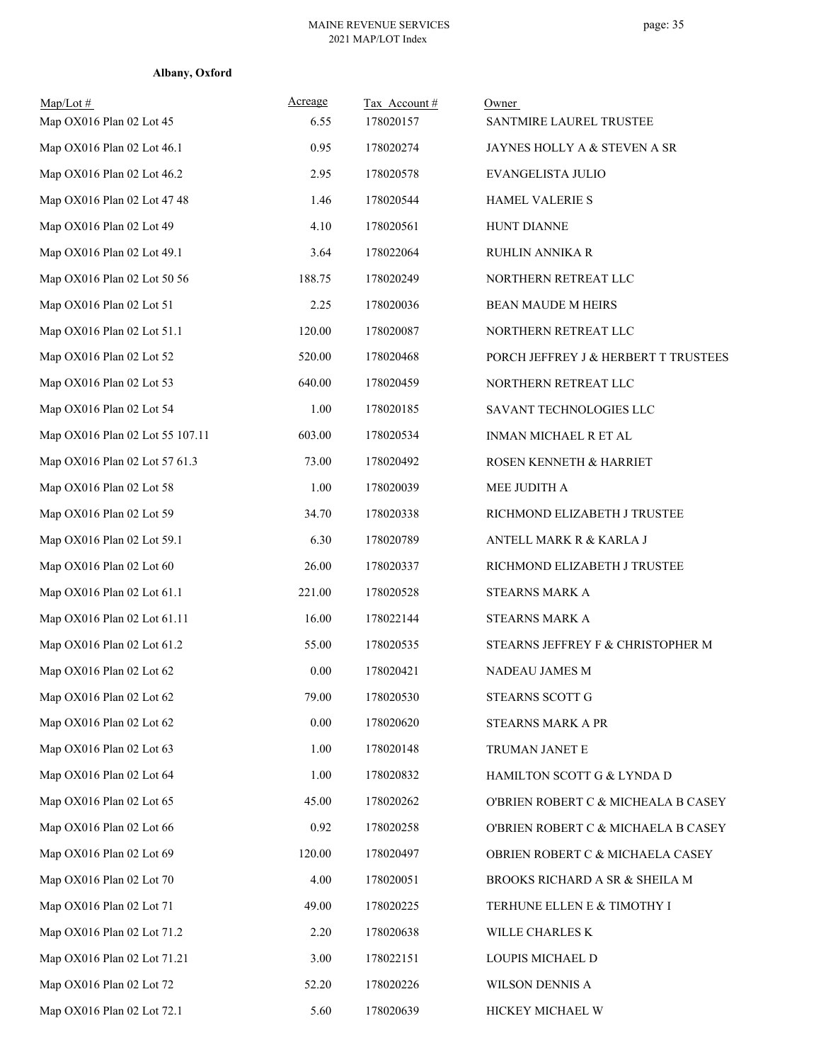**Albany, Oxford**

| Map/Lot # | Acreage | Tax Account # | Owner |
|---|---|---|---|
| Map OX016 Plan 02 Lot 45 | 6.55 | 178020157 | SANTMIRE LAUREL TRUSTEE |
| Map OX016 Plan 02 Lot 46.1 | 0.95 | 178020274 | JAYNES HOLLY A & STEVEN A SR |
| Map OX016 Plan 02 Lot 46.2 | 2.95 | 178020578 | EVANGELISTA JULIO |
| Map OX016 Plan 02 Lot 47 48 | 1.46 | 178020544 | HAMEL VALERIE S |
| Map OX016 Plan 02 Lot 49 | 4.10 | 178020561 | HUNT DIANNE |
| Map OX016 Plan 02 Lot 49.1 | 3.64 | 178022064 | RUHLIN ANNIKA R |
| Map OX016 Plan 02 Lot 50 56 | 188.75 | 178020249 | NORTHERN RETREAT LLC |
| Map OX016 Plan 02 Lot 51 | 2.25 | 178020036 | BEAN MAUDE M HEIRS |
| Map OX016 Plan 02 Lot 51.1 | 120.00 | 178020087 | NORTHERN RETREAT LLC |
| Map OX016 Plan 02 Lot 52 | 520.00 | 178020468 | PORCH JEFFREY J & HERBERT T TRUSTEES |
| Map OX016 Plan 02 Lot 53 | 640.00 | 178020459 | NORTHERN RETREAT LLC |
| Map OX016 Plan 02 Lot 54 | 1.00 | 178020185 | SAVANT TECHNOLOGIES LLC |
| Map OX016 Plan 02 Lot 55 107.11 | 603.00 | 178020534 | INMAN MICHAEL R ET AL |
| Map OX016 Plan 02 Lot 57 61.3 | 73.00 | 178020492 | ROSEN KENNETH & HARRIET |
| Map OX016 Plan 02 Lot 58 | 1.00 | 178020039 | MEE JUDITH A |
| Map OX016 Plan 02 Lot 59 | 34.70 | 178020338 | RICHMOND ELIZABETH J TRUSTEE |
| Map OX016 Plan 02 Lot 59.1 | 6.30 | 178020789 | ANTELL MARK R & KARLA J |
| Map OX016 Plan 02 Lot 60 | 26.00 | 178020337 | RICHMOND ELIZABETH J TRUSTEE |
| Map OX016 Plan 02 Lot 61.1 | 221.00 | 178020528 | STEARNS MARK A |
| Map OX016 Plan 02 Lot 61.11 | 16.00 | 178022144 | STEARNS MARK A |
| Map OX016 Plan 02 Lot 61.2 | 55.00 | 178020535 | STEARNS JEFFREY F & CHRISTOPHER M |
| Map OX016 Plan 02 Lot 62 | 0.00 | 178020421 | NADEAU JAMES M |
| Map OX016 Plan 02 Lot 62 | 79.00 | 178020530 | STEARNS SCOTT G |
| Map OX016 Plan 02 Lot 62 | 0.00 | 178020620 | STEARNS MARK A PR |
| Map OX016 Plan 02 Lot 63 | 1.00 | 178020148 | TRUMAN JANET E |
| Map OX016 Plan 02 Lot 64 | 1.00 | 178020832 | HAMILTON SCOTT G & LYNDA D |
| Map OX016 Plan 02 Lot 65 | 45.00 | 178020262 | O'BRIEN ROBERT C & MICHEALA B CASEY |
| Map OX016 Plan 02 Lot 66 | 0.92 | 178020258 | O'BRIEN ROBERT C & MICHAELA B CASEY |
| Map OX016 Plan 02 Lot 69 | 120.00 | 178020497 | OBRIEN ROBERT C & MICHAELA CASEY |
| Map OX016 Plan 02 Lot 70 | 4.00 | 178020051 | BROOKS RICHARD A SR & SHEILA M |
| Map OX016 Plan 02 Lot 71 | 49.00 | 178020225 | TERHUNE ELLEN E & TIMOTHY I |
| Map OX016 Plan 02 Lot 71.2 | 2.20 | 178020638 | WILLE CHARLES K |
| Map OX016 Plan 02 Lot 71.21 | 3.00 | 178022151 | LOUPIS MICHAEL D |
| Map OX016 Plan 02 Lot 72 | 52.20 | 178020226 | WILSON DENNIS A |
| Map OX016 Plan 02 Lot 72.1 | 5.60 | 178020639 | HICKEY MICHAEL W |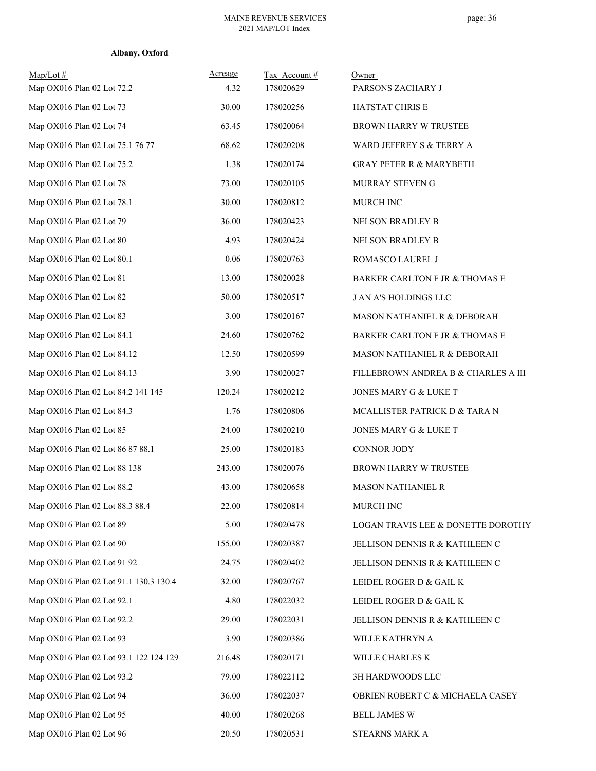**Albany, Oxford**

| Map/Lot # | Acreage | Tax Account # | Owner |
|---|---|---|---|
| Map OX016 Plan 02 Lot 72.2 | 4.32 | 178020629 | PARSONS ZACHARY J |
| Map OX016 Plan 02 Lot 73 | 30.00 | 178020256 | HATSTAT CHRIS E |
| Map OX016 Plan 02 Lot 74 | 63.45 | 178020064 | BROWN HARRY W TRUSTEE |
| Map OX016 Plan 02 Lot 75.1 76 77 | 68.62 | 178020208 | WARD JEFFREY S & TERRY A |
| Map OX016 Plan 02 Lot 75.2 | 1.38 | 178020174 | GRAY PETER R & MARYBETH |
| Map OX016 Plan 02 Lot 78 | 73.00 | 178020105 | MURRAY STEVEN G |
| Map OX016 Plan 02 Lot 78.1 | 30.00 | 178020812 | MURCH INC |
| Map OX016 Plan 02 Lot 79 | 36.00 | 178020423 | NELSON BRADLEY B |
| Map OX016 Plan 02 Lot 80 | 4.93 | 178020424 | NELSON BRADLEY B |
| Map OX016 Plan 02 Lot 80.1 | 0.06 | 178020763 | ROMASCO LAUREL J |
| Map OX016 Plan 02 Lot 81 | 13.00 | 178020028 | BARKER CARLTON F JR & THOMAS E |
| Map OX016 Plan 02 Lot 82 | 50.00 | 178020517 | J AN A'S HOLDINGS LLC |
| Map OX016 Plan 02 Lot 83 | 3.00 | 178020167 | MASON NATHANIEL R & DEBORAH |
| Map OX016 Plan 02 Lot 84.1 | 24.60 | 178020762 | BARKER CARLTON F JR & THOMAS E |
| Map OX016 Plan 02 Lot 84.12 | 12.50 | 178020599 | MASON NATHANIEL R & DEBORAH |
| Map OX016 Plan 02 Lot 84.13 | 3.90 | 178020027 | FILLEBROWN ANDREA B & CHARLES A III |
| Map OX016 Plan 02 Lot 84.2 141 145 | 120.24 | 178020212 | JONES MARY G & LUKE T |
| Map OX016 Plan 02 Lot 84.3 | 1.76 | 178020806 | MCALLISTER PATRICK D & TARA N |
| Map OX016 Plan 02 Lot 85 | 24.00 | 178020210 | JONES MARY G & LUKE T |
| Map OX016 Plan 02 Lot 86 87 88.1 | 25.00 | 178020183 | CONNOR JODY |
| Map OX016 Plan 02 Lot 88 138 | 243.00 | 178020076 | BROWN HARRY W TRUSTEE |
| Map OX016 Plan 02 Lot 88.2 | 43.00 | 178020658 | MASON NATHANIEL R |
| Map OX016 Plan 02 Lot 88.3 88.4 | 22.00 | 178020814 | MURCH INC |
| Map OX016 Plan 02 Lot 89 | 5.00 | 178020478 | LOGAN TRAVIS LEE & DONETTE DOROTHY |
| Map OX016 Plan 02 Lot 90 | 155.00 | 178020387 | JELLISON DENNIS R & KATHLEEN C |
| Map OX016 Plan 02 Lot 91 92 | 24.75 | 178020402 | JELLISON DENNIS R & KATHLEEN C |
| Map OX016 Plan 02 Lot 91.1 130.3 130.4 | 32.00 | 178020767 | LEIDEL ROGER D & GAIL K |
| Map OX016 Plan 02 Lot 92.1 | 4.80 | 178022032 | LEIDEL ROGER D & GAIL K |
| Map OX016 Plan 02 Lot 92.2 | 29.00 | 178022031 | JELLISON DENNIS R & KATHLEEN C |
| Map OX016 Plan 02 Lot 93 | 3.90 | 178020386 | WILLE KATHRYN A |
| Map OX016 Plan 02 Lot 93.1 122 124 129 | 216.48 | 178020171 | WILLE CHARLES K |
| Map OX016 Plan 02 Lot 93.2 | 79.00 | 178022112 | 3H HARDWOODS LLC |
| Map OX016 Plan 02 Lot 94 | 36.00 | 178022037 | OBRIEN ROBERT C & MICHAELA CASEY |
| Map OX016 Plan 02 Lot 95 | 40.00 | 178020268 | BELL JAMES W |
| Map OX016 Plan 02 Lot 96 | 20.50 | 178020531 | STEARNS MARK A |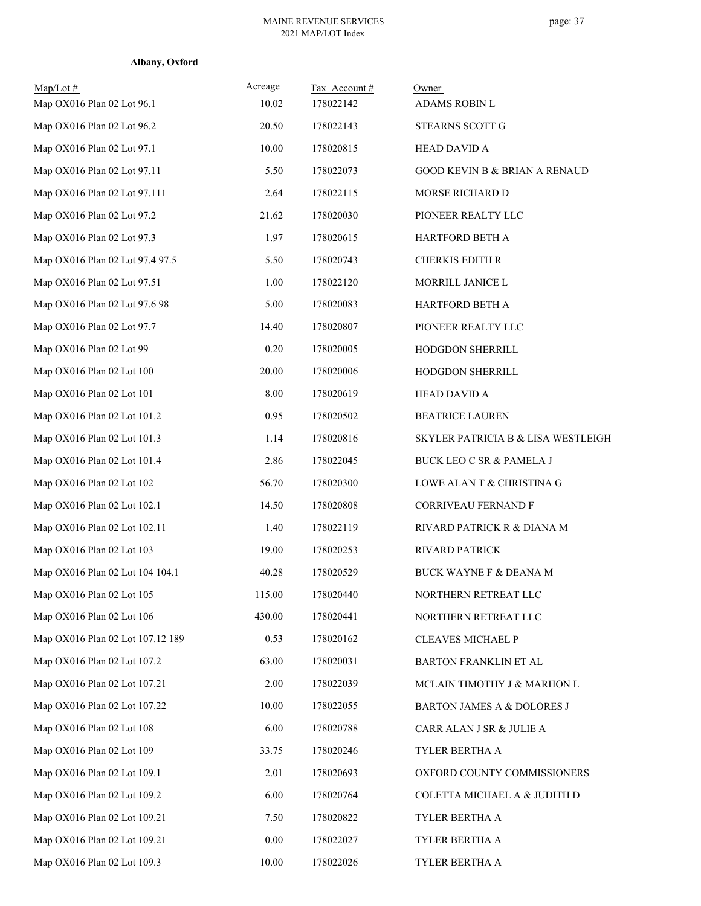**Albany, Oxford**

| Map/Lot # | Acreage | Tax Account # | Owner |
|---|---|---|---|
| Map OX016 Plan 02 Lot 96.1 | 10.02 | 178022142 | ADAMS ROBIN L |
| Map OX016 Plan 02 Lot 96.2 | 20.50 | 178022143 | STEARNS SCOTT G |
| Map OX016 Plan 02 Lot 97.1 | 10.00 | 178020815 | HEAD DAVID A |
| Map OX016 Plan 02 Lot 97.11 | 5.50 | 178022073 | GOOD KEVIN B & BRIAN A RENAUD |
| Map OX016 Plan 02 Lot 97.111 | 2.64 | 178022115 | MORSE RICHARD D |
| Map OX016 Plan 02 Lot 97.2 | 21.62 | 178020030 | PIONEER REALTY LLC |
| Map OX016 Plan 02 Lot 97.3 | 1.97 | 178020615 | HARTFORD BETH A |
| Map OX016 Plan 02 Lot 97.4 97.5 | 5.50 | 178020743 | CHERKIS EDITH R |
| Map OX016 Plan 02 Lot 97.51 | 1.00 | 178022120 | MORRILL JANICE L |
| Map OX016 Plan 02 Lot 97.6 98 | 5.00 | 178020083 | HARTFORD BETH A |
| Map OX016 Plan 02 Lot 97.7 | 14.40 | 178020807 | PIONEER REALTY LLC |
| Map OX016 Plan 02 Lot 99 | 0.20 | 178020005 | HODGDON SHERRILL |
| Map OX016 Plan 02 Lot 100 | 20.00 | 178020006 | HODGDON SHERRILL |
| Map OX016 Plan 02 Lot 101 | 8.00 | 178020619 | HEAD DAVID A |
| Map OX016 Plan 02 Lot 101.2 | 0.95 | 178020502 | BEATRICE LAUREN |
| Map OX016 Plan 02 Lot 101.3 | 1.14 | 178020816 | SKYLER PATRICIA B & LISA WESTLEIGH |
| Map OX016 Plan 02 Lot 101.4 | 2.86 | 178022045 | BUCK LEO C SR & PAMELA J |
| Map OX016 Plan 02 Lot 102 | 56.70 | 178020300 | LOWE ALAN T & CHRISTINA G |
| Map OX016 Plan 02 Lot 102.1 | 14.50 | 178020808 | CORRIVEAU FERNAND F |
| Map OX016 Plan 02 Lot 102.11 | 1.40 | 178022119 | RIVARD PATRICK R & DIANA M |
| Map OX016 Plan 02 Lot 103 | 19.00 | 178020253 | RIVARD PATRICK |
| Map OX016 Plan 02 Lot 104 104.1 | 40.28 | 178020529 | BUCK WAYNE F & DEANA M |
| Map OX016 Plan 02 Lot 105 | 115.00 | 178020440 | NORTHERN RETREAT LLC |
| Map OX016 Plan 02 Lot 106 | 430.00 | 178020441 | NORTHERN RETREAT LLC |
| Map OX016 Plan 02 Lot 107.12 189 | 0.53 | 178020162 | CLEAVES MICHAEL P |
| Map OX016 Plan 02 Lot 107.2 | 63.00 | 178020031 | BARTON FRANKLIN ET AL |
| Map OX016 Plan 02 Lot 107.21 | 2.00 | 178022039 | MCLAIN TIMOTHY J & MARHON L |
| Map OX016 Plan 02 Lot 107.22 | 10.00 | 178022055 | BARTON JAMES A & DOLORES J |
| Map OX016 Plan 02 Lot 108 | 6.00 | 178020788 | CARR ALAN J SR & JULIE A |
| Map OX016 Plan 02 Lot 109 | 33.75 | 178020246 | TYLER BERTHA A |
| Map OX016 Plan 02 Lot 109.1 | 2.01 | 178020693 | OXFORD COUNTY COMMISSIONERS |
| Map OX016 Plan 02 Lot 109.2 | 6.00 | 178020764 | COLETTA MICHAEL A & JUDITH D |
| Map OX016 Plan 02 Lot 109.21 | 7.50 | 178020822 | TYLER BERTHA A |
| Map OX016 Plan 02 Lot 109.21 | 0.00 | 178022027 | TYLER BERTHA A |
| Map OX016 Plan 02 Lot 109.3 | 10.00 | 178022026 | TYLER BERTHA A |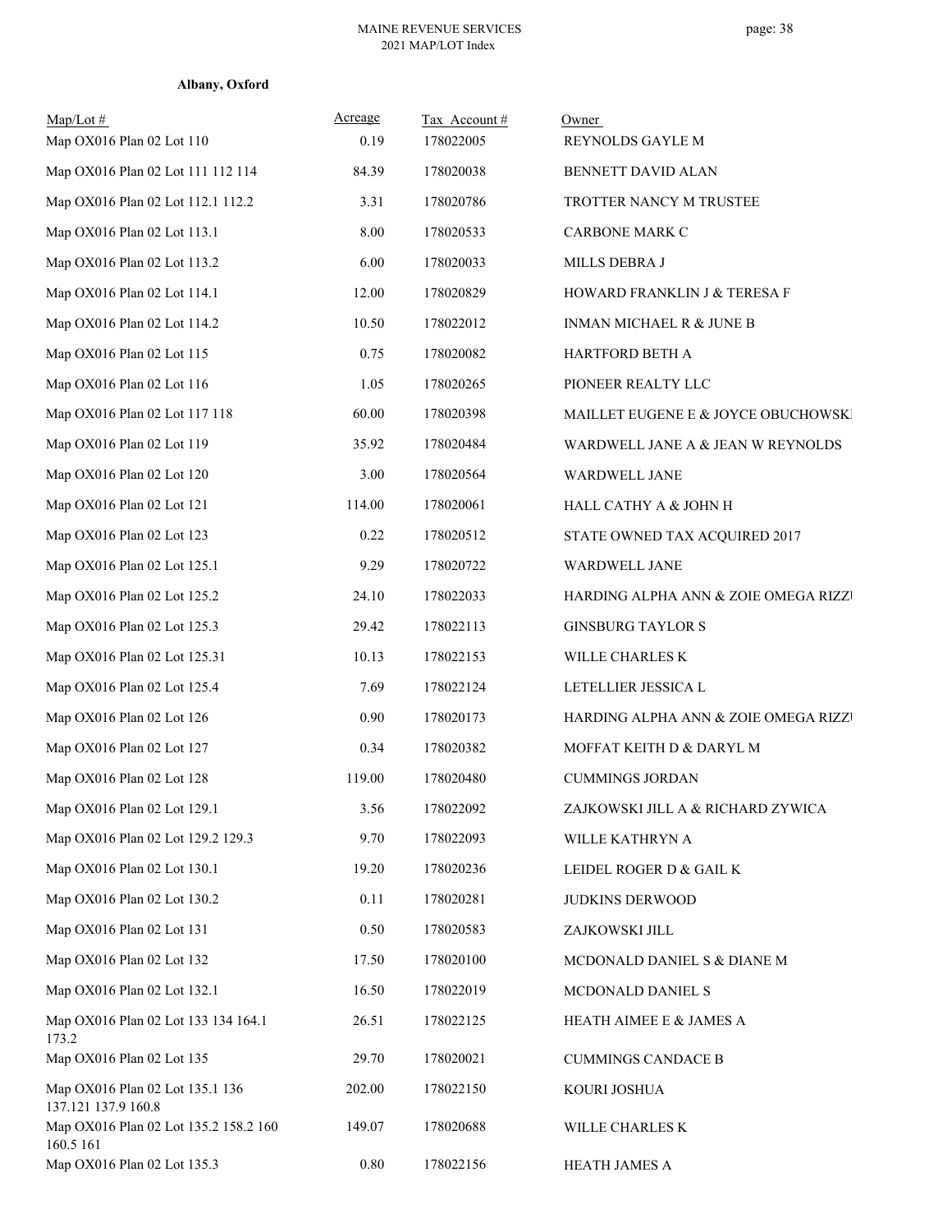**Albany, Oxford**

| Map/Lot # | Acreage | Tax Account # | Owner |
|---|---|---|---|
| Map OX016 Plan 02 Lot 110 | 0.19 | 178022005 | REYNOLDS GAYLE M |
| Map OX016 Plan 02 Lot 111 112 114 | 84.39 | 178020038 | BENNETT DAVID ALAN |
| Map OX016 Plan 02 Lot 112.1 112.2 | 3.31 | 178020786 | TROTTER NANCY M TRUSTEE |
| Map OX016 Plan 02 Lot 113.1 | 8.00 | 178020533 | CARBONE MARK C |
| Map OX016 Plan 02 Lot 113.2 | 6.00 | 178020033 | MILLS DEBRA J |
| Map OX016 Plan 02 Lot 114.1 | 12.00 | 178020829 | HOWARD FRANKLIN J & TERESA F |
| Map OX016 Plan 02 Lot 114.2 | 10.50 | 178022012 | INMAN MICHAEL R & JUNE B |
| Map OX016 Plan 02 Lot 115 | 0.75 | 178020082 | HARTFORD BETH A |
| Map OX016 Plan 02 Lot 116 | 1.05 | 178020265 | PIONEER REALTY LLC |
| Map OX016 Plan 02 Lot 117 118 | 60.00 | 178020398 | MAILLET EUGENE E & JOYCE OBUCHOWSKI |
| Map OX016 Plan 02 Lot 119 | 35.92 | 178020484 | WARDWELL JANE A & JEAN W REYNOLDS |
| Map OX016 Plan 02 Lot 120 | 3.00 | 178020564 | WARDWELL JANE |
| Map OX016 Plan 02 Lot 121 | 114.00 | 178020061 | HALL CATHY A & JOHN H |
| Map OX016 Plan 02 Lot 123 | 0.22 | 178020512 | STATE OWNED TAX ACQUIRED 2017 |
| Map OX016 Plan 02 Lot 125.1 | 9.29 | 178020722 | WARDWELL JANE |
| Map OX016 Plan 02 Lot 125.2 | 24.10 | 178022033 | HARDING ALPHA ANN & ZOIE OMEGA RIZZI |
| Map OX016 Plan 02 Lot 125.3 | 29.42 | 178022113 | GINSBURG TAYLOR S |
| Map OX016 Plan 02 Lot 125.31 | 10.13 | 178022153 | WILLE CHARLES K |
| Map OX016 Plan 02 Lot 125.4 | 7.69 | 178022124 | LETELLIER JESSICA L |
| Map OX016 Plan 02 Lot 126 | 0.90 | 178020173 | HARDING ALPHA ANN & ZOIE OMEGA RIZZI |
| Map OX016 Plan 02 Lot 127 | 0.34 | 178020382 | MOFFAT KEITH D & DARYL M |
| Map OX016 Plan 02 Lot 128 | 119.00 | 178020480 | CUMMINGS JORDAN |
| Map OX016 Plan 02 Lot 129.1 | 3.56 | 178022092 | ZAJKOWSKI JILL A & RICHARD ZYWICA |
| Map OX016 Plan 02 Lot 129.2 129.3 | 9.70 | 178022093 | WILLE KATHRYN A |
| Map OX016 Plan 02 Lot 130.1 | 19.20 | 178020236 | LEIDEL ROGER D & GAIL K |
| Map OX016 Plan 02 Lot 130.2 | 0.11 | 178020281 | JUDKINS DERWOOD |
| Map OX016 Plan 02 Lot 131 | 0.50 | 178020583 | ZAJKOWSKI JILL |
| Map OX016 Plan 02 Lot 132 | 17.50 | 178020100 | MCDONALD DANIEL S & DIANE M |
| Map OX016 Plan 02 Lot 132.1 | 16.50 | 178022019 | MCDONALD DANIEL S |
| Map OX016 Plan 02 Lot 133 134 164.1 173.2 | 26.51 | 178022125 | HEATH AIMEE E & JAMES A |
| Map OX016 Plan 02 Lot 135 | 29.70 | 178020021 | CUMMINGS CANDACE B |
| Map OX016 Plan 02 Lot 135.1 136 137.121 137.9 160.8 | 202.00 | 178022150 | KOURI JOSHUA |
| Map OX016 Plan 02 Lot 135.2 158.2 160 160.5 161 | 149.07 | 178020688 | WILLE CHARLES K |
| Map OX016 Plan 02 Lot 135.3 | 0.80 | 178022156 | HEATH JAMES A |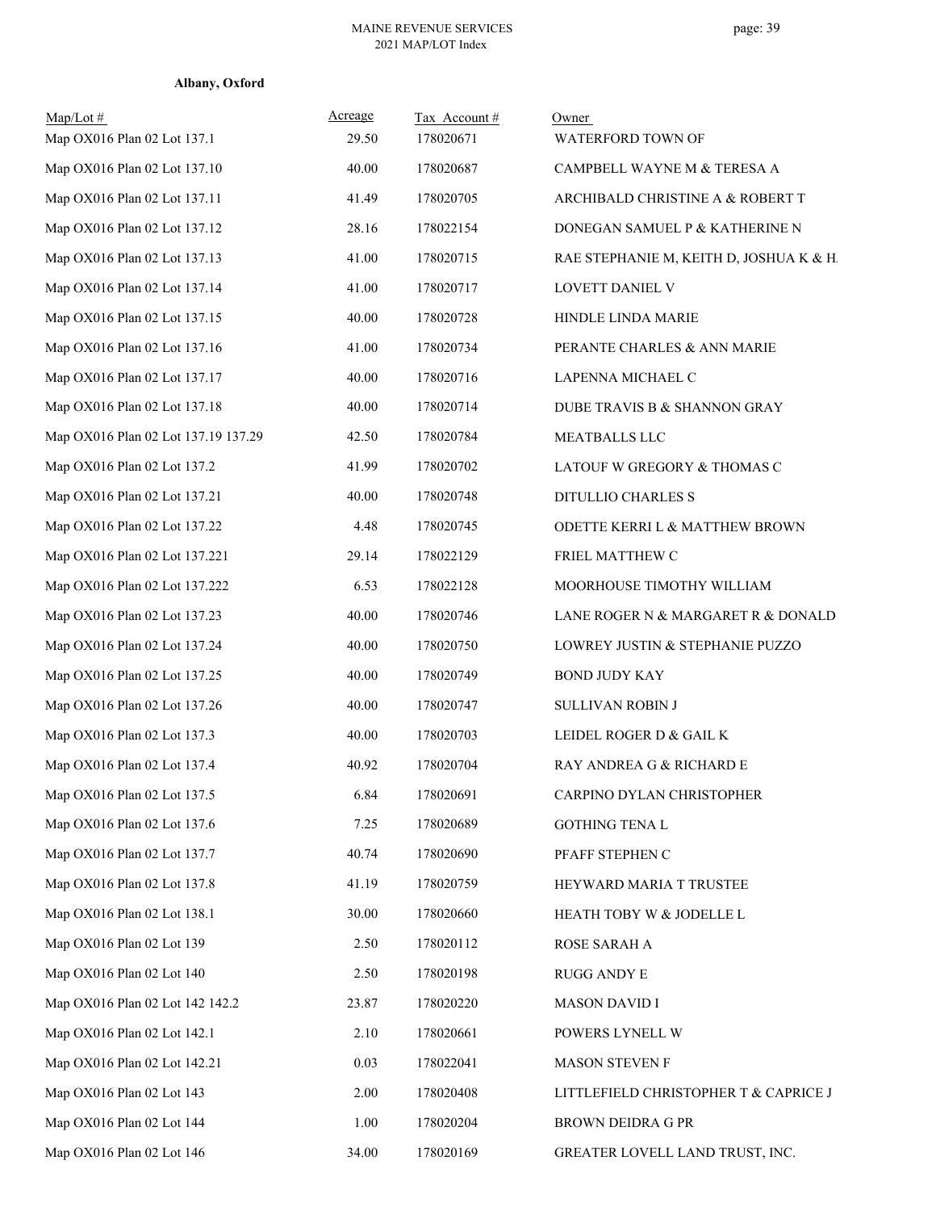**Albany, Oxford**

| Map/Lot # | Acreage | Tax Account # | Owner |
|---|---|---|---|
| Map OX016 Plan 02 Lot 137.1 | 29.50 | 178020671 | WATERFORD TOWN OF |
| Map OX016 Plan 02 Lot 137.10 | 40.00 | 178020687 | CAMPBELL WAYNE M & TERESA A |
| Map OX016 Plan 02 Lot 137.11 | 41.49 | 178020705 | ARCHIBALD CHRISTINE A & ROBERT T |
| Map OX016 Plan 02 Lot 137.12 | 28.16 | 178022154 | DONEGAN SAMUEL P & KATHERINE N |
| Map OX016 Plan 02 Lot 137.13 | 41.00 | 178020715 | RAE STEPHANIE M, KEITH D, JOSHUA K & H |
| Map OX016 Plan 02 Lot 137.14 | 41.00 | 178020717 | LOVETT DANIEL V |
| Map OX016 Plan 02 Lot 137.15 | 40.00 | 178020728 | HINDLE LINDA MARIE |
| Map OX016 Plan 02 Lot 137.16 | 41.00 | 178020734 | PERANTE CHARLES & ANN MARIE |
| Map OX016 Plan 02 Lot 137.17 | 40.00 | 178020716 | LAPENNA MICHAEL C |
| Map OX016 Plan 02 Lot 137.18 | 40.00 | 178020714 | DUBE TRAVIS B & SHANNON GRAY |
| Map OX016 Plan 02 Lot 137.19 137.29 | 42.50 | 178020784 | MEATBALLS LLC |
| Map OX016 Plan 02 Lot 137.2 | 41.99 | 178020702 | LATOUF W GREGORY & THOMAS C |
| Map OX016 Plan 02 Lot 137.21 | 40.00 | 178020748 | DITULLIO CHARLES S |
| Map OX016 Plan 02 Lot 137.22 | 4.48 | 178020745 | ODETTE KERRI L & MATTHEW BROWN |
| Map OX016 Plan 02 Lot 137.221 | 29.14 | 178022129 | FRIEL MATTHEW C |
| Map OX016 Plan 02 Lot 137.222 | 6.53 | 178022128 | MOORHOUSE TIMOTHY WILLIAM |
| Map OX016 Plan 02 Lot 137.23 | 40.00 | 178020746 | LANE ROGER N & MARGARET R & DONALD |
| Map OX016 Plan 02 Lot 137.24 | 40.00 | 178020750 | LOWREY JUSTIN & STEPHANIE PUZZO |
| Map OX016 Plan 02 Lot 137.25 | 40.00 | 178020749 | BOND JUDY KAY |
| Map OX016 Plan 02 Lot 137.26 | 40.00 | 178020747 | SULLIVAN ROBIN J |
| Map OX016 Plan 02 Lot 137.3 | 40.00 | 178020703 | LEIDEL ROGER D & GAIL K |
| Map OX016 Plan 02 Lot 137.4 | 40.92 | 178020704 | RAY ANDREA G & RICHARD E |
| Map OX016 Plan 02 Lot 137.5 | 6.84 | 178020691 | CARPINO DYLAN CHRISTOPHER |
| Map OX016 Plan 02 Lot 137.6 | 7.25 | 178020689 | GOTHING TENA L |
| Map OX016 Plan 02 Lot 137.7 | 40.74 | 178020690 | PFAFF STEPHEN C |
| Map OX016 Plan 02 Lot 137.8 | 41.19 | 178020759 | HEYWARD MARIA T TRUSTEE |
| Map OX016 Plan 02 Lot 138.1 | 30.00 | 178020660 | HEATH TOBY W & JODELLE L |
| Map OX016 Plan 02 Lot 139 | 2.50 | 178020112 | ROSE SARAH A |
| Map OX016 Plan 02 Lot 140 | 2.50 | 178020198 | RUGG ANDY E |
| Map OX016 Plan 02 Lot 142 142.2 | 23.87 | 178020220 | MASON DAVID I |
| Map OX016 Plan 02 Lot 142.1 | 2.10 | 178020661 | POWERS LYNELL W |
| Map OX016 Plan 02 Lot 142.21 | 0.03 | 178022041 | MASON STEVEN F |
| Map OX016 Plan 02 Lot 143 | 2.00 | 178020408 | LITTLEFIELD CHRISTOPHER T & CAPRICE J |
| Map OX016 Plan 02 Lot 144 | 1.00 | 178020204 | BROWN DEIDRA G PR |
| Map OX016 Plan 02 Lot 146 | 34.00 | 178020169 | GREATER LOVELL LAND TRUST, INC. |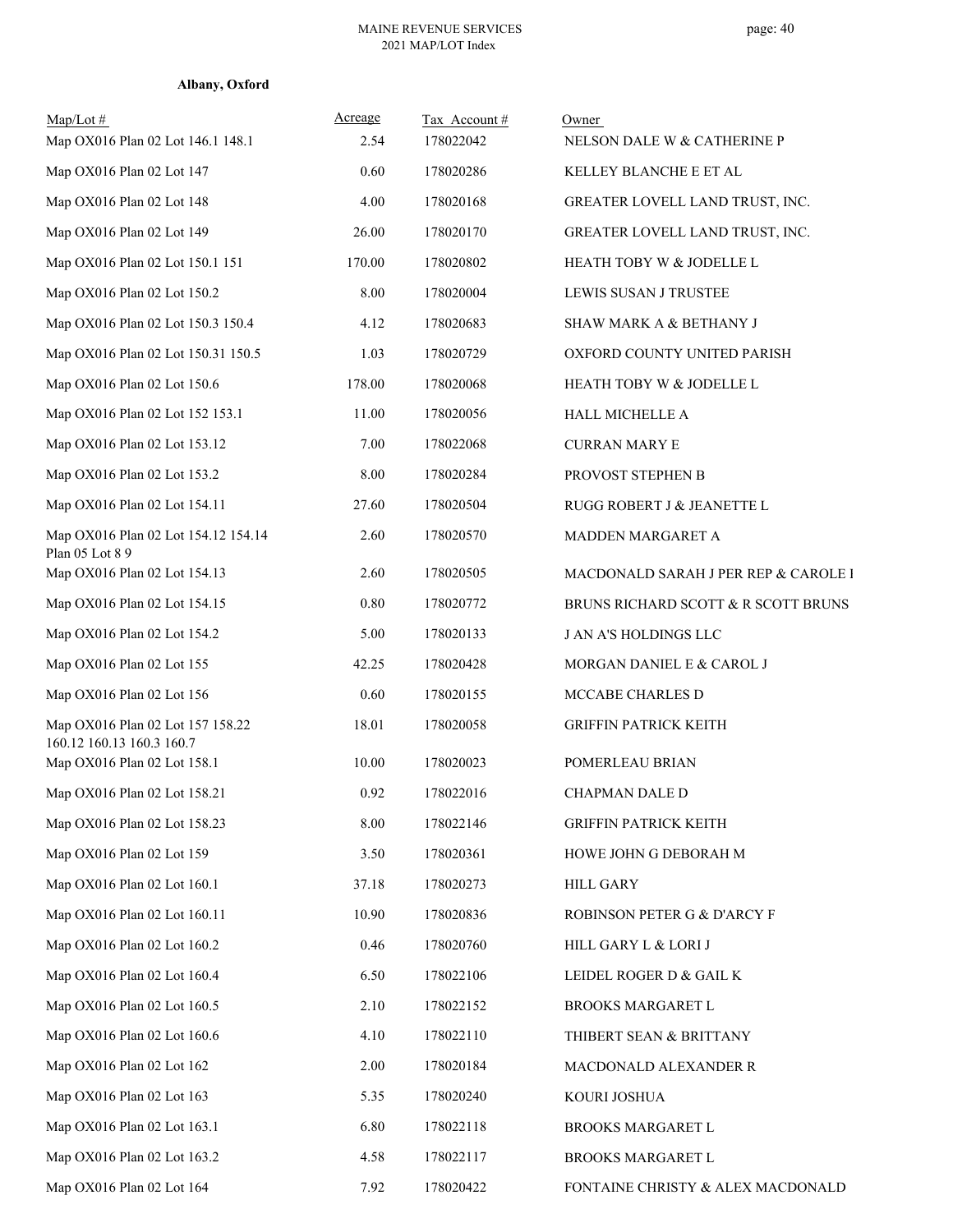**Albany, Oxford**

| Map/Lot # | Acreage | Tax Account # | Owner |
|---|---|---|---|
| Map OX016 Plan 02 Lot 146.1 148.1 | 2.54 | 178022042 | NELSON DALE W & CATHERINE P |
| Map OX016 Plan 02 Lot 147 | 0.60 | 178020286 | KELLEY BLANCHE E ET AL |
| Map OX016 Plan 02 Lot 148 | 4.00 | 178020168 | GREATER LOVELL LAND TRUST, INC. |
| Map OX016 Plan 02 Lot 149 | 26.00 | 178020170 | GREATER LOVELL LAND TRUST, INC. |
| Map OX016 Plan 02 Lot 150.1 151 | 170.00 | 178020802 | HEATH TOBY W & JODELLE L |
| Map OX016 Plan 02 Lot 150.2 | 8.00 | 178020004 | LEWIS SUSAN J TRUSTEE |
| Map OX016 Plan 02 Lot 150.3 150.4 | 4.12 | 178020683 | SHAW MARK A & BETHANY J |
| Map OX016 Plan 02 Lot 150.31 150.5 | 1.03 | 178020729 | OXFORD COUNTY UNITED PARISH |
| Map OX016 Plan 02 Lot 150.6 | 178.00 | 178020068 | HEATH TOBY W & JODELLE L |
| Map OX016 Plan 02 Lot 152 153.1 | 11.00 | 178020056 | HALL MICHELLE A |
| Map OX016 Plan 02 Lot 153.12 | 7.00 | 178022068 | CURRAN MARY E |
| Map OX016 Plan 02 Lot 153.2 | 8.00 | 178020284 | PROVOST STEPHEN B |
| Map OX016 Plan 02 Lot 154.11 | 27.60 | 178020504 | RUGG ROBERT J & JEANETTE L |
| Map OX016 Plan 02 Lot 154.12 154.14 Plan 05 Lot 8 9 | 2.60 | 178020570 | MADDEN MARGARET A |
| Map OX016 Plan 02 Lot 154.13 | 2.60 | 178020505 | MACDONALD SARAH J PER REP & CAROLE I |
| Map OX016 Plan 02 Lot 154.15 | 0.80 | 178020772 | BRUNS RICHARD SCOTT & R SCOTT BRUNS |
| Map OX016 Plan 02 Lot 154.2 | 5.00 | 178020133 | J AN A'S HOLDINGS LLC |
| Map OX016 Plan 02 Lot 155 | 42.25 | 178020428 | MORGAN DANIEL E & CAROL J |
| Map OX016 Plan 02 Lot 156 | 0.60 | 178020155 | MCCABE CHARLES D |
| Map OX016 Plan 02 Lot 157 158.22 160.12 160.13 160.3 160.7 | 18.01 | 178020058 | GRIFFIN PATRICK KEITH |
| Map OX016 Plan 02 Lot 158.1 | 10.00 | 178020023 | POMERLEAU BRIAN |
| Map OX016 Plan 02 Lot 158.21 | 0.92 | 178022016 | CHAPMAN DALE D |
| Map OX016 Plan 02 Lot 158.23 | 8.00 | 178022146 | GRIFFIN PATRICK KEITH |
| Map OX016 Plan 02 Lot 159 | 3.50 | 178020361 | HOWE JOHN G DEBORAH M |
| Map OX016 Plan 02 Lot 160.1 | 37.18 | 178020273 | HILL GARY |
| Map OX016 Plan 02 Lot 160.11 | 10.90 | 178020836 | ROBINSON PETER G & D'ARCY F |
| Map OX016 Plan 02 Lot 160.2 | 0.46 | 178020760 | HILL GARY L & LORI J |
| Map OX016 Plan 02 Lot 160.4 | 6.50 | 178022106 | LEIDEL ROGER D & GAIL K |
| Map OX016 Plan 02 Lot 160.5 | 2.10 | 178022152 | BROOKS MARGARET L |
| Map OX016 Plan 02 Lot 160.6 | 4.10 | 178022110 | THIBERT SEAN & BRITTANY |
| Map OX016 Plan 02 Lot 162 | 2.00 | 178020184 | MACDONALD ALEXANDER R |
| Map OX016 Plan 02 Lot 163 | 5.35 | 178020240 | KOURI JOSHUA |
| Map OX016 Plan 02 Lot 163.1 | 6.80 | 178022118 | BROOKS MARGARET L |
| Map OX016 Plan 02 Lot 163.2 | 4.58 | 178022117 | BROOKS MARGARET L |
| Map OX016 Plan 02 Lot 164 | 7.92 | 178020422 | FONTAINE CHRISTY & ALEX MACDONALD |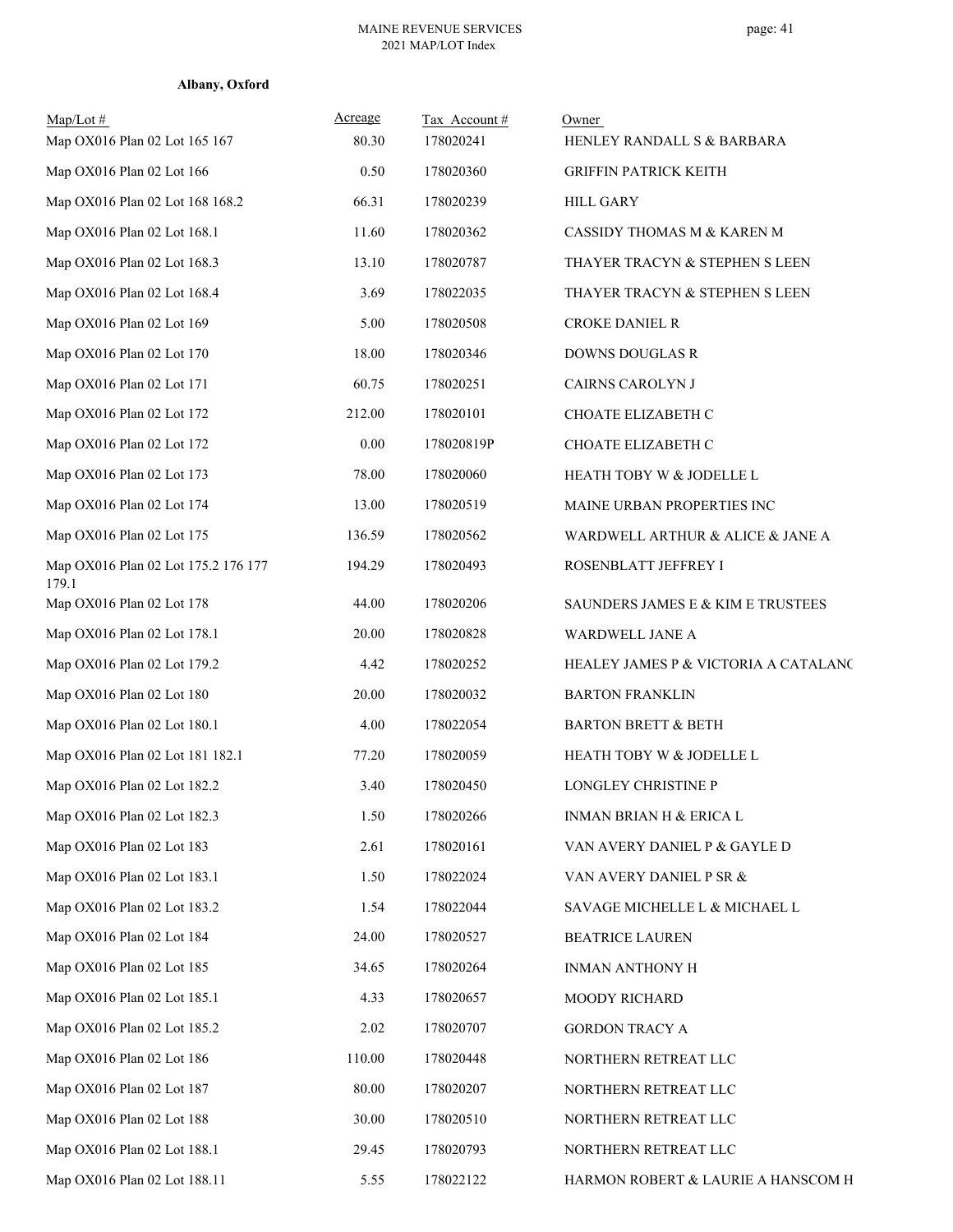**Albany, Oxford**

| Map/Lot # | Acreage | Tax Account # | Owner |
|---|---|---|---|
| Map OX016 Plan 02 Lot 165 167 | 80.30 | 178020241 | HENLEY RANDALL S & BARBARA |
| Map OX016 Plan 02 Lot 166 | 0.50 | 178020360 | GRIFFIN PATRICK KEITH |
| Map OX016 Plan 02 Lot 168 168.2 | 66.31 | 178020239 | HILL GARY |
| Map OX016 Plan 02 Lot 168.1 | 11.60 | 178020362 | CASSIDY THOMAS M & KAREN M |
| Map OX016 Plan 02 Lot 168.3 | 13.10 | 178020787 | THAYER TRACYN & STEPHEN S LEEN |
| Map OX016 Plan 02 Lot 168.4 | 3.69 | 178022035 | THAYER TRACYN & STEPHEN S LEEN |
| Map OX016 Plan 02 Lot 169 | 5.00 | 178020508 | CROKE DANIEL R |
| Map OX016 Plan 02 Lot 170 | 18.00 | 178020346 | DOWNS DOUGLAS R |
| Map OX016 Plan 02 Lot 171 | 60.75 | 178020251 | CAIRNS CAROLYN J |
| Map OX016 Plan 02 Lot 172 | 212.00 | 178020101 | CHOATE ELIZABETH C |
| Map OX016 Plan 02 Lot 172 | 0.00 | 178020819P | CHOATE ELIZABETH C |
| Map OX016 Plan 02 Lot 173 | 78.00 | 178020060 | HEATH TOBY W & JODELLE L |
| Map OX016 Plan 02 Lot 174 | 13.00 | 178020519 | MAINE URBAN PROPERTIES INC |
| Map OX016 Plan 02 Lot 175 | 136.59 | 178020562 | WARDWELL ARTHUR & ALICE & JANE A |
| Map OX016 Plan 02 Lot 175.2 176 177 179.1 | 194.29 | 178020493 | ROSENBLATT JEFFREY I |
| Map OX016 Plan 02 Lot 178 | 44.00 | 178020206 | SAUNDERS JAMES E & KIM E TRUSTEES |
| Map OX016 Plan 02 Lot 178.1 | 20.00 | 178020828 | WARDWELL JANE A |
| Map OX016 Plan 02 Lot 179.2 | 4.42 | 178020252 | HEALEY JAMES P & VICTORIA A CATALANC |
| Map OX016 Plan 02 Lot 180 | 20.00 | 178020032 | BARTON FRANKLIN |
| Map OX016 Plan 02 Lot 180.1 | 4.00 | 178022054 | BARTON BRETT & BETH |
| Map OX016 Plan 02 Lot 181 182.1 | 77.20 | 178020059 | HEATH TOBY W & JODELLE L |
| Map OX016 Plan 02 Lot 182.2 | 3.40 | 178020450 | LONGLEY CHRISTINE P |
| Map OX016 Plan 02 Lot 182.3 | 1.50 | 178020266 | INMAN BRIAN H & ERICA L |
| Map OX016 Plan 02 Lot 183 | 2.61 | 178020161 | VAN AVERY DANIEL P & GAYLE D |
| Map OX016 Plan 02 Lot 183.1 | 1.50 | 178022024 | VAN AVERY DANIEL P SR & |
| Map OX016 Plan 02 Lot 183.2 | 1.54 | 178022044 | SAVAGE MICHELLE L & MICHAEL L |
| Map OX016 Plan 02 Lot 184 | 24.00 | 178020527 | BEATRICE LAUREN |
| Map OX016 Plan 02 Lot 185 | 34.65 | 178020264 | INMAN ANTHONY H |
| Map OX016 Plan 02 Lot 185.1 | 4.33 | 178020657 | MOODY RICHARD |
| Map OX016 Plan 02 Lot 185.2 | 2.02 | 178020707 | GORDON TRACY A |
| Map OX016 Plan 02 Lot 186 | 110.00 | 178020448 | NORTHERN RETREAT LLC |
| Map OX016 Plan 02 Lot 187 | 80.00 | 178020207 | NORTHERN RETREAT LLC |
| Map OX016 Plan 02 Lot 188 | 30.00 | 178020510 | NORTHERN RETREAT LLC |
| Map OX016 Plan 02 Lot 188.1 | 29.45 | 178020793 | NORTHERN RETREAT LLC |
| Map OX016 Plan 02 Lot 188.11 | 5.55 | 178022122 | HARMON ROBERT & LAURIE A HANSCOM H |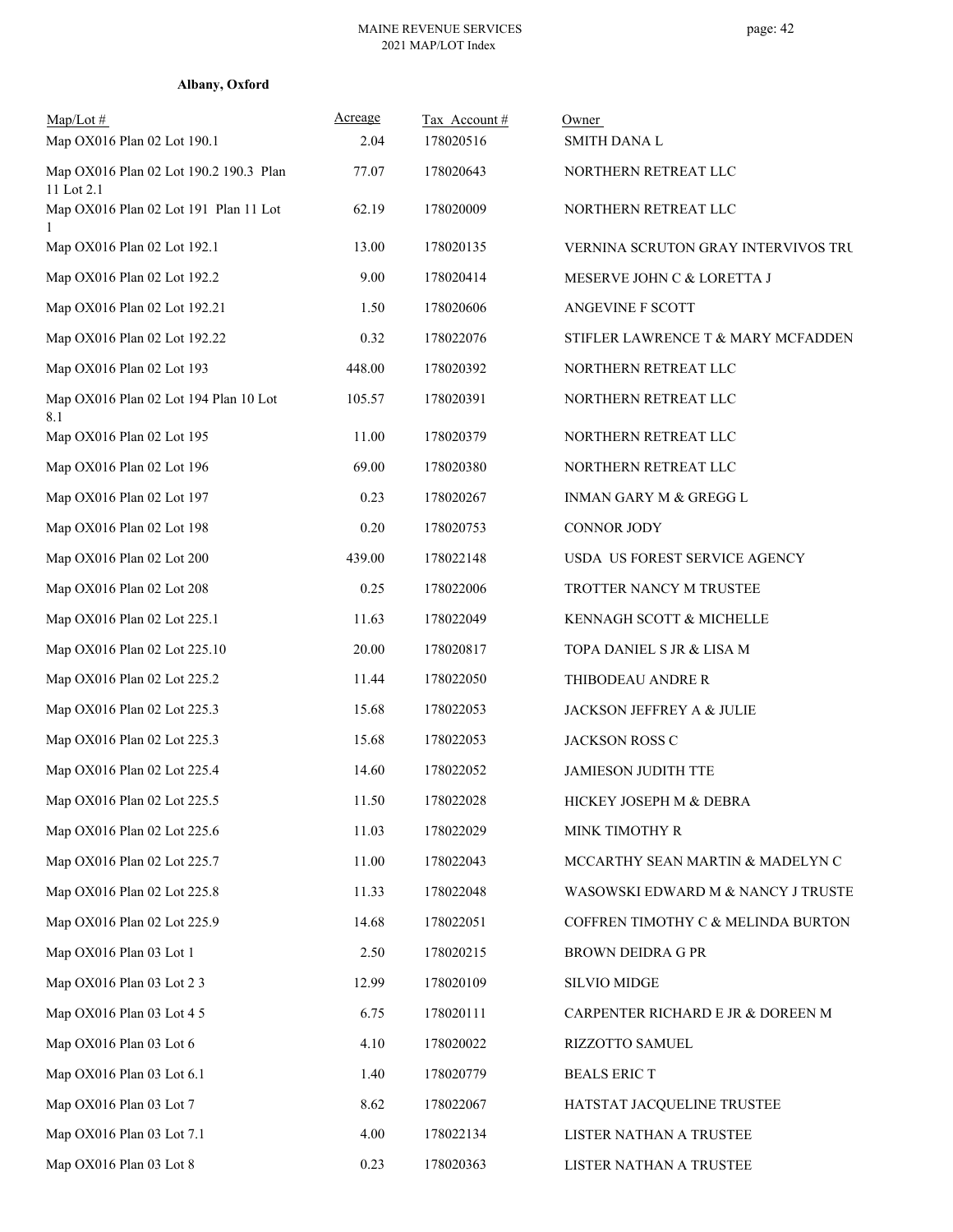**Albany, Oxford**

| Map/Lot # | Acreage | Tax Account # | Owner |
|---|---|---|---|
| Map OX016 Plan 02 Lot 190.1 | 2.04 | 178020516 | SMITH DANA L |
| Map OX016 Plan 02 Lot 190.2 190.3 Plan 11 Lot 2.1 | 77.07 | 178020643 | NORTHERN RETREAT LLC |
| Map OX016 Plan 02 Lot 191 Plan 11 Lot 1 | 62.19 | 178020009 | NORTHERN RETREAT LLC |
| Map OX016 Plan 02 Lot 192.1 | 13.00 | 178020135 | VERNINA SCRUTON GRAY INTERVIVOS TRU |
| Map OX016 Plan 02 Lot 192.2 | 9.00 | 178020414 | MESERVE JOHN C & LORETTA J |
| Map OX016 Plan 02 Lot 192.21 | 1.50 | 178020606 | ANGEVINE F SCOTT |
| Map OX016 Plan 02 Lot 192.22 | 0.32 | 178022076 | STIFLER LAWRENCE T & MARY MCFADDEN |
| Map OX016 Plan 02 Lot 193 | 448.00 | 178020392 | NORTHERN RETREAT LLC |
| Map OX016 Plan 02 Lot 194 Plan 10 Lot 8.1 | 105.57 | 178020391 | NORTHERN RETREAT LLC |
| Map OX016 Plan 02 Lot 195 | 11.00 | 178020379 | NORTHERN RETREAT LLC |
| Map OX016 Plan 02 Lot 196 | 69.00 | 178020380 | NORTHERN RETREAT LLC |
| Map OX016 Plan 02 Lot 197 | 0.23 | 178020267 | INMAN GARY M & GREGG L |
| Map OX016 Plan 02 Lot 198 | 0.20 | 178020753 | CONNOR JODY |
| Map OX016 Plan 02 Lot 200 | 439.00 | 178022148 | USDA US FOREST SERVICE AGENCY |
| Map OX016 Plan 02 Lot 208 | 0.25 | 178022006 | TROTTER NANCY M TRUSTEE |
| Map OX016 Plan 02 Lot 225.1 | 11.63 | 178022049 | KENNAGH SCOTT & MICHELLE |
| Map OX016 Plan 02 Lot 225.10 | 20.00 | 178020817 | TOPA DANIEL S JR & LISA M |
| Map OX016 Plan 02 Lot 225.2 | 11.44 | 178022050 | THIBODEAU ANDRE R |
| Map OX016 Plan 02 Lot 225.3 | 15.68 | 178022053 | JACKSON JEFFREY A & JULIE |
| Map OX016 Plan 02 Lot 225.3 | 15.68 | 178022053 | JACKSON ROSS C |
| Map OX016 Plan 02 Lot 225.4 | 14.60 | 178022052 | JAMIESON JUDITH TTE |
| Map OX016 Plan 02 Lot 225.5 | 11.50 | 178022028 | HICKEY JOSEPH M & DEBRA |
| Map OX016 Plan 02 Lot 225.6 | 11.03 | 178022029 | MINK TIMOTHY R |
| Map OX016 Plan 02 Lot 225.7 | 11.00 | 178022043 | MCCARTHY SEAN MARTIN & MADELYN C |
| Map OX016 Plan 02 Lot 225.8 | 11.33 | 178022048 | WASOWSKI EDWARD M & NANCY J TRUSTE |
| Map OX016 Plan 02 Lot 225.9 | 14.68 | 178022051 | COFFREN TIMOTHY C & MELINDA BURTON |
| Map OX016 Plan 03 Lot 1 | 2.50 | 178020215 | BROWN DEIDRA G PR |
| Map OX016 Plan 03 Lot 2 3 | 12.99 | 178020109 | SILVIO MIDGE |
| Map OX016 Plan 03 Lot 4 5 | 6.75 | 178020111 | CARPENTER RICHARD E JR & DOREEN M |
| Map OX016 Plan 03 Lot 6 | 4.10 | 178020022 | RIZZOTTO SAMUEL |
| Map OX016 Plan 03 Lot 6.1 | 1.40 | 178020779 | BEALS ERIC T |
| Map OX016 Plan 03 Lot 7 | 8.62 | 178022067 | HATSTAT JACQUELINE TRUSTEE |
| Map OX016 Plan 03 Lot 7.1 | 4.00 | 178022134 | LISTER NATHAN A TRUSTEE |
| Map OX016 Plan 03 Lot 8 | 0.23 | 178020363 | LISTER NATHAN A TRUSTEE |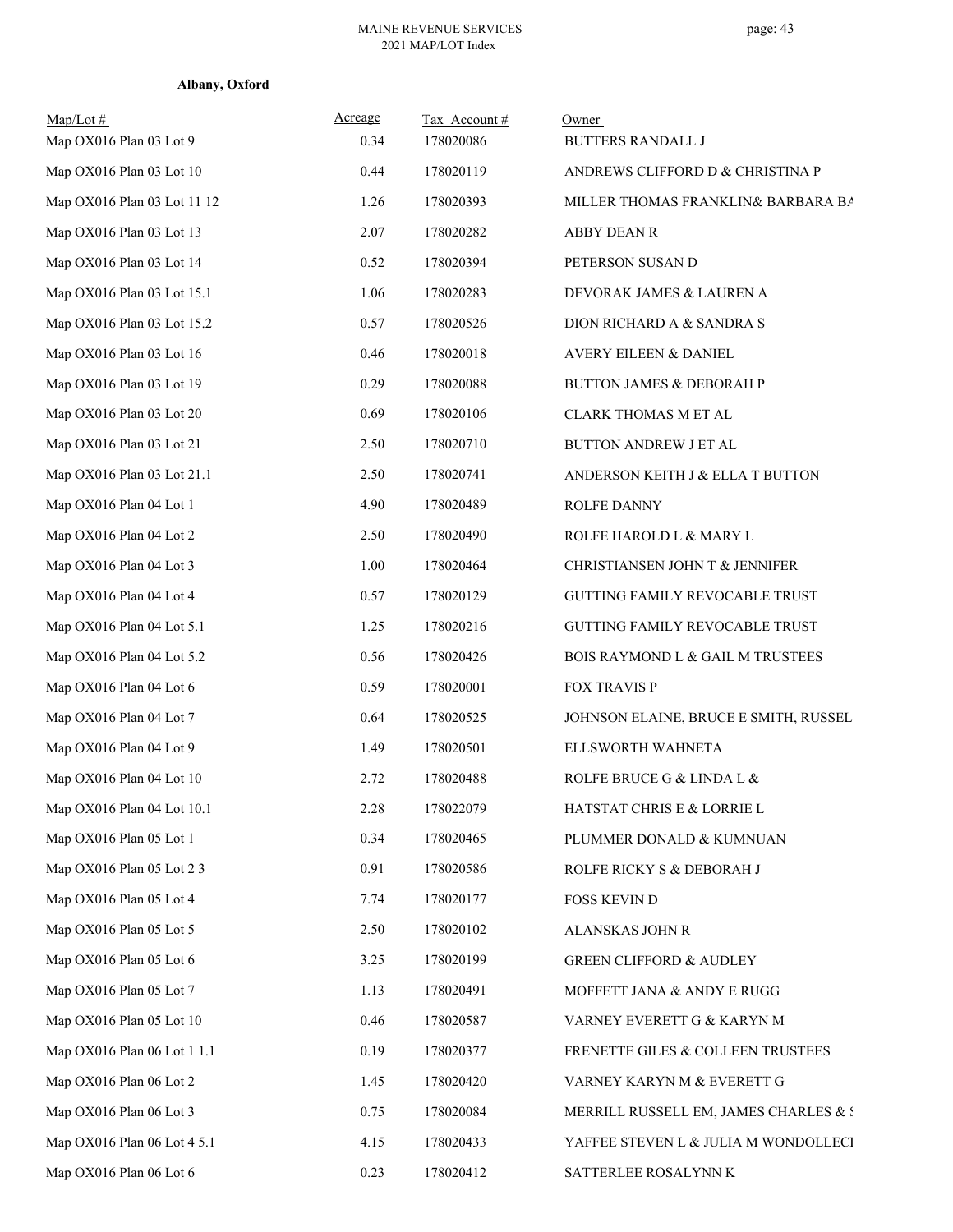**Albany, Oxford**

| Map/Lot # | Acreage | Tax Account # | Owner |
|---|---|---|---|
| Map OX016 Plan 03 Lot 9 | 0.34 | 178020086 | BUTTERS RANDALL J |
| Map OX016 Plan 03 Lot 10 | 0.44 | 178020119 | ANDREWS CLIFFORD D & CHRISTINA P |
| Map OX016 Plan 03 Lot 11 12 | 1.26 | 178020393 | MILLER THOMAS FRANKLIN& BARBARA BA |
| Map OX016 Plan 03 Lot 13 | 2.07 | 178020282 | ABBY DEAN R |
| Map OX016 Plan 03 Lot 14 | 0.52 | 178020394 | PETERSON SUSAN D |
| Map OX016 Plan 03 Lot 15.1 | 1.06 | 178020283 | DEVORAK JAMES & LAUREN A |
| Map OX016 Plan 03 Lot 15.2 | 0.57 | 178020526 | DION RICHARD A & SANDRA S |
| Map OX016 Plan 03 Lot 16 | 0.46 | 178020018 | AVERY EILEEN & DANIEL |
| Map OX016 Plan 03 Lot 19 | 0.29 | 178020088 | BUTTON JAMES & DEBORAH P |
| Map OX016 Plan 03 Lot 20 | 0.69 | 178020106 | CLARK THOMAS M ET AL |
| Map OX016 Plan 03 Lot 21 | 2.50 | 178020710 | BUTTON ANDREW J ET AL |
| Map OX016 Plan 03 Lot 21.1 | 2.50 | 178020741 | ANDERSON KEITH J & ELLA T BUTTON |
| Map OX016 Plan 04 Lot 1 | 4.90 | 178020489 | ROLFE DANNY |
| Map OX016 Plan 04 Lot 2 | 2.50 | 178020490 | ROLFE HAROLD L & MARY L |
| Map OX016 Plan 04 Lot 3 | 1.00 | 178020464 | CHRISTIANSEN JOHN T & JENNIFER |
| Map OX016 Plan 04 Lot 4 | 0.57 | 178020129 | GUTTING FAMILY REVOCABLE TRUST |
| Map OX016 Plan 04 Lot 5.1 | 1.25 | 178020216 | GUTTING FAMILY REVOCABLE TRUST |
| Map OX016 Plan 04 Lot 5.2 | 0.56 | 178020426 | BOIS RAYMOND L & GAIL M TRUSTEES |
| Map OX016 Plan 04 Lot 6 | 0.59 | 178020001 | FOX TRAVIS P |
| Map OX016 Plan 04 Lot 7 | 0.64 | 178020525 | JOHNSON ELAINE, BRUCE E SMITH, RUSSEL |
| Map OX016 Plan 04 Lot 9 | 1.49 | 178020501 | ELLSWORTH WAHNETA |
| Map OX016 Plan 04 Lot 10 | 2.72 | 178020488 | ROLFE BRUCE G & LINDA L & |
| Map OX016 Plan 04 Lot 10.1 | 2.28 | 178022079 | HATSTAT CHRIS E & LORRIE L |
| Map OX016 Plan 05 Lot 1 | 0.34 | 178020465 | PLUMMER DONALD & KUMNUAN |
| Map OX016 Plan 05 Lot 2 3 | 0.91 | 178020586 | ROLFE RICKY S & DEBORAH J |
| Map OX016 Plan 05 Lot 4 | 7.74 | 178020177 | FOSS KEVIN D |
| Map OX016 Plan 05 Lot 5 | 2.50 | 178020102 | ALANSKAS JOHN R |
| Map OX016 Plan 05 Lot 6 | 3.25 | 178020199 | GREEN CLIFFORD & AUDLEY |
| Map OX016 Plan 05 Lot 7 | 1.13 | 178020491 | MOFFETT JANA & ANDY E RUGG |
| Map OX016 Plan 05 Lot 10 | 0.46 | 178020587 | VARNEY EVERETT G & KARYN M |
| Map OX016 Plan 06 Lot 1 1.1 | 0.19 | 178020377 | FRENETTE GILES & COLLEEN TRUSTEES |
| Map OX016 Plan 06 Lot 2 | 1.45 | 178020420 | VARNEY KARYN M & EVERETT G |
| Map OX016 Plan 06 Lot 3 | 0.75 | 178020084 | MERRILL RUSSELL EM, JAMES CHARLES & S |
| Map OX016 Plan 06 Lot 4 5.1 | 4.15 | 178020433 | YAFFEE STEVEN L & JULIA M WONDOLLECI |
| Map OX016 Plan 06 Lot 6 | 0.23 | 178020412 | SATTERLEE ROSALYNN K |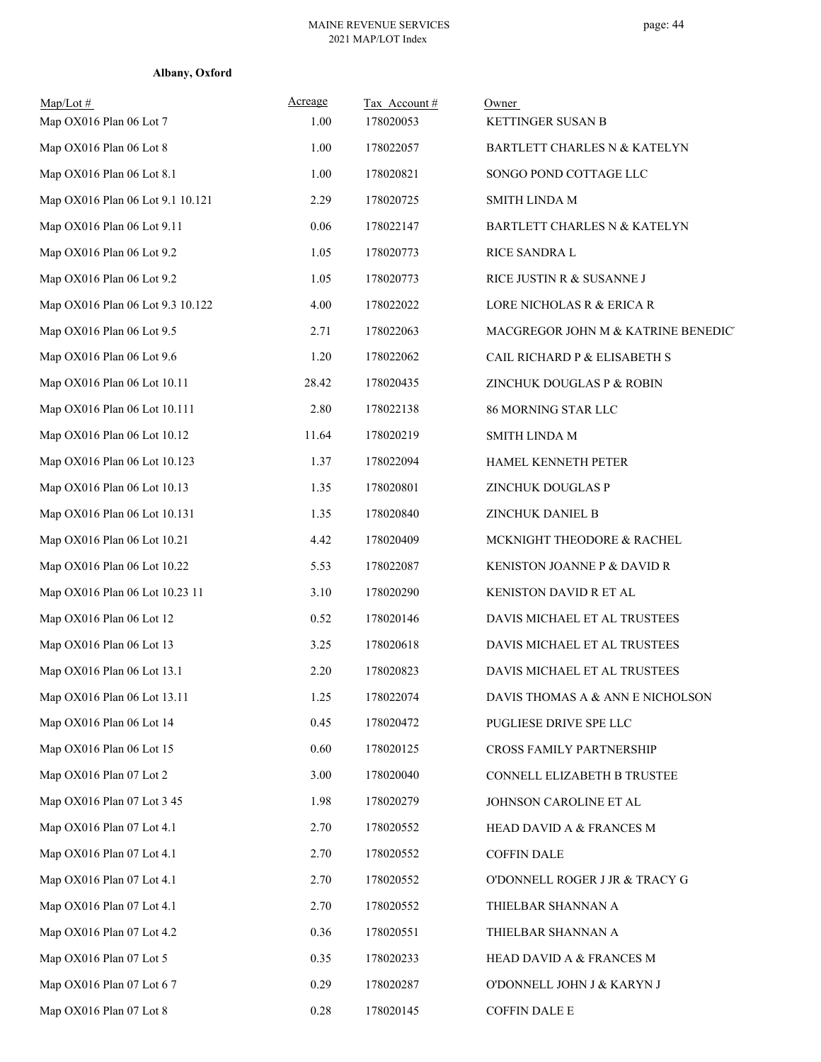**Albany, Oxford**

| Map/Lot # | Acreage | Tax Account # | Owner |
|---|---|---|---|
| Map OX016 Plan 06 Lot 7 | 1.00 | 178020053 | KETTINGER SUSAN B |
| Map OX016 Plan 06 Lot 8 | 1.00 | 178022057 | BARTLETT CHARLES N & KATELYN |
| Map OX016 Plan 06 Lot 8.1 | 1.00 | 178020821 | SONGO POND COTTAGE LLC |
| Map OX016 Plan 06 Lot 9.1 10.121 | 2.29 | 178020725 | SMITH LINDA M |
| Map OX016 Plan 06 Lot 9.11 | 0.06 | 178022147 | BARTLETT CHARLES N & KATELYN |
| Map OX016 Plan 06 Lot 9.2 | 1.05 | 178020773 | RICE SANDRA L |
| Map OX016 Plan 06 Lot 9.2 | 1.05 | 178020773 | RICE JUSTIN R & SUSANNE J |
| Map OX016 Plan 06 Lot 9.3 10.122 | 4.00 | 178022022 | LORE NICHOLAS R & ERICA R |
| Map OX016 Plan 06 Lot 9.5 | 2.71 | 178022063 | MACGREGOR JOHN M & KATRINE BENEDIC |
| Map OX016 Plan 06 Lot 9.6 | 1.20 | 178022062 | CAIL RICHARD P & ELISABETH S |
| Map OX016 Plan 06 Lot 10.11 | 28.42 | 178020435 | ZINCHUK DOUGLAS P & ROBIN |
| Map OX016 Plan 06 Lot 10.111 | 2.80 | 178022138 | 86 MORNING STAR LLC |
| Map OX016 Plan 06 Lot 10.12 | 11.64 | 178020219 | SMITH LINDA M |
| Map OX016 Plan 06 Lot 10.123 | 1.37 | 178022094 | HAMEL KENNETH PETER |
| Map OX016 Plan 06 Lot 10.13 | 1.35 | 178020801 | ZINCHUK DOUGLAS P |
| Map OX016 Plan 06 Lot 10.131 | 1.35 | 178020840 | ZINCHUK DANIEL B |
| Map OX016 Plan 06 Lot 10.21 | 4.42 | 178020409 | MCKNIGHT THEODORE & RACHEL |
| Map OX016 Plan 06 Lot 10.22 | 5.53 | 178022087 | KENISTON JOANNE P & DAVID R |
| Map OX016 Plan 06 Lot 10.23 11 | 3.10 | 178020290 | KENISTON DAVID R ET AL |
| Map OX016 Plan 06 Lot 12 | 0.52 | 178020146 | DAVIS MICHAEL ET AL TRUSTEES |
| Map OX016 Plan 06 Lot 13 | 3.25 | 178020618 | DAVIS MICHAEL ET AL TRUSTEES |
| Map OX016 Plan 06 Lot 13.1 | 2.20 | 178020823 | DAVIS MICHAEL ET AL TRUSTEES |
| Map OX016 Plan 06 Lot 13.11 | 1.25 | 178022074 | DAVIS THOMAS A & ANN E NICHOLSON |
| Map OX016 Plan 06 Lot 14 | 0.45 | 178020472 | PUGLIESE DRIVE SPE LLC |
| Map OX016 Plan 06 Lot 15 | 0.60 | 178020125 | CROSS FAMILY PARTNERSHIP |
| Map OX016 Plan 07 Lot 2 | 3.00 | 178020040 | CONNELL ELIZABETH B TRUSTEE |
| Map OX016 Plan 07 Lot 3 45 | 1.98 | 178020279 | JOHNSON CAROLINE ET AL |
| Map OX016 Plan 07 Lot 4.1 | 2.70 | 178020552 | HEAD DAVID A & FRANCES M |
| Map OX016 Plan 07 Lot 4.1 | 2.70 | 178020552 | COFFIN DALE |
| Map OX016 Plan 07 Lot 4.1 | 2.70 | 178020552 | O'DONNELL ROGER J JR & TRACY G |
| Map OX016 Plan 07 Lot 4.1 | 2.70 | 178020552 | THIELBAR SHANNAN A |
| Map OX016 Plan 07 Lot 4.2 | 0.36 | 178020551 | THIELBAR SHANNAN A |
| Map OX016 Plan 07 Lot 5 | 0.35 | 178020233 | HEAD DAVID A & FRANCES M |
| Map OX016 Plan 07 Lot 6 7 | 0.29 | 178020287 | O'DONNELL JOHN J & KARYN J |
| Map OX016 Plan 07 Lot 8 | 0.28 | 178020145 | COFFIN DALE E |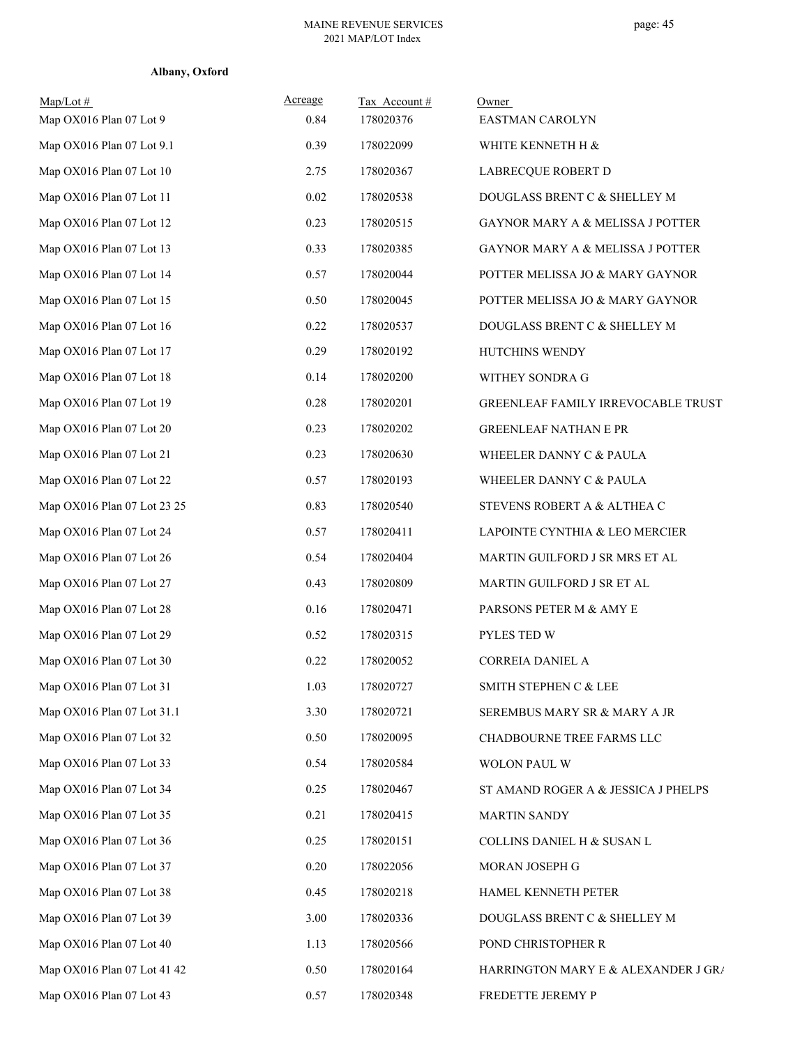**Albany, Oxford**

| Map/Lot # | Acreage | Tax Account # | Owner |
|---|---|---|---|
| Map OX016 Plan 07 Lot 9 | 0.84 | 178020376 | EASTMAN CAROLYN |
| Map OX016 Plan 07 Lot 9.1 | 0.39 | 178022099 | WHITE KENNETH H & |
| Map OX016 Plan 07 Lot 10 | 2.75 | 178020367 | LABRECQUE ROBERT D |
| Map OX016 Plan 07 Lot 11 | 0.02 | 178020538 | DOUGLASS BRENT C & SHELLEY M |
| Map OX016 Plan 07 Lot 12 | 0.23 | 178020515 | GAYNOR MARY A & MELISSA J POTTER |
| Map OX016 Plan 07 Lot 13 | 0.33 | 178020385 | GAYNOR MARY A & MELISSA J POTTER |
| Map OX016 Plan 07 Lot 14 | 0.57 | 178020044 | POTTER MELISSA JO & MARY GAYNOR |
| Map OX016 Plan 07 Lot 15 | 0.50 | 178020045 | POTTER MELISSA JO & MARY GAYNOR |
| Map OX016 Plan 07 Lot 16 | 0.22 | 178020537 | DOUGLASS BRENT C & SHELLEY M |
| Map OX016 Plan 07 Lot 17 | 0.29 | 178020192 | HUTCHINS WENDY |
| Map OX016 Plan 07 Lot 18 | 0.14 | 178020200 | WITHEY SONDRA G |
| Map OX016 Plan 07 Lot 19 | 0.28 | 178020201 | GREENLEAF FAMILY IRREVOCABLE TRUST |
| Map OX016 Plan 07 Lot 20 | 0.23 | 178020202 | GREENLEAF NATHAN E PR |
| Map OX016 Plan 07 Lot 21 | 0.23 | 178020630 | WHEELER DANNY C & PAULA |
| Map OX016 Plan 07 Lot 22 | 0.57 | 178020193 | WHEELER DANNY C & PAULA |
| Map OX016 Plan 07 Lot 23 25 | 0.83 | 178020540 | STEVENS ROBERT A & ALTHEA C |
| Map OX016 Plan 07 Lot 24 | 0.57 | 178020411 | LAPOINTE CYNTHIA & LEO MERCIER |
| Map OX016 Plan 07 Lot 26 | 0.54 | 178020404 | MARTIN GUILFORD J SR MRS ET AL |
| Map OX016 Plan 07 Lot 27 | 0.43 | 178020809 | MARTIN GUILFORD J SR ET AL |
| Map OX016 Plan 07 Lot 28 | 0.16 | 178020471 | PARSONS PETER M & AMY E |
| Map OX016 Plan 07 Lot 29 | 0.52 | 178020315 | PYLES TED W |
| Map OX016 Plan 07 Lot 30 | 0.22 | 178020052 | CORREIA DANIEL A |
| Map OX016 Plan 07 Lot 31 | 1.03 | 178020727 | SMITH STEPHEN C & LEE |
| Map OX016 Plan 07 Lot 31.1 | 3.30 | 178020721 | SEREMBUS MARY SR & MARY A JR |
| Map OX016 Plan 07 Lot 32 | 0.50 | 178020095 | CHADBOURNE TREE FARMS LLC |
| Map OX016 Plan 07 Lot 33 | 0.54 | 178020584 | WOLON PAUL W |
| Map OX016 Plan 07 Lot 34 | 0.25 | 178020467 | ST AMAND ROGER A & JESSICA J PHELPS |
| Map OX016 Plan 07 Lot 35 | 0.21 | 178020415 | MARTIN SANDY |
| Map OX016 Plan 07 Lot 36 | 0.25 | 178020151 | COLLINS DANIEL H & SUSAN L |
| Map OX016 Plan 07 Lot 37 | 0.20 | 178022056 | MORAN JOSEPH G |
| Map OX016 Plan 07 Lot 38 | 0.45 | 178020218 | HAMEL KENNETH PETER |
| Map OX016 Plan 07 Lot 39 | 3.00 | 178020336 | DOUGLASS BRENT C & SHELLEY M |
| Map OX016 Plan 07 Lot 40 | 1.13 | 178020566 | POND CHRISTOPHER R |
| Map OX016 Plan 07 Lot 41 42 | 0.50 | 178020164 | HARRINGTON MARY E & ALEXANDER J GRA |
| Map OX016 Plan 07 Lot 43 | 0.57 | 178020348 | FREDETTE JEREMY P |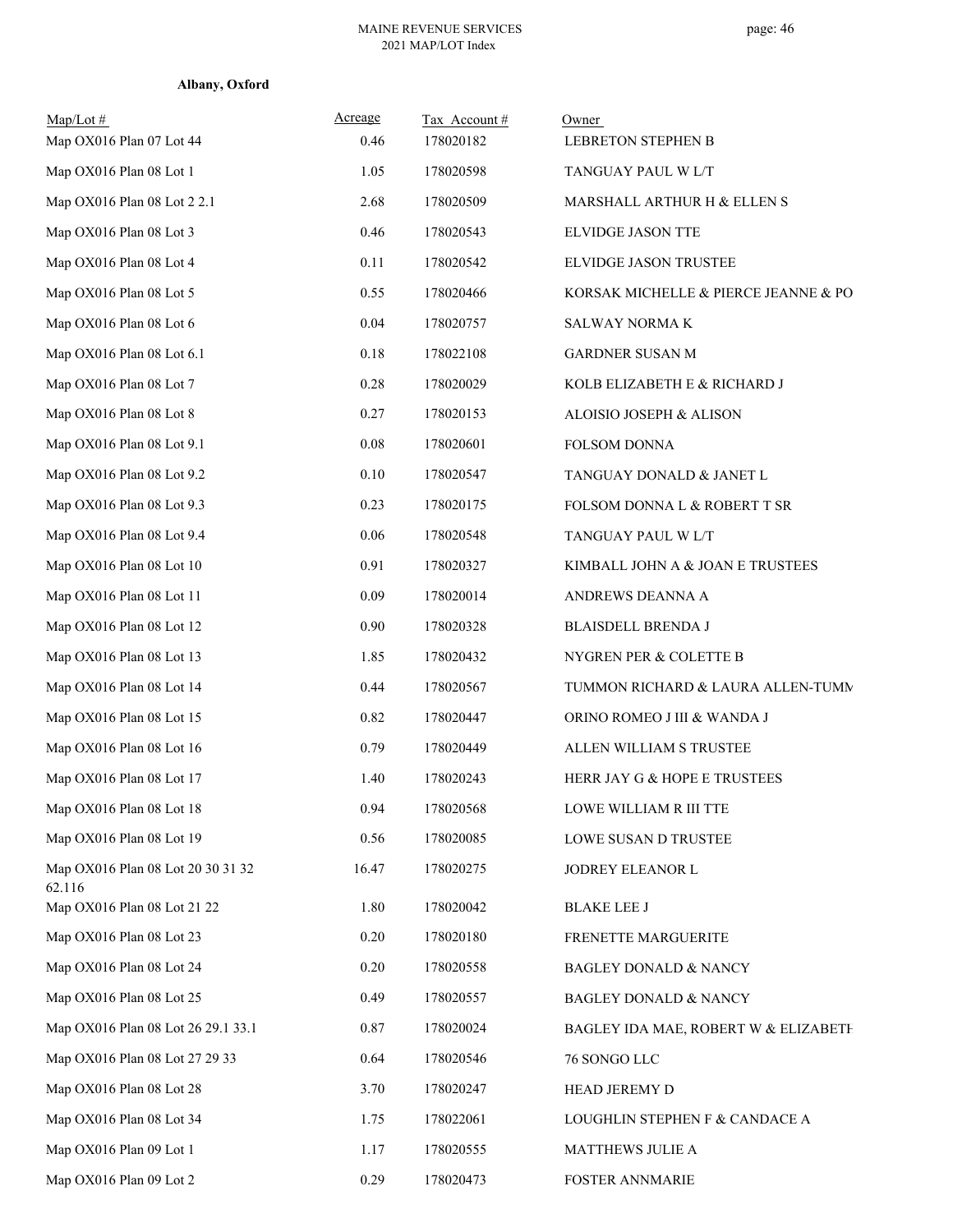**Albany, Oxford**

| Map/Lot # | Acreage | Tax Account # | Owner |
|---|---|---|---|
| Map OX016 Plan 07 Lot 44 | 0.46 | 178020182 | LEBRETON STEPHEN B |
| Map OX016 Plan 08 Lot 1 | 1.05 | 178020598 | TANGUAY PAUL W L/T |
| Map OX016 Plan 08 Lot 2 2.1 | 2.68 | 178020509 | MARSHALL ARTHUR H & ELLEN S |
| Map OX016 Plan 08 Lot 3 | 0.46 | 178020543 | ELVIDGE JASON TTE |
| Map OX016 Plan 08 Lot 4 | 0.11 | 178020542 | ELVIDGE JASON TRUSTEE |
| Map OX016 Plan 08 Lot 5 | 0.55 | 178020466 | KORSAK MICHELLE & PIERCE JEANNE & PO |
| Map OX016 Plan 08 Lot 6 | 0.04 | 178020757 | SALWAY NORMA K |
| Map OX016 Plan 08 Lot 6.1 | 0.18 | 178022108 | GARDNER SUSAN M |
| Map OX016 Plan 08 Lot 7 | 0.28 | 178020029 | KOLB ELIZABETH E & RICHARD J |
| Map OX016 Plan 08 Lot 8 | 0.27 | 178020153 | ALOISIO JOSEPH & ALISON |
| Map OX016 Plan 08 Lot 9.1 | 0.08 | 178020601 | FOLSOM DONNA |
| Map OX016 Plan 08 Lot 9.2 | 0.10 | 178020547 | TANGUAY DONALD & JANET L |
| Map OX016 Plan 08 Lot 9.3 | 0.23 | 178020175 | FOLSOM DONNA L & ROBERT T SR |
| Map OX016 Plan 08 Lot 9.4 | 0.06 | 178020548 | TANGUAY PAUL W L/T |
| Map OX016 Plan 08 Lot 10 | 0.91 | 178020327 | KIMBALL JOHN A & JOAN E TRUSTEES |
| Map OX016 Plan 08 Lot 11 | 0.09 | 178020014 | ANDREWS DEANNA A |
| Map OX016 Plan 08 Lot 12 | 0.90 | 178020328 | BLAISDELL BRENDA J |
| Map OX016 Plan 08 Lot 13 | 1.85 | 178020432 | NYGREN PER & COLETTE B |
| Map OX016 Plan 08 Lot 14 | 0.44 | 178020567 | TUMMON RICHARD & LAURA ALLEN-TUMM |
| Map OX016 Plan 08 Lot 15 | 0.82 | 178020447 | ORINO ROMEO J III & WANDA J |
| Map OX016 Plan 08 Lot 16 | 0.79 | 178020449 | ALLEN WILLIAM S TRUSTEE |
| Map OX016 Plan 08 Lot 17 | 1.40 | 178020243 | HERR JAY G & HOPE E TRUSTEES |
| Map OX016 Plan 08 Lot 18 | 0.94 | 178020568 | LOWE WILLIAM R III TTE |
| Map OX016 Plan 08 Lot 19 | 0.56 | 178020085 | LOWE SUSAN D TRUSTEE |
| Map OX016 Plan 08 Lot 20 30 31 32 62.116 | 16.47 | 178020275 | JODREY ELEANOR L |
| Map OX016 Plan 08 Lot 21 22 | 1.80 | 178020042 | BLAKE LEE J |
| Map OX016 Plan 08 Lot 23 | 0.20 | 178020180 | FRENETTE MARGUERITE |
| Map OX016 Plan 08 Lot 24 | 0.20 | 178020558 | BAGLEY DONALD & NANCY |
| Map OX016 Plan 08 Lot 25 | 0.49 | 178020557 | BAGLEY DONALD & NANCY |
| Map OX016 Plan 08 Lot 26 29.1 33.1 | 0.87 | 178020024 | BAGLEY IDA MAE, ROBERT W & ELIZABETH |
| Map OX016 Plan 08 Lot 27 29 33 | 0.64 | 178020546 | 76 SONGO LLC |
| Map OX016 Plan 08 Lot 28 | 3.70 | 178020247 | HEAD JEREMY D |
| Map OX016 Plan 08 Lot 34 | 1.75 | 178022061 | LOUGHLIN STEPHEN F & CANDACE A |
| Map OX016 Plan 09 Lot 1 | 1.17 | 178020555 | MATTHEWS JULIE A |
| Map OX016 Plan 09 Lot 2 | 0.29 | 178020473 | FOSTER ANNMARIE |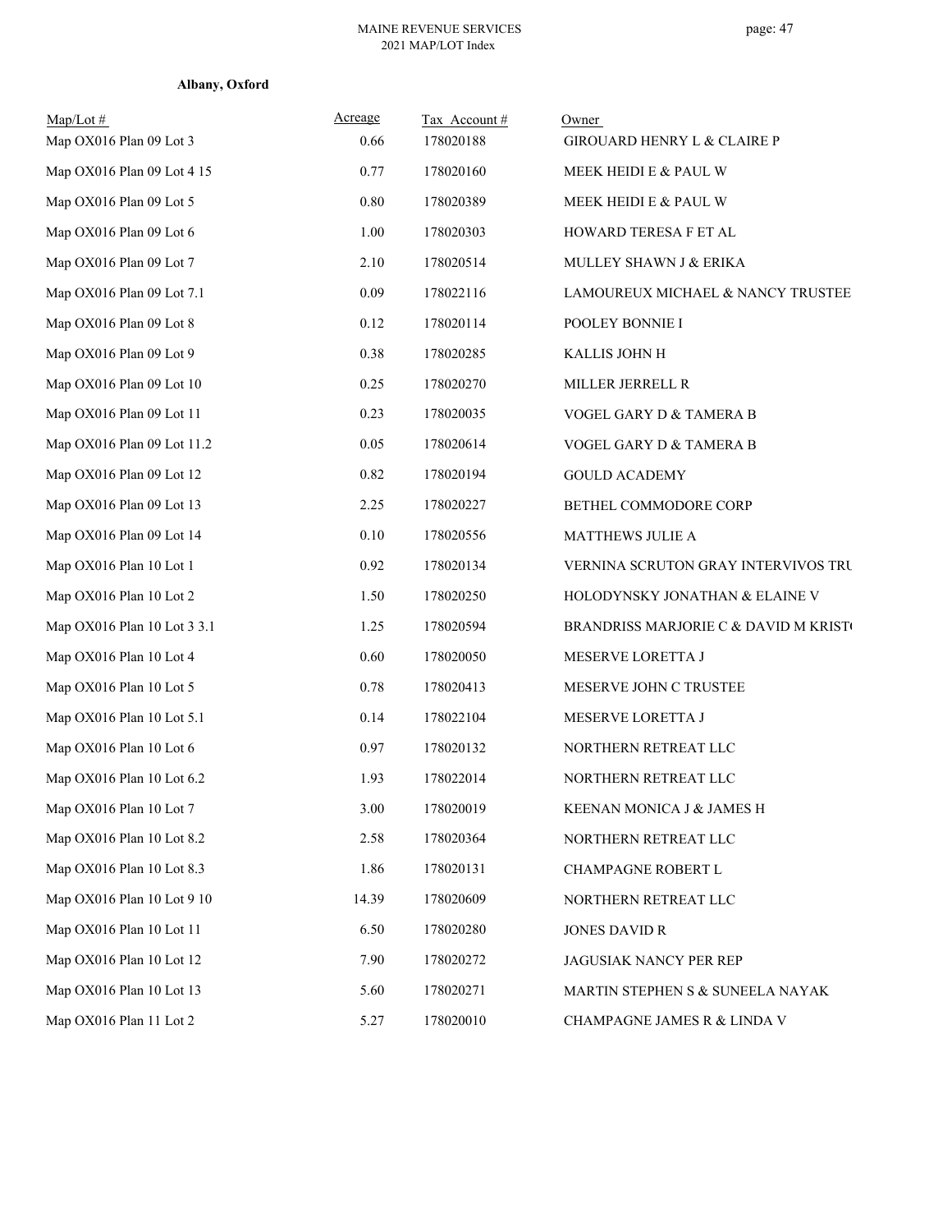**Albany, Oxford**

| Map/Lot # | Acreage | Tax Account # | Owner |
|---|---|---|---|
| Map OX016 Plan 09 Lot 3 | 0.66 | 178020188 | GIROUARD HENRY L & CLAIRE P |
| Map OX016 Plan 09 Lot 4 15 | 0.77 | 178020160 | MEEK HEIDI E & PAUL W |
| Map OX016 Plan 09 Lot 5 | 0.80 | 178020389 | MEEK HEIDI E & PAUL W |
| Map OX016 Plan 09 Lot 6 | 1.00 | 178020303 | HOWARD TERESA F ET AL |
| Map OX016 Plan 09 Lot 7 | 2.10 | 178020514 | MULLEY SHAWN J & ERIKA |
| Map OX016 Plan 09 Lot 7.1 | 0.09 | 178022116 | LAMOUREUX MICHAEL & NANCY TRUSTEE |
| Map OX016 Plan 09 Lot 8 | 0.12 | 178020114 | POOLEY BONNIE I |
| Map OX016 Plan 09 Lot 9 | 0.38 | 178020285 | KALLIS JOHN H |
| Map OX016 Plan 09 Lot 10 | 0.25 | 178020270 | MILLER JERRELL R |
| Map OX016 Plan 09 Lot 11 | 0.23 | 178020035 | VOGEL GARY D & TAMERA B |
| Map OX016 Plan 09 Lot 11.2 | 0.05 | 178020614 | VOGEL GARY D & TAMERA B |
| Map OX016 Plan 09 Lot 12 | 0.82 | 178020194 | GOULD ACADEMY |
| Map OX016 Plan 09 Lot 13 | 2.25 | 178020227 | BETHEL COMMODORE CORP |
| Map OX016 Plan 09 Lot 14 | 0.10 | 178020556 | MATTHEWS JULIE A |
| Map OX016 Plan 10 Lot 1 | 0.92 | 178020134 | VERNINA SCRUTON GRAY INTERVIVOS TRU |
| Map OX016 Plan 10 Lot 2 | 1.50 | 178020250 | HOLODYNSKY JONATHAN & ELAINE V |
| Map OX016 Plan 10 Lot 3 3.1 | 1.25 | 178020594 | BRANDRISS MARJORIE C & DAVID M KRIST( |
| Map OX016 Plan 10 Lot 4 | 0.60 | 178020050 | MESERVE LORETTA J |
| Map OX016 Plan 10 Lot 5 | 0.78 | 178020413 | MESERVE JOHN C TRUSTEE |
| Map OX016 Plan 10 Lot 5.1 | 0.14 | 178022104 | MESERVE LORETTA J |
| Map OX016 Plan 10 Lot 6 | 0.97 | 178020132 | NORTHERN RETREAT LLC |
| Map OX016 Plan 10 Lot 6.2 | 1.93 | 178022014 | NORTHERN RETREAT LLC |
| Map OX016 Plan 10 Lot 7 | 3.00 | 178020019 | KEENAN MONICA J & JAMES H |
| Map OX016 Plan 10 Lot 8.2 | 2.58 | 178020364 | NORTHERN RETREAT LLC |
| Map OX016 Plan 10 Lot 8.3 | 1.86 | 178020131 | CHAMPAGNE ROBERT L |
| Map OX016 Plan 10 Lot 9 10 | 14.39 | 178020609 | NORTHERN RETREAT LLC |
| Map OX016 Plan 10 Lot 11 | 6.50 | 178020280 | JONES DAVID R |
| Map OX016 Plan 10 Lot 12 | 7.90 | 178020272 | JAGUSIAK NANCY PER REP |
| Map OX016 Plan 10 Lot 13 | 5.60 | 178020271 | MARTIN STEPHEN S & SUNEELA NAYAK |
| Map OX016 Plan 11 Lot 2 | 5.27 | 178020010 | CHAMPAGNE JAMES R & LINDA V |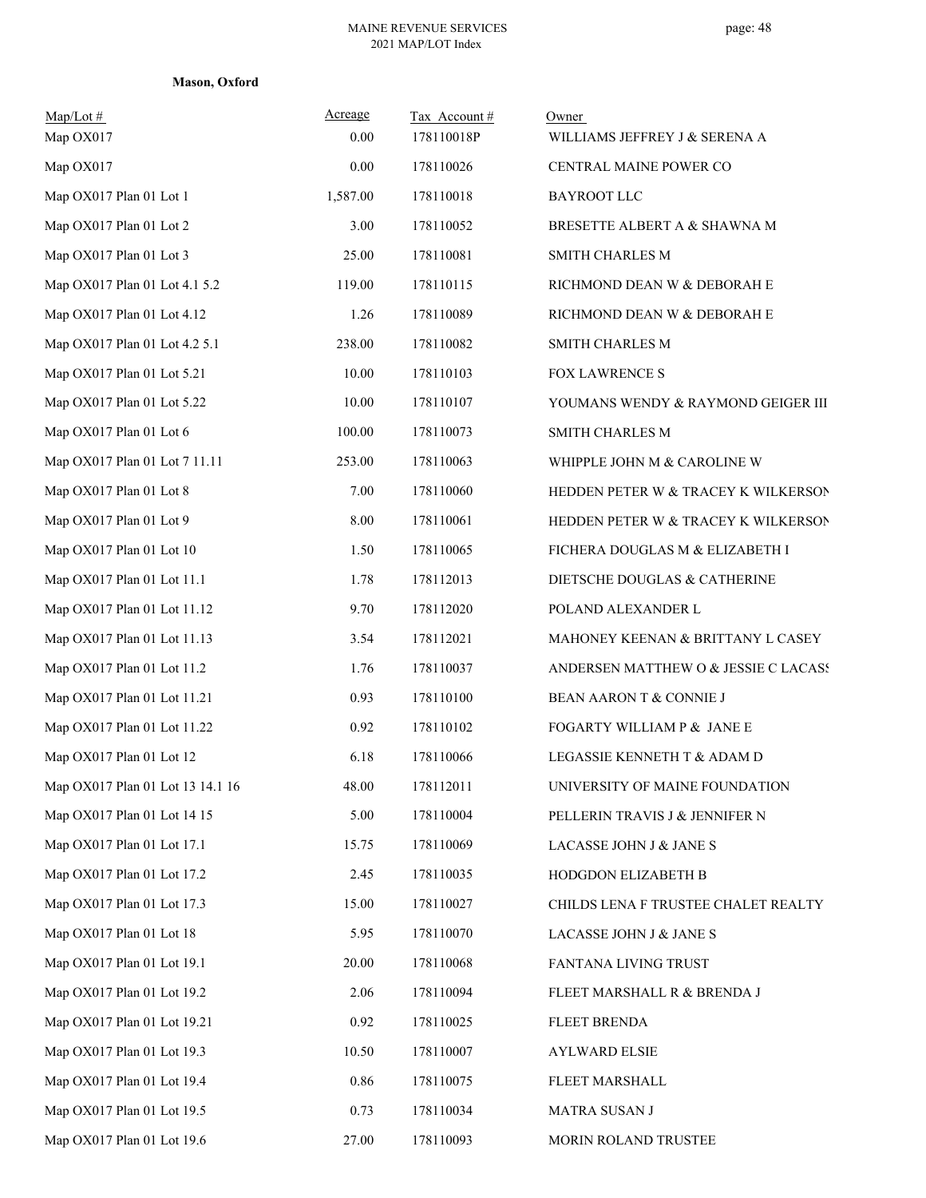**Mason, Oxford**

| Map/Lot # | Acreage | Tax Account # | Owner |
|---|---|---|---|
| Map OX017 | 0.00 | 178110018P | WILLIAMS JEFFREY J & SERENA A |
| Map OX017 | 0.00 | 178110026 | CENTRAL MAINE POWER CO |
| Map OX017 Plan 01 Lot 1 | 1,587.00 | 178110018 | BAYROOT LLC |
| Map OX017 Plan 01 Lot 2 | 3.00 | 178110052 | BRESETTE ALBERT A & SHAWNA M |
| Map OX017 Plan 01 Lot 3 | 25.00 | 178110081 | SMITH CHARLES M |
| Map OX017 Plan 01 Lot 4.1 5.2 | 119.00 | 178110115 | RICHMOND DEAN W & DEBORAH E |
| Map OX017 Plan 01 Lot 4.12 | 1.26 | 178110089 | RICHMOND DEAN W & DEBORAH E |
| Map OX017 Plan 01 Lot 4.2 5.1 | 238.00 | 178110082 | SMITH CHARLES M |
| Map OX017 Plan 01 Lot 5.21 | 10.00 | 178110103 | FOX LAWRENCE S |
| Map OX017 Plan 01 Lot 5.22 | 10.00 | 178110107 | YOUMANS WENDY & RAYMOND GEIGER III |
| Map OX017 Plan 01 Lot 6 | 100.00 | 178110073 | SMITH CHARLES M |
| Map OX017 Plan 01 Lot 7 11.11 | 253.00 | 178110063 | WHIPPLE JOHN M & CAROLINE W |
| Map OX017 Plan 01 Lot 8 | 7.00 | 178110060 | HEDDEN PETER W & TRACEY K WILKERSON |
| Map OX017 Plan 01 Lot 9 | 8.00 | 178110061 | HEDDEN PETER W & TRACEY K WILKERSON |
| Map OX017 Plan 01 Lot 10 | 1.50 | 178110065 | FICHERA DOUGLAS M & ELIZABETH I |
| Map OX017 Plan 01 Lot 11.1 | 1.78 | 178112013 | DIETSCHE DOUGLAS & CATHERINE |
| Map OX017 Plan 01 Lot 11.12 | 9.70 | 178112020 | POLAND ALEXANDER L |
| Map OX017 Plan 01 Lot 11.13 | 3.54 | 178112021 | MAHONEY KEENAN & BRITTANY L CASEY |
| Map OX017 Plan 01 Lot 11.2 | 1.76 | 178110037 | ANDERSEN MATTHEW O & JESSIE C LACASS |
| Map OX017 Plan 01 Lot 11.21 | 0.93 | 178110100 | BEAN AARON T & CONNIE J |
| Map OX017 Plan 01 Lot 11.22 | 0.92 | 178110102 | FOGARTY WILLIAM P & JANE E |
| Map OX017 Plan 01 Lot 12 | 6.18 | 178110066 | LEGASSIE KENNETH T & ADAM D |
| Map OX017 Plan 01 Lot 13 14.1 16 | 48.00 | 178112011 | UNIVERSITY OF MAINE FOUNDATION |
| Map OX017 Plan 01 Lot 14 15 | 5.00 | 178110004 | PELLERIN TRAVIS J & JENNIFER N |
| Map OX017 Plan 01 Lot 17.1 | 15.75 | 178110069 | LACASSE JOHN J & JANE S |
| Map OX017 Plan 01 Lot 17.2 | 2.45 | 178110035 | HODGDON ELIZABETH B |
| Map OX017 Plan 01 Lot 17.3 | 15.00 | 178110027 | CHILDS LENA F TRUSTEE CHALET REALTY |
| Map OX017 Plan 01 Lot 18 | 5.95 | 178110070 | LACASSE JOHN J & JANE S |
| Map OX017 Plan 01 Lot 19.1 | 20.00 | 178110068 | FANTANA LIVING TRUST |
| Map OX017 Plan 01 Lot 19.2 | 2.06 | 178110094 | FLEET MARSHALL R & BRENDA J |
| Map OX017 Plan 01 Lot 19.21 | 0.92 | 178110025 | FLEET BRENDA |
| Map OX017 Plan 01 Lot 19.3 | 10.50 | 178110007 | AYLWARD ELSIE |
| Map OX017 Plan 01 Lot 19.4 | 0.86 | 178110075 | FLEET MARSHALL |
| Map OX017 Plan 01 Lot 19.5 | 0.73 | 178110034 | MATRA SUSAN J |
| Map OX017 Plan 01 Lot 19.6 | 27.00 | 178110093 | MORIN ROLAND TRUSTEE |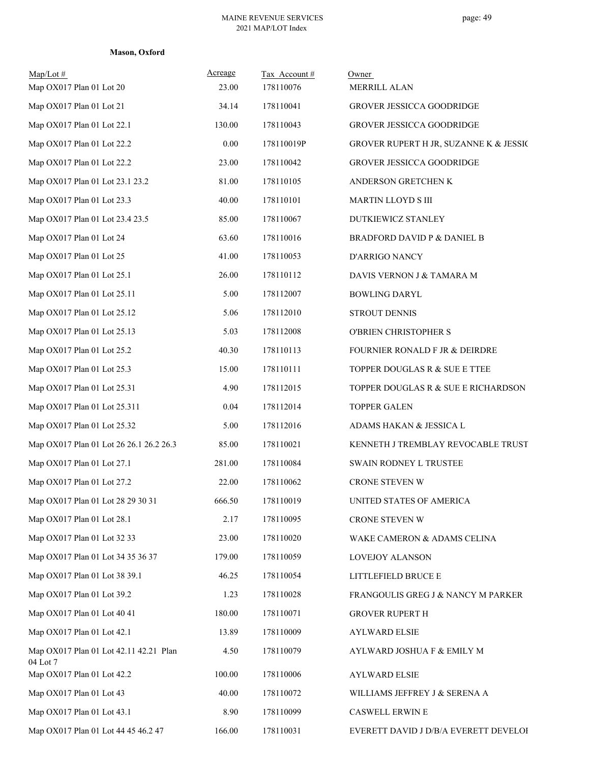**Mason, Oxford**

| Map/Lot # | Acreage | Tax Account # | Owner |
|---|---|---|---|
| Map OX017 Plan 01 Lot 20 | 23.00 | 178110076 | MERRILL ALAN |
| Map OX017 Plan 01 Lot 21 | 34.14 | 178110041 | GROVER JESSICCA GOODRIDGE |
| Map OX017 Plan 01 Lot 22.1 | 130.00 | 178110043 | GROVER JESSICCA GOODRIDGE |
| Map OX017 Plan 01 Lot 22.2 | 0.00 | 178110019P | GROVER RUPERT H JR, SUZANNE K & JESSIC |
| Map OX017 Plan 01 Lot 22.2 | 23.00 | 178110042 | GROVER JESSICCA GOODRIDGE |
| Map OX017 Plan 01 Lot 23.1 23.2 | 81.00 | 178110105 | ANDERSON GRETCHEN K |
| Map OX017 Plan 01 Lot 23.3 | 40.00 | 178110101 | MARTIN LLOYD S III |
| Map OX017 Plan 01 Lot 23.4 23.5 | 85.00 | 178110067 | DUTKIEWICZ STANLEY |
| Map OX017 Plan 01 Lot 24 | 63.60 | 178110016 | BRADFORD DAVID P & DANIEL B |
| Map OX017 Plan 01 Lot 25 | 41.00 | 178110053 | D'ARRIGO NANCY |
| Map OX017 Plan 01 Lot 25.1 | 26.00 | 178110112 | DAVIS VERNON J & TAMARA M |
| Map OX017 Plan 01 Lot 25.11 | 5.00 | 178112007 | BOWLING DARYL |
| Map OX017 Plan 01 Lot 25.12 | 5.06 | 178112010 | STROUT DENNIS |
| Map OX017 Plan 01 Lot 25.13 | 5.03 | 178112008 | O'BRIEN CHRISTOPHER S |
| Map OX017 Plan 01 Lot 25.2 | 40.30 | 178110113 | FOURNIER RONALD F JR & DEIRDRE |
| Map OX017 Plan 01 Lot 25.3 | 15.00 | 178110111 | TOPPER DOUGLAS R & SUE E TTEE |
| Map OX017 Plan 01 Lot 25.31 | 4.90 | 178112015 | TOPPER DOUGLAS R & SUE E RICHARDSON |
| Map OX017 Plan 01 Lot 25.311 | 0.04 | 178112014 | TOPPER GALEN |
| Map OX017 Plan 01 Lot 25.32 | 5.00 | 178112016 | ADAMS HAKAN & JESSICA L |
| Map OX017 Plan 01 Lot 26 26.1 26.2 26.3 | 85.00 | 178110021 | KENNETH J TREMBLAY REVOCABLE TRUST |
| Map OX017 Plan 01 Lot 27.1 | 281.00 | 178110084 | SWAIN RODNEY L TRUSTEE |
| Map OX017 Plan 01 Lot 27.2 | 22.00 | 178110062 | CRONE STEVEN W |
| Map OX017 Plan 01 Lot 28 29 30 31 | 666.50 | 178110019 | UNITED STATES OF AMERICA |
| Map OX017 Plan 01 Lot 28.1 | 2.17 | 178110095 | CRONE STEVEN W |
| Map OX017 Plan 01 Lot 32 33 | 23.00 | 178110020 | WAKE CAMERON & ADAMS CELINA |
| Map OX017 Plan 01 Lot 34 35 36 37 | 179.00 | 178110059 | LOVEJOY ALANSON |
| Map OX017 Plan 01 Lot 38 39.1 | 46.25 | 178110054 | LITTLEFIELD BRUCE E |
| Map OX017 Plan 01 Lot 39.2 | 1.23 | 178110028 | FRANGOULIS GREG J & NANCY M PARKER |
| Map OX017 Plan 01 Lot 40 41 | 180.00 | 178110071 | GROVER RUPERT H |
| Map OX017 Plan 01 Lot 42.1 | 13.89 | 178110009 | AYLWARD ELSIE |
| Map OX017 Plan 01 Lot 42.11 42.21 Plan 04 Lot 7 | 4.50 | 178110079 | AYLWARD JOSHUA F & EMILY M |
| Map OX017 Plan 01 Lot 42.2 | 100.00 | 178110006 | AYLWARD ELSIE |
| Map OX017 Plan 01 Lot 43 | 40.00 | 178110072 | WILLIAMS JEFFREY J & SERENA A |
| Map OX017 Plan 01 Lot 43.1 | 8.90 | 178110099 | CASWELL ERWIN E |
| Map OX017 Plan 01 Lot 44 45 46.2 47 | 166.00 | 178110031 | EVERETT DAVID J D/B/A EVERETT DEVELOI |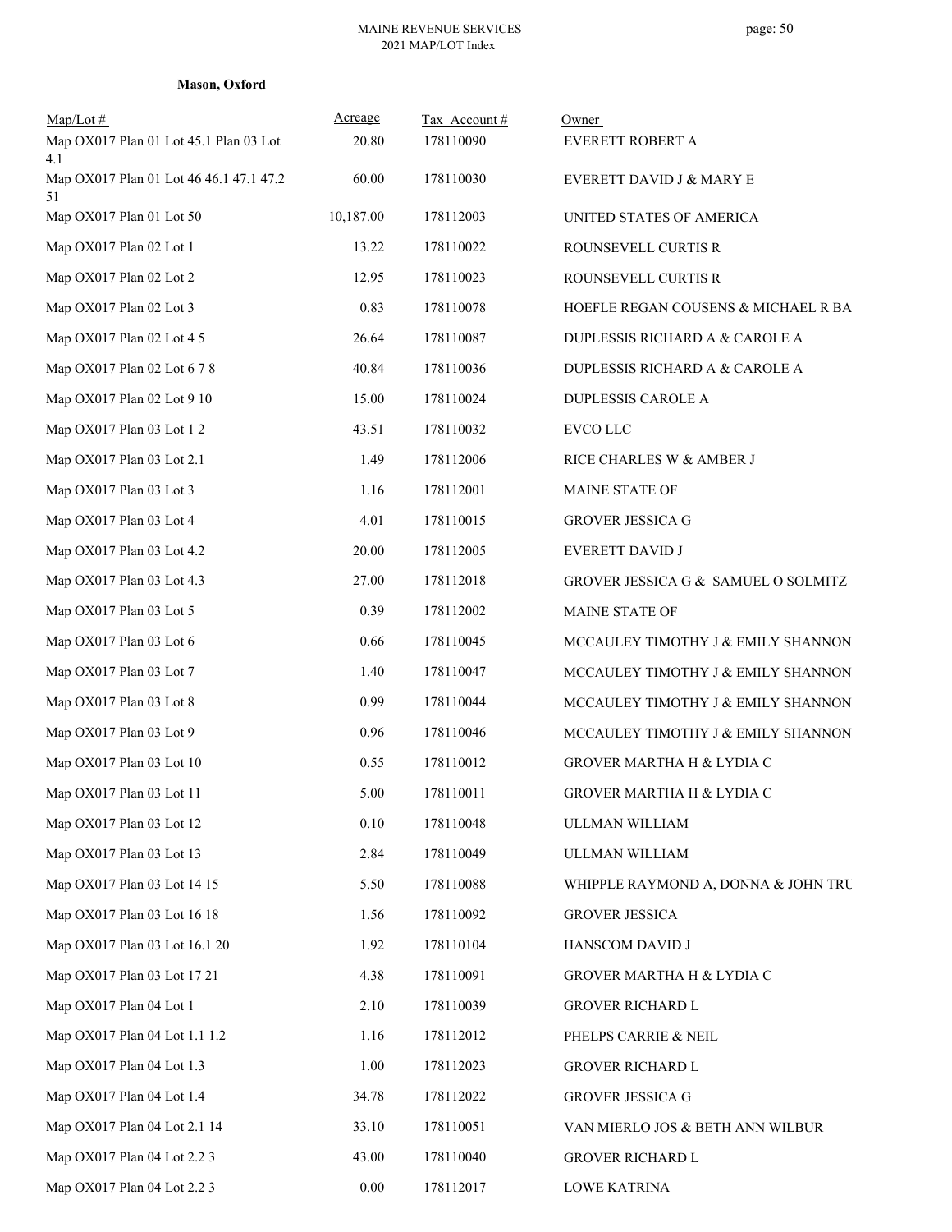**Mason, Oxford**

| Map/Lot # | Acreage | Tax Account # | Owner |
|---|---|---|---|
| Map OX017 Plan 01 Lot 45.1 Plan 03 Lot 4.1 | 20.80 | 178110090 | EVERETT ROBERT A |
| Map OX017 Plan 01 Lot 46 46.1 47.1 47.2 51 | 60.00 | 178110030 | EVERETT DAVID J & MARY E |
| Map OX017 Plan 01 Lot 50 | 10,187.00 | 178112003 | UNITED STATES OF AMERICA |
| Map OX017 Plan 02 Lot 1 | 13.22 | 178110022 | ROUNSEVELL CURTIS R |
| Map OX017 Plan 02 Lot 2 | 12.95 | 178110023 | ROUNSEVELL CURTIS R |
| Map OX017 Plan 02 Lot 3 | 0.83 | 178110078 | HOEFLE REGAN COUSENS & MICHAEL R BA |
| Map OX017 Plan 02 Lot 4 5 | 26.64 | 178110087 | DUPLESSIS RICHARD A & CAROLE A |
| Map OX017 Plan 02 Lot 6 7 8 | 40.84 | 178110036 | DUPLESSIS RICHARD A & CAROLE A |
| Map OX017 Plan 02 Lot 9 10 | 15.00 | 178110024 | DUPLESSIS CAROLE A |
| Map OX017 Plan 03 Lot 1 2 | 43.51 | 178110032 | EVCO LLC |
| Map OX017 Plan 03 Lot 2.1 | 1.49 | 178112006 | RICE CHARLES W & AMBER J |
| Map OX017 Plan 03 Lot 3 | 1.16 | 178112001 | MAINE STATE OF |
| Map OX017 Plan 03 Lot 4 | 4.01 | 178110015 | GROVER JESSICA G |
| Map OX017 Plan 03 Lot 4.2 | 20.00 | 178112005 | EVERETT DAVID J |
| Map OX017 Plan 03 Lot 4.3 | 27.00 | 178112018 | GROVER JESSICA G & SAMUEL O SOLMITZ |
| Map OX017 Plan 03 Lot 5 | 0.39 | 178112002 | MAINE STATE OF |
| Map OX017 Plan 03 Lot 6 | 0.66 | 178110045 | MCCAULEY TIMOTHY J & EMILY SHANNON |
| Map OX017 Plan 03 Lot 7 | 1.40 | 178110047 | MCCAULEY TIMOTHY J & EMILY SHANNON |
| Map OX017 Plan 03 Lot 8 | 0.99 | 178110044 | MCCAULEY TIMOTHY J & EMILY SHANNON |
| Map OX017 Plan 03 Lot 9 | 0.96 | 178110046 | MCCAULEY TIMOTHY J & EMILY SHANNON |
| Map OX017 Plan 03 Lot 10 | 0.55 | 178110012 | GROVER MARTHA H & LYDIA C |
| Map OX017 Plan 03 Lot 11 | 5.00 | 178110011 | GROVER MARTHA H & LYDIA C |
| Map OX017 Plan 03 Lot 12 | 0.10 | 178110048 | ULLMAN WILLIAM |
| Map OX017 Plan 03 Lot 13 | 2.84 | 178110049 | ULLMAN WILLIAM |
| Map OX017 Plan 03 Lot 14 15 | 5.50 | 178110088 | WHIPPLE RAYMOND A, DONNA & JOHN TRU |
| Map OX017 Plan 03 Lot 16 18 | 1.56 | 178110092 | GROVER JESSICA |
| Map OX017 Plan 03 Lot 16.1 20 | 1.92 | 178110104 | HANSCOM DAVID J |
| Map OX017 Plan 03 Lot 17 21 | 4.38 | 178110091 | GROVER MARTHA H & LYDIA C |
| Map OX017 Plan 04 Lot 1 | 2.10 | 178110039 | GROVER RICHARD L |
| Map OX017 Plan 04 Lot 1.1 1.2 | 1.16 | 178112012 | PHELPS CARRIE & NEIL |
| Map OX017 Plan 04 Lot 1.3 | 1.00 | 178112023 | GROVER RICHARD L |
| Map OX017 Plan 04 Lot 1.4 | 34.78 | 178112022 | GROVER JESSICA G |
| Map OX017 Plan 04 Lot 2.1 14 | 33.10 | 178110051 | VAN MIERLO JOS & BETH ANN WILBUR |
| Map OX017 Plan 04 Lot 2.2 3 | 43.00 | 178110040 | GROVER RICHARD L |
| Map OX017 Plan 04 Lot 2.2 3 | 0.00 | 178112017 | LOWE KATRINA |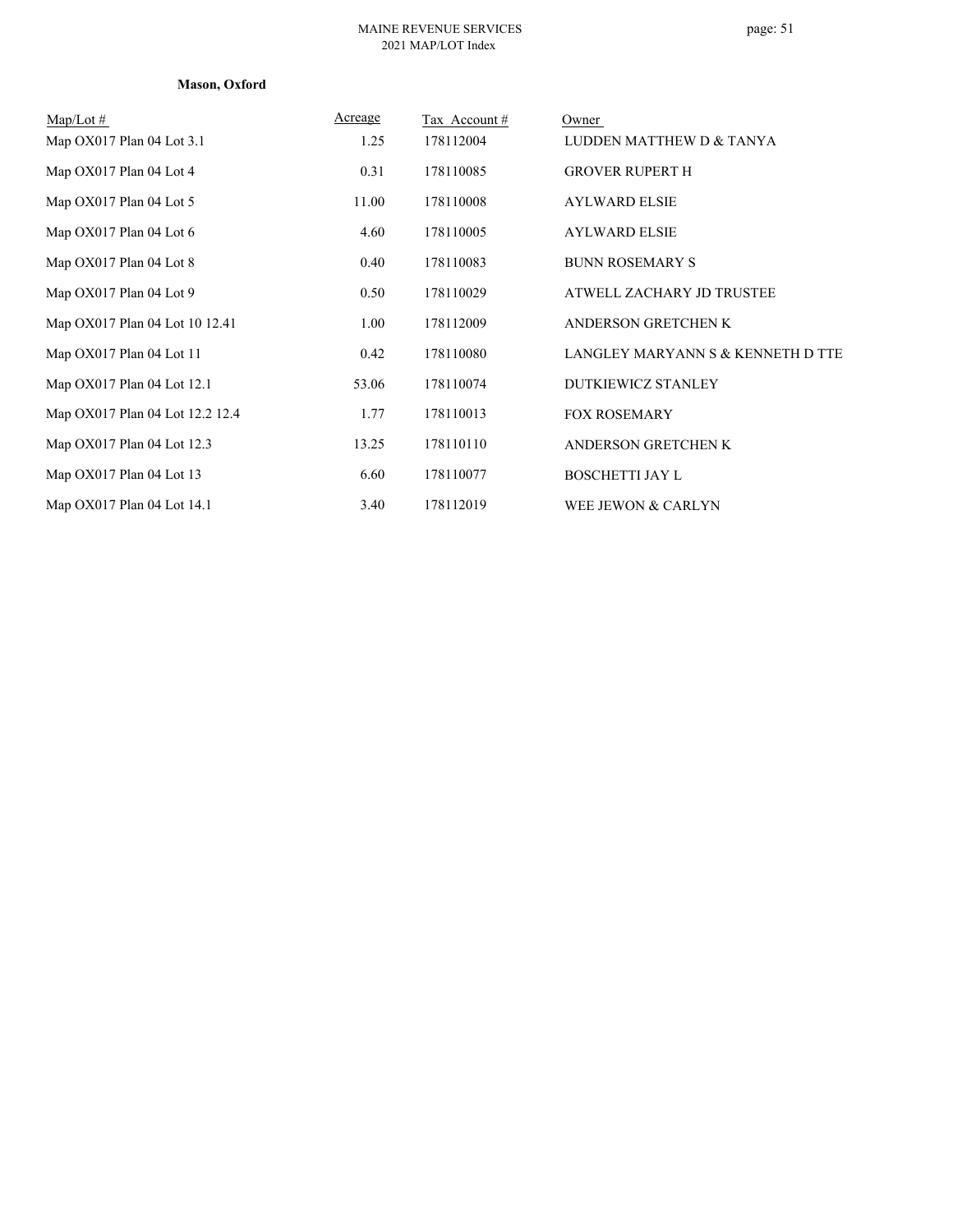**Mason, Oxford**

| Map/Lot # | Acreage | Tax Account # | Owner |
|---|---|---|---|
| Map OX017 Plan 04 Lot 3.1 | 1.25 | 178112004 | LUDDEN MATTHEW D & TANYA |
| Map OX017 Plan 04 Lot 4 | 0.31 | 178110085 | GROVER RUPERT H |
| Map OX017 Plan 04 Lot 5 | 11.00 | 178110008 | AYLWARD ELSIE |
| Map OX017 Plan 04 Lot 6 | 4.60 | 178110005 | AYLWARD ELSIE |
| Map OX017 Plan 04 Lot 8 | 0.40 | 178110083 | BUNN ROSEMARY S |
| Map OX017 Plan 04 Lot 9 | 0.50 | 178110029 | ATWELL ZACHARY JD TRUSTEE |
| Map OX017 Plan 04 Lot 10 12.41 | 1.00 | 178112009 | ANDERSON GRETCHEN K |
| Map OX017 Plan 04 Lot 11 | 0.42 | 178110080 | LANGLEY MARYANN S & KENNETH D TTE |
| Map OX017 Plan 04 Lot 12.1 | 53.06 | 178110074 | DUTKIEWICZ STANLEY |
| Map OX017 Plan 04 Lot 12.2 12.4 | 1.77 | 178110013 | FOX ROSEMARY |
| Map OX017 Plan 04 Lot 12.3 | 13.25 | 178110110 | ANDERSON GRETCHEN K |
| Map OX017 Plan 04 Lot 13 | 6.60 | 178110077 | BOSCHETTI JAY L |
| Map OX017 Plan 04 Lot 14.1 | 3.40 | 178112019 | WEE JEWON & CARLYN |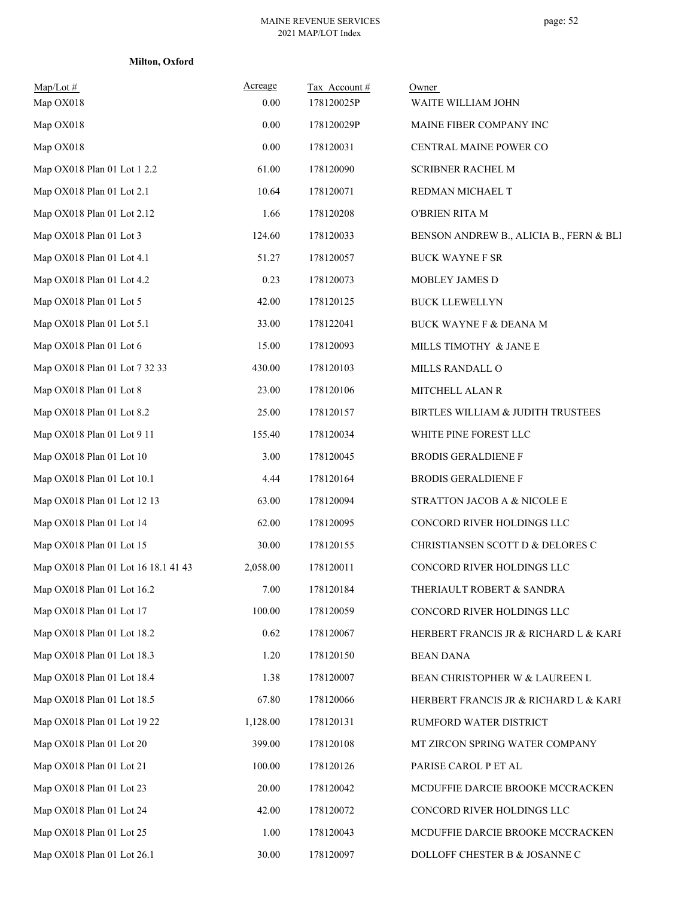**Milton, Oxford**

| Map/Lot # | Acreage | Tax Account # | Owner |
|---|---|---|---|
| Map OX018 | 0.00 | 178120025P | WAITE WILLIAM JOHN |
| Map OX018 | 0.00 | 178120029P | MAINE FIBER COMPANY INC |
| Map OX018 | 0.00 | 178120031 | CENTRAL MAINE POWER CO |
| Map OX018 Plan 01 Lot 1 2.2 | 61.00 | 178120090 | SCRIBNER RACHEL M |
| Map OX018 Plan 01 Lot 2.1 | 10.64 | 178120071 | REDMAN MICHAEL T |
| Map OX018 Plan 01 Lot 2.12 | 1.66 | 178120208 | O'BRIEN RITA M |
| Map OX018 Plan 01 Lot 3 | 124.60 | 178120033 | BENSON ANDREW B., ALICIA B., FERN & BLI |
| Map OX018 Plan 01 Lot 4.1 | 51.27 | 178120057 | BUCK WAYNE F SR |
| Map OX018 Plan 01 Lot 4.2 | 0.23 | 178120073 | MOBLEY JAMES D |
| Map OX018 Plan 01 Lot 5 | 42.00 | 178120125 | BUCK LLEWELLYN |
| Map OX018 Plan 01 Lot 5.1 | 33.00 | 178122041 | BUCK WAYNE F & DEANA M |
| Map OX018 Plan 01 Lot 6 | 15.00 | 178120093 | MILLS TIMOTHY & JANE E |
| Map OX018 Plan 01 Lot 7 32 33 | 430.00 | 178120103 | MILLS RANDALL O |
| Map OX018 Plan 01 Lot 8 | 23.00 | 178120106 | MITCHELL ALAN R |
| Map OX018 Plan 01 Lot 8.2 | 25.00 | 178120157 | BIRTLES WILLIAM & JUDITH TRUSTEES |
| Map OX018 Plan 01 Lot 9 11 | 155.40 | 178120034 | WHITE PINE FOREST LLC |
| Map OX018 Plan 01 Lot 10 | 3.00 | 178120045 | BRODIS GERALDIENE F |
| Map OX018 Plan 01 Lot 10.1 | 4.44 | 178120164 | BRODIS GERALDIENE F |
| Map OX018 Plan 01 Lot 12 13 | 63.00 | 178120094 | STRATTON JACOB A & NICOLE E |
| Map OX018 Plan 01 Lot 14 | 62.00 | 178120095 | CONCORD RIVER HOLDINGS LLC |
| Map OX018 Plan 01 Lot 15 | 30.00 | 178120155 | CHRISTIANSEN SCOTT D & DELORES C |
| Map OX018 Plan 01 Lot 16 18.1 41 43 | 2,058.00 | 178120011 | CONCORD RIVER HOLDINGS LLC |
| Map OX018 Plan 01 Lot 16.2 | 7.00 | 178120184 | THERIAULT ROBERT & SANDRA |
| Map OX018 Plan 01 Lot 17 | 100.00 | 178120059 | CONCORD RIVER HOLDINGS LLC |
| Map OX018 Plan 01 Lot 18.2 | 0.62 | 178120067 | HERBERT FRANCIS JR & RICHARD L & KARI |
| Map OX018 Plan 01 Lot 18.3 | 1.20 | 178120150 | BEAN DANA |
| Map OX018 Plan 01 Lot 18.4 | 1.38 | 178120007 | BEAN CHRISTOPHER W & LAUREEN L |
| Map OX018 Plan 01 Lot 18.5 | 67.80 | 178120066 | HERBERT FRANCIS JR & RICHARD L & KARI |
| Map OX018 Plan 01 Lot 19 22 | 1,128.00 | 178120131 | RUMFORD WATER DISTRICT |
| Map OX018 Plan 01 Lot 20 | 399.00 | 178120108 | MT ZIRCON SPRING WATER COMPANY |
| Map OX018 Plan 01 Lot 21 | 100.00 | 178120126 | PARISE CAROL P ET AL |
| Map OX018 Plan 01 Lot 23 | 20.00 | 178120042 | MCDUFFIE DARCIE BROOKE MCCRACKEN |
| Map OX018 Plan 01 Lot 24 | 42.00 | 178120072 | CONCORD RIVER HOLDINGS LLC |
| Map OX018 Plan 01 Lot 25 | 1.00 | 178120043 | MCDUFFIE DARCIE BROOKE MCCRACKEN |
| Map OX018 Plan 01 Lot 26.1 | 30.00 | 178120097 | DOLLOFF CHESTER B & JOSANNE C |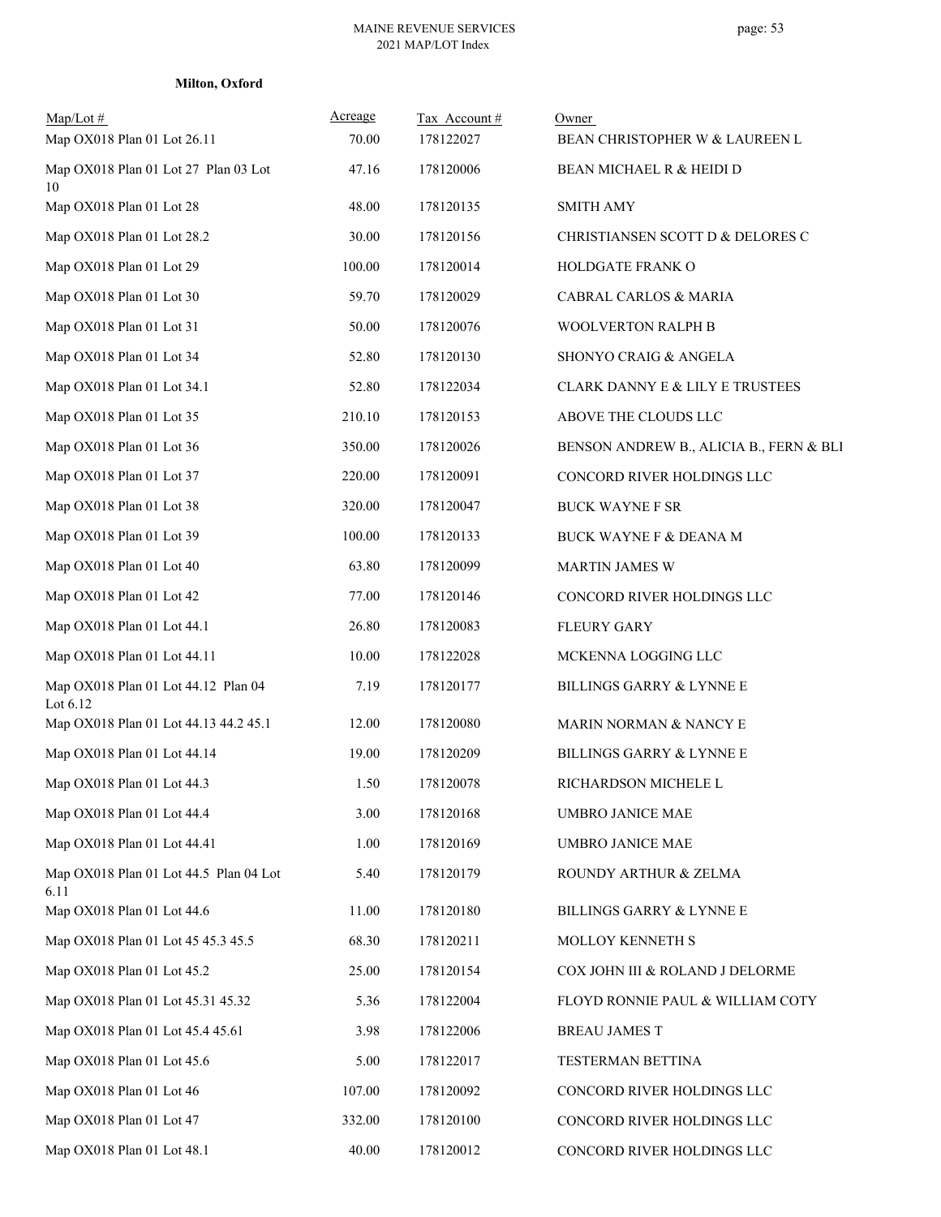**Milton, Oxford**

| Map/Lot # | Acreage | Tax Account # | Owner |
|---|---|---|---|
| Map OX018 Plan 01 Lot 26.11 | 70.00 | 178122027 | BEAN CHRISTOPHER W & LAUREEN L |
| Map OX018 Plan 01 Lot 27 Plan 03 Lot 10 | 47.16 | 178120006 | BEAN MICHAEL R & HEIDI D |
| Map OX018 Plan 01 Lot 28 | 48.00 | 178120135 | SMITH AMY |
| Map OX018 Plan 01 Lot 28.2 | 30.00 | 178120156 | CHRISTIANSEN SCOTT D & DELORES C |
| Map OX018 Plan 01 Lot 29 | 100.00 | 178120014 | HOLDGATE FRANK O |
| Map OX018 Plan 01 Lot 30 | 59.70 | 178120029 | CABRAL CARLOS & MARIA |
| Map OX018 Plan 01 Lot 31 | 50.00 | 178120076 | WOOLVERTON RALPH B |
| Map OX018 Plan 01 Lot 34 | 52.80 | 178120130 | SHONYO CRAIG & ANGELA |
| Map OX018 Plan 01 Lot 34.1 | 52.80 | 178122034 | CLARK DANNY E & LILY E TRUSTEES |
| Map OX018 Plan 01 Lot 35 | 210.10 | 178120153 | ABOVE THE CLOUDS LLC |
| Map OX018 Plan 01 Lot 36 | 350.00 | 178120026 | BENSON ANDREW B., ALICIA B., FERN & BLI |
| Map OX018 Plan 01 Lot 37 | 220.00 | 178120091 | CONCORD RIVER HOLDINGS LLC |
| Map OX018 Plan 01 Lot 38 | 320.00 | 178120047 | BUCK WAYNE F SR |
| Map OX018 Plan 01 Lot 39 | 100.00 | 178120133 | BUCK WAYNE F & DEANA M |
| Map OX018 Plan 01 Lot 40 | 63.80 | 178120099 | MARTIN JAMES W |
| Map OX018 Plan 01 Lot 42 | 77.00 | 178120146 | CONCORD RIVER HOLDINGS LLC |
| Map OX018 Plan 01 Lot 44.1 | 26.80 | 178120083 | FLEURY GARY |
| Map OX018 Plan 01 Lot 44.11 | 10.00 | 178122028 | MCKENNA LOGGING LLC |
| Map OX018 Plan 01 Lot 44.12 Plan 04 Lot 6.12 | 7.19 | 178120177 | BILLINGS GARRY & LYNNE E |
| Map OX018 Plan 01 Lot 44.13 44.2 45.1 | 12.00 | 178120080 | MARIN NORMAN & NANCY E |
| Map OX018 Plan 01 Lot 44.14 | 19.00 | 178120209 | BILLINGS GARRY & LYNNE E |
| Map OX018 Plan 01 Lot 44.3 | 1.50 | 178120078 | RICHARDSON MICHELE L |
| Map OX018 Plan 01 Lot 44.4 | 3.00 | 178120168 | UMBRO JANICE MAE |
| Map OX018 Plan 01 Lot 44.41 | 1.00 | 178120169 | UMBRO JANICE MAE |
| Map OX018 Plan 01 Lot 44.5 Plan 04 Lot 6.11 | 5.40 | 178120179 | ROUNDY ARTHUR & ZELMA |
| Map OX018 Plan 01 Lot 44.6 | 11.00 | 178120180 | BILLINGS GARRY & LYNNE E |
| Map OX018 Plan 01 Lot 45 45.3 45.5 | 68.30 | 178120211 | MOLLOY KENNETH S |
| Map OX018 Plan 01 Lot 45.2 | 25.00 | 178120154 | COX JOHN III & ROLAND J DELORME |
| Map OX018 Plan 01 Lot 45.31 45.32 | 5.36 | 178122004 | FLOYD RONNIE PAUL & WILLIAM COTY |
| Map OX018 Plan 01 Lot 45.4 45.61 | 3.98 | 178122006 | BREAU JAMES T |
| Map OX018 Plan 01 Lot 45.6 | 5.00 | 178122017 | TESTERMAN BETTINA |
| Map OX018 Plan 01 Lot 46 | 107.00 | 178120092 | CONCORD RIVER HOLDINGS LLC |
| Map OX018 Plan 01 Lot 47 | 332.00 | 178120100 | CONCORD RIVER HOLDINGS LLC |
| Map OX018 Plan 01 Lot 48.1 | 40.00 | 178120012 | CONCORD RIVER HOLDINGS LLC |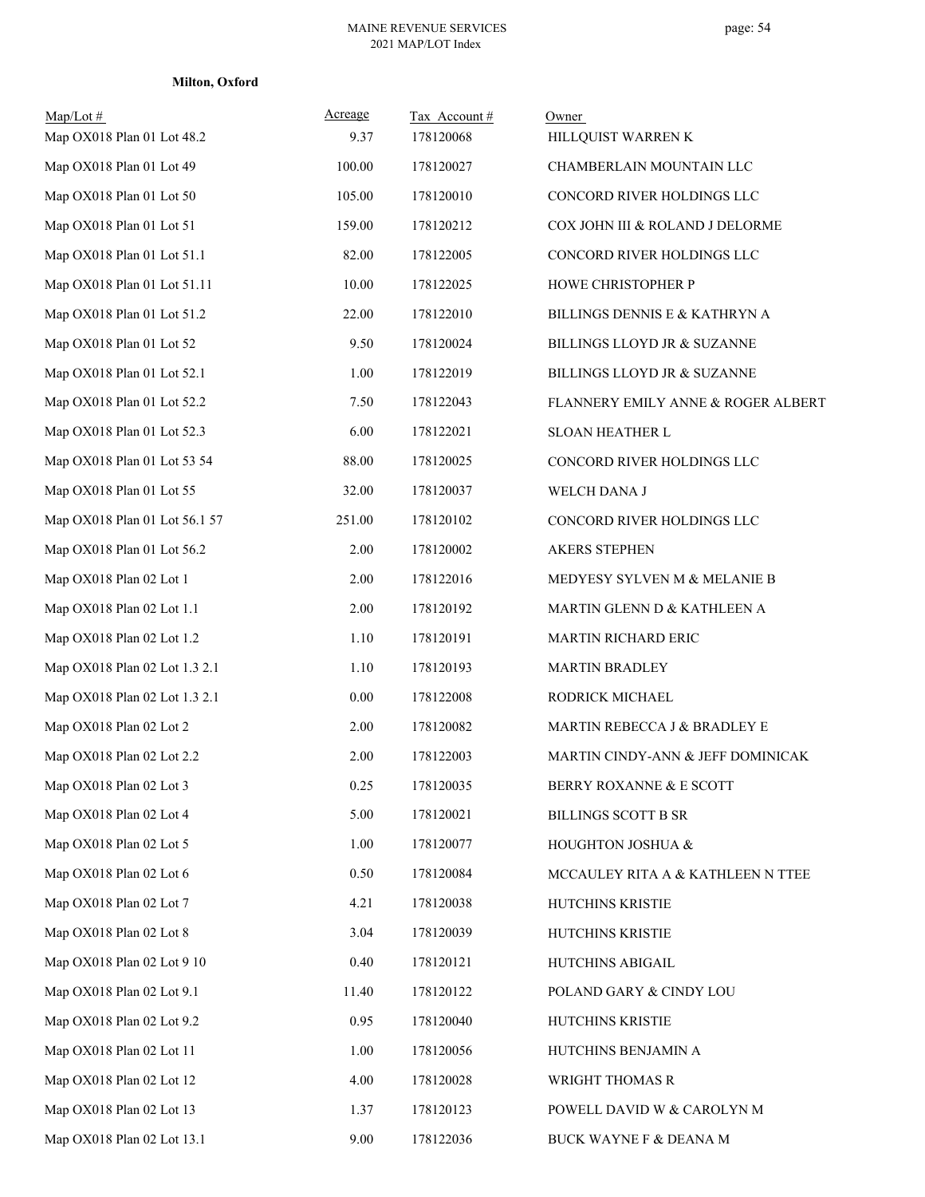**Milton, Oxford**

| Map/Lot # | Acreage | Tax Account # | Owner |
|---|---|---|---|
| Map OX018 Plan 01 Lot 48.2 | 9.37 | 178120068 | HILLQUIST WARREN K |
| Map OX018 Plan 01 Lot 49 | 100.00 | 178120027 | CHAMBERLAIN MOUNTAIN LLC |
| Map OX018 Plan 01 Lot 50 | 105.00 | 178120010 | CONCORD RIVER HOLDINGS LLC |
| Map OX018 Plan 01 Lot 51 | 159.00 | 178120212 | COX JOHN III & ROLAND J DELORME |
| Map OX018 Plan 01 Lot 51.1 | 82.00 | 178122005 | CONCORD RIVER HOLDINGS LLC |
| Map OX018 Plan 01 Lot 51.11 | 10.00 | 178122025 | HOWE CHRISTOPHER P |
| Map OX018 Plan 01 Lot 51.2 | 22.00 | 178122010 | BILLINGS DENNIS E & KATHRYN A |
| Map OX018 Plan 01 Lot 52 | 9.50 | 178120024 | BILLINGS LLOYD JR & SUZANNE |
| Map OX018 Plan 01 Lot 52.1 | 1.00 | 178122019 | BILLINGS LLOYD JR & SUZANNE |
| Map OX018 Plan 01 Lot 52.2 | 7.50 | 178122043 | FLANNERY EMILY ANNE & ROGER ALBERT |
| Map OX018 Plan 01 Lot 52.3 | 6.00 | 178122021 | SLOAN HEATHER L |
| Map OX018 Plan 01 Lot 53 54 | 88.00 | 178120025 | CONCORD RIVER HOLDINGS LLC |
| Map OX018 Plan 01 Lot 55 | 32.00 | 178120037 | WELCH DANA J |
| Map OX018 Plan 01 Lot 56.1 57 | 251.00 | 178120102 | CONCORD RIVER HOLDINGS LLC |
| Map OX018 Plan 01 Lot 56.2 | 2.00 | 178120002 | AKERS STEPHEN |
| Map OX018 Plan 02 Lot 1 | 2.00 | 178122016 | MEDYESY SYLVEN M & MELANIE B |
| Map OX018 Plan 02 Lot 1.1 | 2.00 | 178120192 | MARTIN GLENN D & KATHLEEN A |
| Map OX018 Plan 02 Lot 1.2 | 1.10 | 178120191 | MARTIN RICHARD ERIC |
| Map OX018 Plan 02 Lot 1.3 2.1 | 1.10 | 178120193 | MARTIN BRADLEY |
| Map OX018 Plan 02 Lot 1.3 2.1 | 0.00 | 178122008 | RODRICK MICHAEL |
| Map OX018 Plan 02 Lot 2 | 2.00 | 178120082 | MARTIN REBECCA J & BRADLEY E |
| Map OX018 Plan 02 Lot 2.2 | 2.00 | 178122003 | MARTIN CINDY-ANN & JEFF DOMINICAK |
| Map OX018 Plan 02 Lot 3 | 0.25 | 178120035 | BERRY ROXANNE & E SCOTT |
| Map OX018 Plan 02 Lot 4 | 5.00 | 178120021 | BILLINGS SCOTT B SR |
| Map OX018 Plan 02 Lot 5 | 1.00 | 178120077 | HOUGHTON JOSHUA & |
| Map OX018 Plan 02 Lot 6 | 0.50 | 178120084 | MCCAULEY RITA A & KATHLEEN N TTEE |
| Map OX018 Plan 02 Lot 7 | 4.21 | 178120038 | HUTCHINS KRISTIE |
| Map OX018 Plan 02 Lot 8 | 3.04 | 178120039 | HUTCHINS KRISTIE |
| Map OX018 Plan 02 Lot 9 10 | 0.40 | 178120121 | HUTCHINS ABIGAIL |
| Map OX018 Plan 02 Lot 9.1 | 11.40 | 178120122 | POLAND GARY & CINDY LOU |
| Map OX018 Plan 02 Lot 9.2 | 0.95 | 178120040 | HUTCHINS KRISTIE |
| Map OX018 Plan 02 Lot 11 | 1.00 | 178120056 | HUTCHINS BENJAMIN A |
| Map OX018 Plan 02 Lot 12 | 4.00 | 178120028 | WRIGHT THOMAS R |
| Map OX018 Plan 02 Lot 13 | 1.37 | 178120123 | POWELL DAVID W & CAROLYN M |
| Map OX018 Plan 02 Lot 13.1 | 9.00 | 178122036 | BUCK WAYNE F & DEANA M |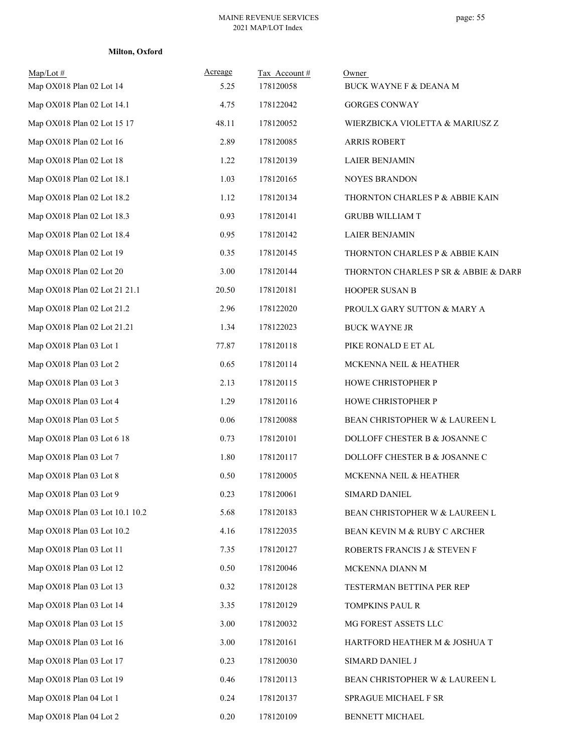**Milton, Oxford**

| Map/Lot # | Acreage | Tax Account # | Owner |
|---|---|---|---|
| Map OX018 Plan 02 Lot 14 | 5.25 | 178120058 | BUCK WAYNE F & DEANA M |
| Map OX018 Plan 02 Lot 14.1 | 4.75 | 178122042 | GORGES CONWAY |
| Map OX018 Plan 02 Lot 15 17 | 48.11 | 178120052 | WIERZBICKA VIOLETTA & MARIUSZ Z |
| Map OX018 Plan 02 Lot 16 | 2.89 | 178120085 | ARRIS ROBERT |
| Map OX018 Plan 02 Lot 18 | 1.22 | 178120139 | LAIER BENJAMIN |
| Map OX018 Plan 02 Lot 18.1 | 1.03 | 178120165 | NOYES BRANDON |
| Map OX018 Plan 02 Lot 18.2 | 1.12 | 178120134 | THORNTON CHARLES P & ABBIE KAIN |
| Map OX018 Plan 02 Lot 18.3 | 0.93 | 178120141 | GRUBB WILLIAM T |
| Map OX018 Plan 02 Lot 18.4 | 0.95 | 178120142 | LAIER BENJAMIN |
| Map OX018 Plan 02 Lot 19 | 0.35 | 178120145 | THORNTON CHARLES P & ABBIE KAIN |
| Map OX018 Plan 02 Lot 20 | 3.00 | 178120144 | THORNTON CHARLES P SR & ABBIE & DARR |
| Map OX018 Plan 02 Lot 21 21.1 | 20.50 | 178120181 | HOOPER SUSAN B |
| Map OX018 Plan 02 Lot 21.2 | 2.96 | 178122020 | PROULX GARY SUTTON & MARY A |
| Map OX018 Plan 02 Lot 21.21 | 1.34 | 178122023 | BUCK WAYNE JR |
| Map OX018 Plan 03 Lot 1 | 77.87 | 178120118 | PIKE RONALD E ET AL |
| Map OX018 Plan 03 Lot 2 | 0.65 | 178120114 | MCKENNA NEIL & HEATHER |
| Map OX018 Plan 03 Lot 3 | 2.13 | 178120115 | HOWE CHRISTOPHER P |
| Map OX018 Plan 03 Lot 4 | 1.29 | 178120116 | HOWE CHRISTOPHER P |
| Map OX018 Plan 03 Lot 5 | 0.06 | 178120088 | BEAN CHRISTOPHER W & LAUREEN L |
| Map OX018 Plan 03 Lot 6 18 | 0.73 | 178120101 | DOLLOFF CHESTER B & JOSANNE C |
| Map OX018 Plan 03 Lot 7 | 1.80 | 178120117 | DOLLOFF CHESTER B & JOSANNE C |
| Map OX018 Plan 03 Lot 8 | 0.50 | 178120005 | MCKENNA NEIL & HEATHER |
| Map OX018 Plan 03 Lot 9 | 0.23 | 178120061 | SIMARD DANIEL |
| Map OX018 Plan 03 Lot 10.1 10.2 | 5.68 | 178120183 | BEAN CHRISTOPHER W & LAUREEN L |
| Map OX018 Plan 03 Lot 10.2 | 4.16 | 178122035 | BEAN KEVIN M & RUBY C ARCHER |
| Map OX018 Plan 03 Lot 11 | 7.35 | 178120127 | ROBERTS FRANCIS J & STEVEN F |
| Map OX018 Plan 03 Lot 12 | 0.50 | 178120046 | MCKENNA DIANN M |
| Map OX018 Plan 03 Lot 13 | 0.32 | 178120128 | TESTERMAN BETTINA PER REP |
| Map OX018 Plan 03 Lot 14 | 3.35 | 178120129 | TOMPKINS PAUL R |
| Map OX018 Plan 03 Lot 15 | 3.00 | 178120032 | MG FOREST ASSETS LLC |
| Map OX018 Plan 03 Lot 16 | 3.00 | 178120161 | HARTFORD HEATHER M & JOSHUA T |
| Map OX018 Plan 03 Lot 17 | 0.23 | 178120030 | SIMARD DANIEL J |
| Map OX018 Plan 03 Lot 19 | 0.46 | 178120113 | BEAN CHRISTOPHER W & LAUREEN L |
| Map OX018 Plan 04 Lot 1 | 0.24 | 178120137 | SPRAGUE MICHAEL F SR |
| Map OX018 Plan 04 Lot 2 | 0.20 | 178120109 | BENNETT MICHAEL |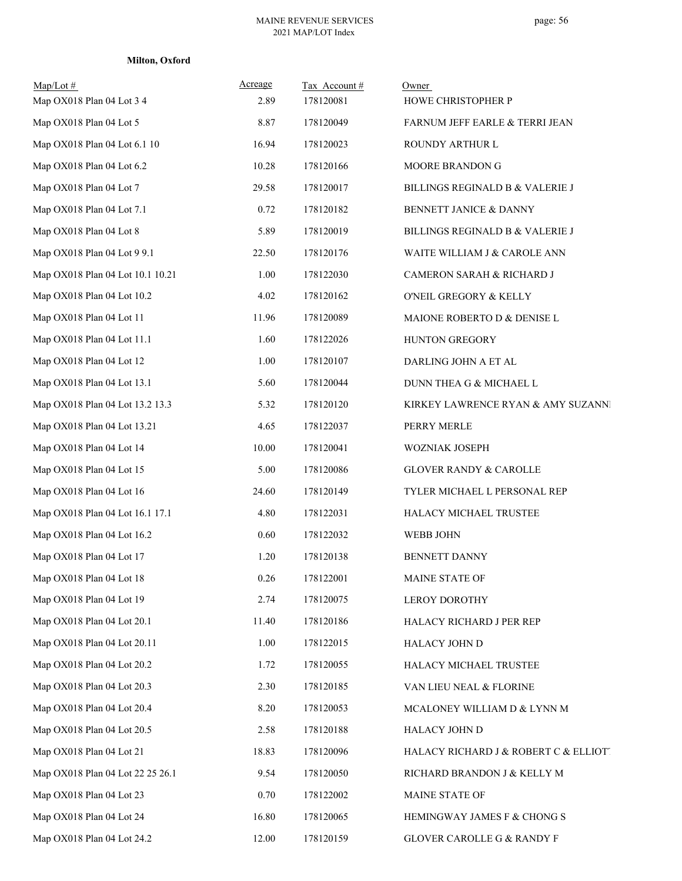**Milton, Oxford**

| Map/Lot # | Acreage | Tax Account # | Owner |
|---|---|---|---|
| Map OX018 Plan 04 Lot 3 4 | 2.89 | 178120081 | HOWE CHRISTOPHER P |
| Map OX018 Plan 04 Lot 5 | 8.87 | 178120049 | FARNUM JEFF EARLE & TERRI JEAN |
| Map OX018 Plan 04 Lot 6.1 10 | 16.94 | 178120023 | ROUNDY ARTHUR L |
| Map OX018 Plan 04 Lot 6.2 | 10.28 | 178120166 | MOORE BRANDON G |
| Map OX018 Plan 04 Lot 7 | 29.58 | 178120017 | BILLINGS REGINALD B & VALERIE J |
| Map OX018 Plan 04 Lot 7.1 | 0.72 | 178120182 | BENNETT JANICE & DANNY |
| Map OX018 Plan 04 Lot 8 | 5.89 | 178120019 | BILLINGS REGINALD B & VALERIE J |
| Map OX018 Plan 04 Lot 9 9.1 | 22.50 | 178120176 | WAITE WILLIAM J & CAROLE ANN |
| Map OX018 Plan 04 Lot 10.1 10.21 | 1.00 | 178122030 | CAMERON SARAH & RICHARD J |
| Map OX018 Plan 04 Lot 10.2 | 4.02 | 178120162 | O'NEIL GREGORY & KELLY |
| Map OX018 Plan 04 Lot 11 | 11.96 | 178120089 | MAIONE ROBERTO D & DENISE L |
| Map OX018 Plan 04 Lot 11.1 | 1.60 | 178122026 | HUNTON GREGORY |
| Map OX018 Plan 04 Lot 12 | 1.00 | 178120107 | DARLING JOHN A ET AL |
| Map OX018 Plan 04 Lot 13.1 | 5.60 | 178120044 | DUNN THEA G & MICHAEL L |
| Map OX018 Plan 04 Lot 13.2 13.3 | 5.32 | 178120120 | KIRKEY LAWRENCE RYAN & AMY SUZANNI |
| Map OX018 Plan 04 Lot 13.21 | 4.65 | 178122037 | PERRY MERLE |
| Map OX018 Plan 04 Lot 14 | 10.00 | 178120041 | WOZNIAK JOSEPH |
| Map OX018 Plan 04 Lot 15 | 5.00 | 178120086 | GLOVER RANDY & CAROLLE |
| Map OX018 Plan 04 Lot 16 | 24.60 | 178120149 | TYLER MICHAEL L PERSONAL REP |
| Map OX018 Plan 04 Lot 16.1 17.1 | 4.80 | 178122031 | HALACY MICHAEL TRUSTEE |
| Map OX018 Plan 04 Lot 16.2 | 0.60 | 178122032 | WEBB JOHN |
| Map OX018 Plan 04 Lot 17 | 1.20 | 178120138 | BENNETT DANNY |
| Map OX018 Plan 04 Lot 18 | 0.26 | 178122001 | MAINE STATE OF |
| Map OX018 Plan 04 Lot 19 | 2.74 | 178120075 | LEROY DOROTHY |
| Map OX018 Plan 04 Lot 20.1 | 11.40 | 178120186 | HALACY RICHARD J PER REP |
| Map OX018 Plan 04 Lot 20.11 | 1.00 | 178122015 | HALACY JOHN D |
| Map OX018 Plan 04 Lot 20.2 | 1.72 | 178120055 | HALACY MICHAEL TRUSTEE |
| Map OX018 Plan 04 Lot 20.3 | 2.30 | 178120185 | VAN LIEU NEAL & FLORINE |
| Map OX018 Plan 04 Lot 20.4 | 8.20 | 178120053 | MCALONEY WILLIAM D & LYNN M |
| Map OX018 Plan 04 Lot 20.5 | 2.58 | 178120188 | HALACY JOHN D |
| Map OX018 Plan 04 Lot 21 | 18.83 | 178120096 | HALACY RICHARD J & ROBERT C & ELLIOT |
| Map OX018 Plan 04 Lot 22 25 26.1 | 9.54 | 178120050 | RICHARD BRANDON J & KELLY M |
| Map OX018 Plan 04 Lot 23 | 0.70 | 178122002 | MAINE STATE OF |
| Map OX018 Plan 04 Lot 24 | 16.80 | 178120065 | HEMINGWAY JAMES F & CHONG S |
| Map OX018 Plan 04 Lot 24.2 | 12.00 | 178120159 | GLOVER CAROLLE G & RANDY F |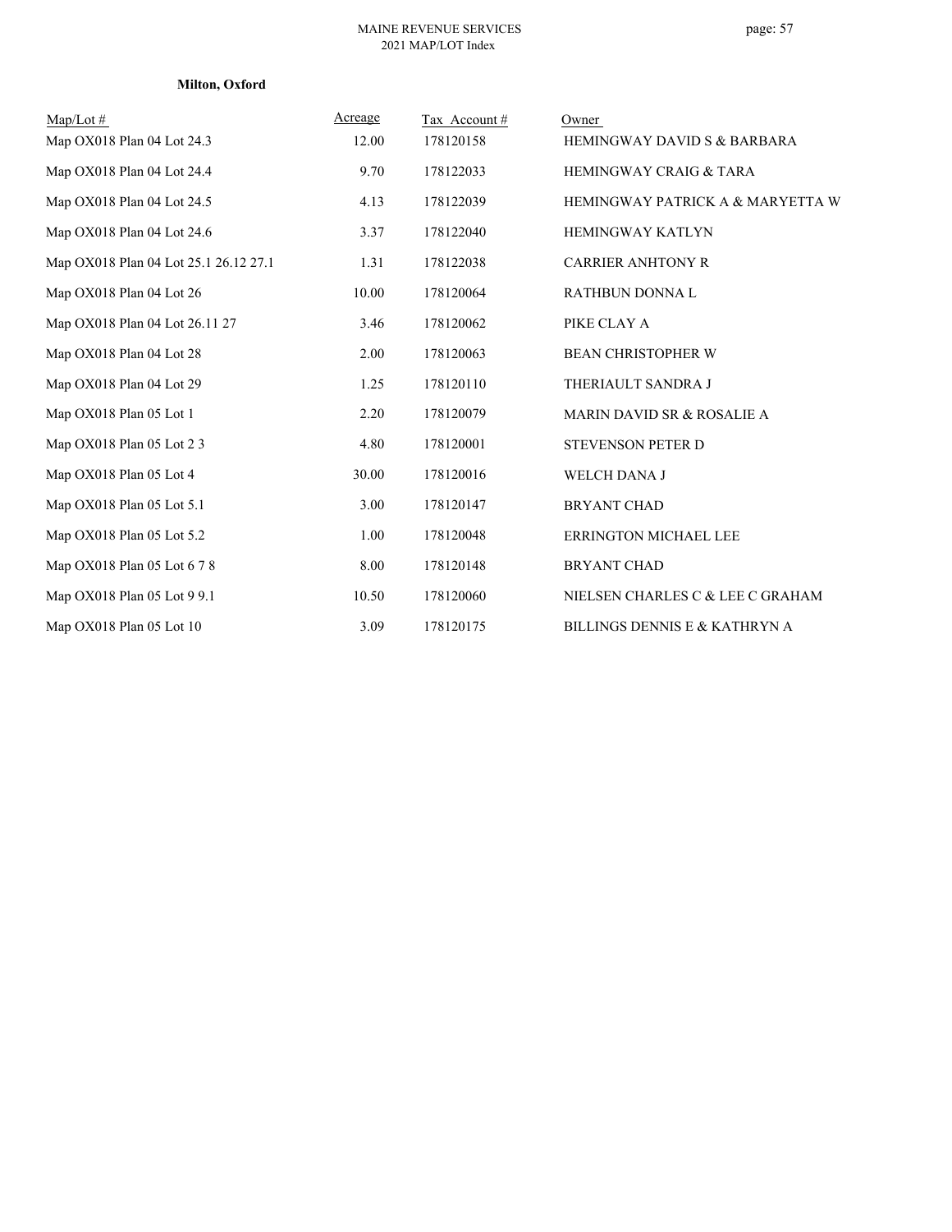**Milton, Oxford**

| Map/Lot # | Acreage | Tax Account # | Owner |
|---|---|---|---|
| Map OX018 Plan 04 Lot 24.3 | 12.00 | 178120158 | HEMINGWAY DAVID S & BARBARA |
| Map OX018 Plan 04 Lot 24.4 | 9.70 | 178122033 | HEMINGWAY CRAIG & TARA |
| Map OX018 Plan 04 Lot 24.5 | 4.13 | 178122039 | HEMINGWAY PATRICK A & MARYETTA W |
| Map OX018 Plan 04 Lot 24.6 | 3.37 | 178122040 | HEMINGWAY KATLYN |
| Map OX018 Plan 04 Lot 25.1 26.12 27.1 | 1.31 | 178122038 | CARRIER ANHTONY R |
| Map OX018 Plan 04 Lot 26 | 10.00 | 178120064 | RATHBUN DONNA L |
| Map OX018 Plan 04 Lot 26.11 27 | 3.46 | 178120062 | PIKE CLAY A |
| Map OX018 Plan 04 Lot 28 | 2.00 | 178120063 | BEAN CHRISTOPHER W |
| Map OX018 Plan 04 Lot 29 | 1.25 | 178120110 | THERIAULT SANDRA J |
| Map OX018 Plan 05 Lot 1 | 2.20 | 178120079 | MARIN DAVID SR & ROSALIE A |
| Map OX018 Plan 05 Lot 2 3 | 4.80 | 178120001 | STEVENSON PETER D |
| Map OX018 Plan 05 Lot 4 | 30.00 | 178120016 | WELCH DANA J |
| Map OX018 Plan 05 Lot 5.1 | 3.00 | 178120147 | BRYANT CHAD |
| Map OX018 Plan 05 Lot 5.2 | 1.00 | 178120048 | ERRINGTON MICHAEL LEE |
| Map OX018 Plan 05 Lot 6 7 8 | 8.00 | 178120148 | BRYANT CHAD |
| Map OX018 Plan 05 Lot 9 9.1 | 10.50 | 178120060 | NIELSEN CHARLES C & LEE C GRAHAM |
| Map OX018 Plan 05 Lot 10 | 3.09 | 178120175 | BILLINGS DENNIS E & KATHRYN A |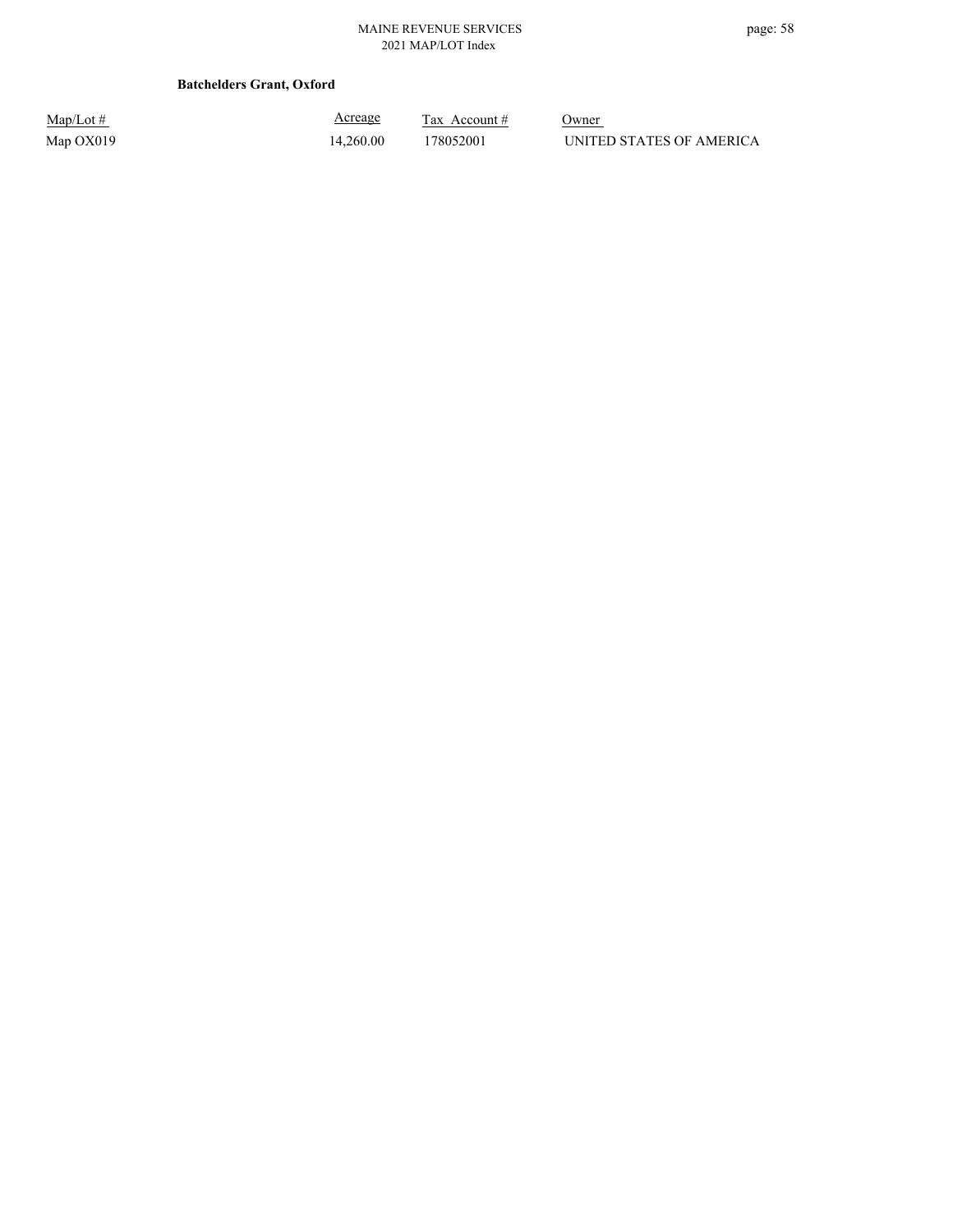**Batchelders Grant, Oxford**

| Map/Lot # | Acreage | Tax Account # | Owner |
|---|---|---|---|
| Map OX019 | 14,260.00 | 178052001 | UNITED STATES OF AMERICA |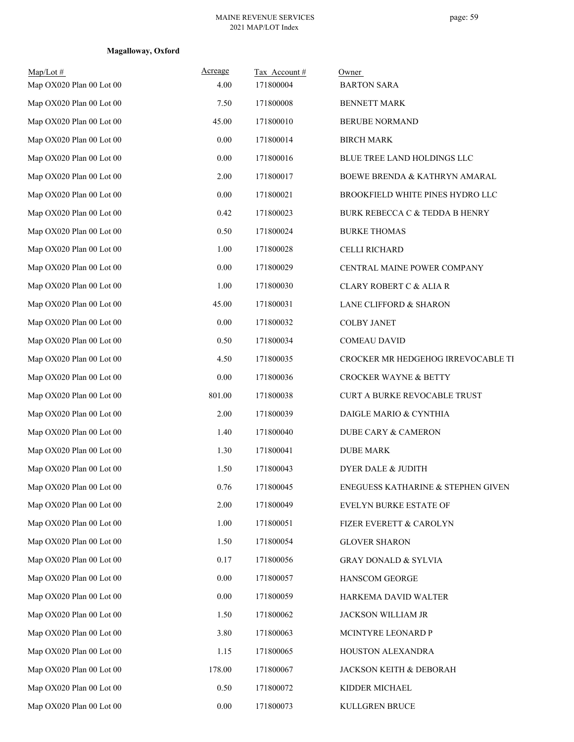**Magalloway, Oxford**

| Map/Lot # | Acreage | Tax Account # | Owner |
|---|---|---|---|
| Map OX020 Plan 00 Lot 00 | 4.00 | 171800004 | BARTON SARA |
| Map OX020 Plan 00 Lot 00 | 7.50 | 171800008 | BENNETT MARK |
| Map OX020 Plan 00 Lot 00 | 45.00 | 171800010 | BERUBE NORMAND |
| Map OX020 Plan 00 Lot 00 | 0.00 | 171800014 | BIRCH MARK |
| Map OX020 Plan 00 Lot 00 | 0.00 | 171800016 | BLUE TREE LAND HOLDINGS LLC |
| Map OX020 Plan 00 Lot 00 | 2.00 | 171800017 | BOEWE BRENDA & KATHRYN AMARAL |
| Map OX020 Plan 00 Lot 00 | 0.00 | 171800021 | BROOKFIELD WHITE PINES HYDRO LLC |
| Map OX020 Plan 00 Lot 00 | 0.42 | 171800023 | BURK REBECCA C & TEDDA B HENRY |
| Map OX020 Plan 00 Lot 00 | 0.50 | 171800024 | BURKE THOMAS |
| Map OX020 Plan 00 Lot 00 | 1.00 | 171800028 | CELLI RICHARD |
| Map OX020 Plan 00 Lot 00 | 0.00 | 171800029 | CENTRAL MAINE POWER COMPANY |
| Map OX020 Plan 00 Lot 00 | 1.00 | 171800030 | CLARY ROBERT C & ALIA R |
| Map OX020 Plan 00 Lot 00 | 45.00 | 171800031 | LANE CLIFFORD & SHARON |
| Map OX020 Plan 00 Lot 00 | 0.00 | 171800032 | COLBY JANET |
| Map OX020 Plan 00 Lot 00 | 0.50 | 171800034 | COMEAU DAVID |
| Map OX020 Plan 00 Lot 00 | 4.50 | 171800035 | CROCKER MR HEDGEHOG IRREVOCABLE TI |
| Map OX020 Plan 00 Lot 00 | 0.00 | 171800036 | CROCKER WAYNE & BETTY |
| Map OX020 Plan 00 Lot 00 | 801.00 | 171800038 | CURT A BURKE REVOCABLE TRUST |
| Map OX020 Plan 00 Lot 00 | 2.00 | 171800039 | DAIGLE MARIO & CYNTHIA |
| Map OX020 Plan 00 Lot 00 | 1.40 | 171800040 | DUBE CARY & CAMERON |
| Map OX020 Plan 00 Lot 00 | 1.30 | 171800041 | DUBE MARK |
| Map OX020 Plan 00 Lot 00 | 1.50 | 171800043 | DYER DALE & JUDITH |
| Map OX020 Plan 00 Lot 00 | 0.76 | 171800045 | ENEGUESS KATHARINE & STEPHEN GIVEN |
| Map OX020 Plan 00 Lot 00 | 2.00 | 171800049 | EVELYN BURKE ESTATE OF |
| Map OX020 Plan 00 Lot 00 | 1.00 | 171800051 | FIZER EVERETT & CAROLYN |
| Map OX020 Plan 00 Lot 00 | 1.50 | 171800054 | GLOVER SHARON |
| Map OX020 Plan 00 Lot 00 | 0.17 | 171800056 | GRAY DONALD & SYLVIA |
| Map OX020 Plan 00 Lot 00 | 0.00 | 171800057 | HANSCOM GEORGE |
| Map OX020 Plan 00 Lot 00 | 0.00 | 171800059 | HARKEMA DAVID WALTER |
| Map OX020 Plan 00 Lot 00 | 1.50 | 171800062 | JACKSON WILLIAM JR |
| Map OX020 Plan 00 Lot 00 | 3.80 | 171800063 | MCINTYRE LEONARD P |
| Map OX020 Plan 00 Lot 00 | 1.15 | 171800065 | HOUSTON ALEXANDRA |
| Map OX020 Plan 00 Lot 00 | 178.00 | 171800067 | JACKSON KEITH & DEBORAH |
| Map OX020 Plan 00 Lot 00 | 0.50 | 171800072 | KIDDER MICHAEL |
| Map OX020 Plan 00 Lot 00 | 0.00 | 171800073 | KULLGREN BRUCE |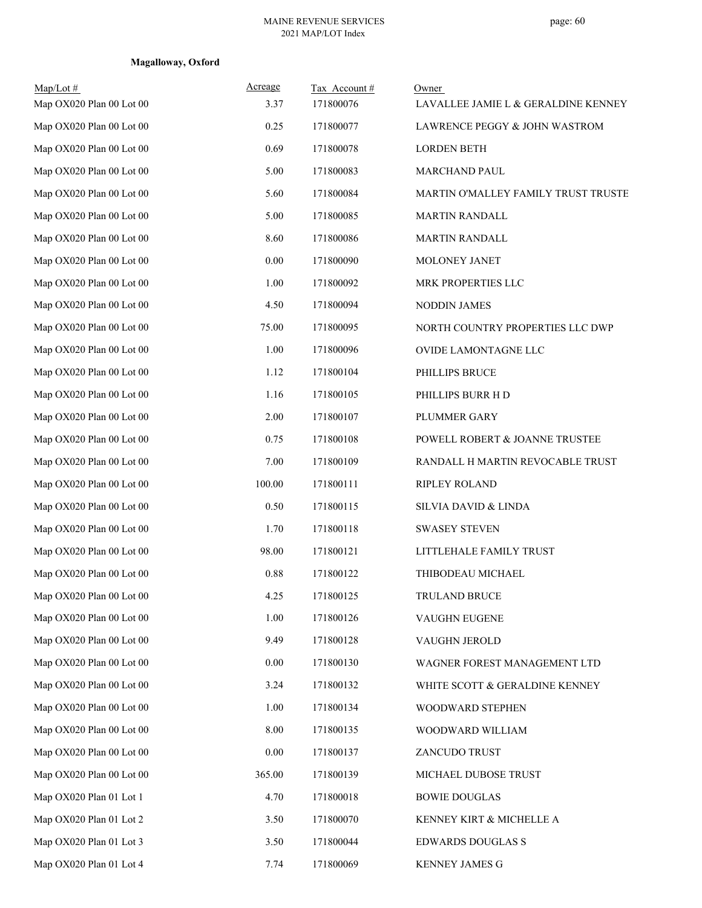**Magalloway, Oxford**

| Map/Lot # | Acreage | Tax Account # | Owner |
|---|---|---|---|
| Map OX020 Plan 00 Lot 00 | 3.37 | 171800076 | LAVALLEE JAMIE L & GERALDINE KENNEY |
| Map OX020 Plan 00 Lot 00 | 0.25 | 171800077 | LAWRENCE PEGGY & JOHN WASTROM |
| Map OX020 Plan 00 Lot 00 | 0.69 | 171800078 | LORDEN BETH |
| Map OX020 Plan 00 Lot 00 | 5.00 | 171800083 | MARCHAND PAUL |
| Map OX020 Plan 00 Lot 00 | 5.60 | 171800084 | MARTIN O'MALLEY FAMILY TRUST TRUSTE |
| Map OX020 Plan 00 Lot 00 | 5.00 | 171800085 | MARTIN RANDALL |
| Map OX020 Plan 00 Lot 00 | 8.60 | 171800086 | MARTIN RANDALL |
| Map OX020 Plan 00 Lot 00 | 0.00 | 171800090 | MOLONEY JANET |
| Map OX020 Plan 00 Lot 00 | 1.00 | 171800092 | MRK PROPERTIES LLC |
| Map OX020 Plan 00 Lot 00 | 4.50 | 171800094 | NODDIN JAMES |
| Map OX020 Plan 00 Lot 00 | 75.00 | 171800095 | NORTH COUNTRY PROPERTIES LLC DWP |
| Map OX020 Plan 00 Lot 00 | 1.00 | 171800096 | OVIDE LAMONTAGNE LLC |
| Map OX020 Plan 00 Lot 00 | 1.12 | 171800104 | PHILLIPS BRUCE |
| Map OX020 Plan 00 Lot 00 | 1.16 | 171800105 | PHILLIPS BURR H D |
| Map OX020 Plan 00 Lot 00 | 2.00 | 171800107 | PLUMMER GARY |
| Map OX020 Plan 00 Lot 00 | 0.75 | 171800108 | POWELL ROBERT & JOANNE TRUSTEE |
| Map OX020 Plan 00 Lot 00 | 7.00 | 171800109 | RANDALL H MARTIN REVOCABLE TRUST |
| Map OX020 Plan 00 Lot 00 | 100.00 | 171800111 | RIPLEY ROLAND |
| Map OX020 Plan 00 Lot 00 | 0.50 | 171800115 | SILVIA DAVID & LINDA |
| Map OX020 Plan 00 Lot 00 | 1.70 | 171800118 | SWASEY STEVEN |
| Map OX020 Plan 00 Lot 00 | 98.00 | 171800121 | LITTLEHALE FAMILY TRUST |
| Map OX020 Plan 00 Lot 00 | 0.88 | 171800122 | THIBODEAU MICHAEL |
| Map OX020 Plan 00 Lot 00 | 4.25 | 171800125 | TRULAND BRUCE |
| Map OX020 Plan 00 Lot 00 | 1.00 | 171800126 | VAUGHN EUGENE |
| Map OX020 Plan 00 Lot 00 | 9.49 | 171800128 | VAUGHN JEROLD |
| Map OX020 Plan 00 Lot 00 | 0.00 | 171800130 | WAGNER FOREST MANAGEMENT LTD |
| Map OX020 Plan 00 Lot 00 | 3.24 | 171800132 | WHITE SCOTT & GERALDINE KENNEY |
| Map OX020 Plan 00 Lot 00 | 1.00 | 171800134 | WOODWARD STEPHEN |
| Map OX020 Plan 00 Lot 00 | 8.00 | 171800135 | WOODWARD WILLIAM |
| Map OX020 Plan 00 Lot 00 | 0.00 | 171800137 | ZANCUDO TRUST |
| Map OX020 Plan 00 Lot 00 | 365.00 | 171800139 | MICHAEL DUBOSE TRUST |
| Map OX020 Plan 01 Lot 1 | 4.70 | 171800018 | BOWIE DOUGLAS |
| Map OX020 Plan 01 Lot 2 | 3.50 | 171800070 | KENNEY KIRT & MICHELLE A |
| Map OX020 Plan 01 Lot 3 | 3.50 | 171800044 | EDWARDS DOUGLAS S |
| Map OX020 Plan 01 Lot 4 | 7.74 | 171800069 | KENNEY JAMES G |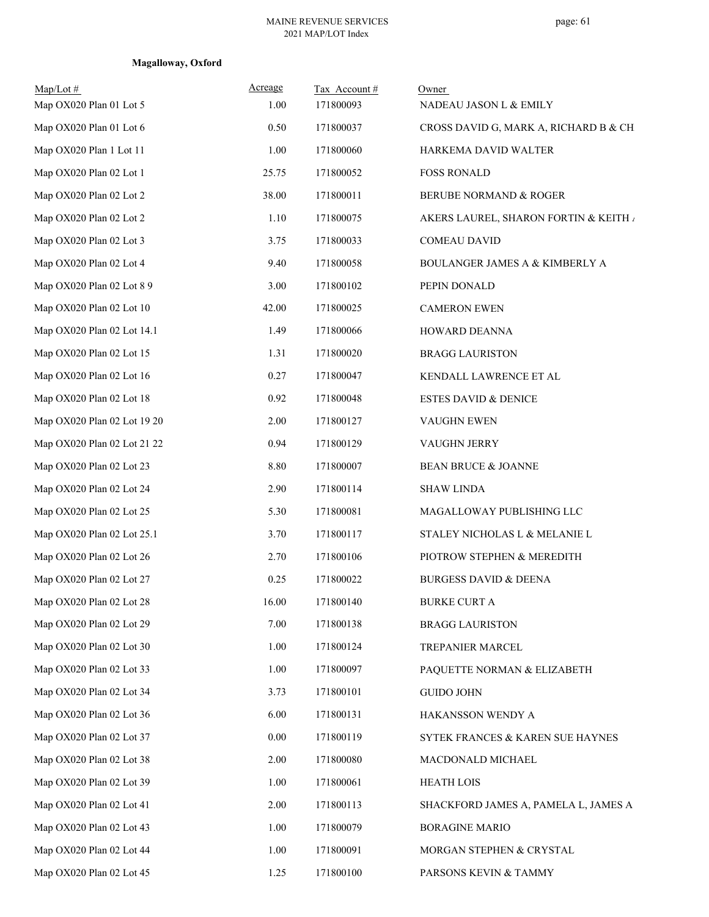**Magalloway, Oxford**

| Map/Lot # | Acreage | Tax Account # | Owner |
|---|---|---|---|
| Map OX020 Plan 01 Lot 5 | 1.00 | 171800093 | NADEAU JASON L & EMILY |
| Map OX020 Plan 01 Lot 6 | 0.50 | 171800037 | CROSS DAVID G, MARK A, RICHARD B & CH |
| Map OX020 Plan 1 Lot 11 | 1.00 | 171800060 | HARKEMA DAVID WALTER |
| Map OX020 Plan 02 Lot 1 | 25.75 | 171800052 | FOSS RONALD |
| Map OX020 Plan 02 Lot 2 | 38.00 | 171800011 | BERUBE NORMAND & ROGER |
| Map OX020 Plan 02 Lot 2 | 1.10 | 171800075 | AKERS LAUREL, SHARON FORTIN & KEITH A |
| Map OX020 Plan 02 Lot 3 | 3.75 | 171800033 | COMEAU DAVID |
| Map OX020 Plan 02 Lot 4 | 9.40 | 171800058 | BOULANGER JAMES A & KIMBERLY A |
| Map OX020 Plan 02 Lot 8 9 | 3.00 | 171800102 | PEPIN DONALD |
| Map OX020 Plan 02 Lot 10 | 42.00 | 171800025 | CAMERON EWEN |
| Map OX020 Plan 02 Lot 14.1 | 1.49 | 171800066 | HOWARD DEANNA |
| Map OX020 Plan 02 Lot 15 | 1.31 | 171800020 | BRAGG LAURISTON |
| Map OX020 Plan 02 Lot 16 | 0.27 | 171800047 | KENDALL LAWRENCE ET AL |
| Map OX020 Plan 02 Lot 18 | 0.92 | 171800048 | ESTES DAVID & DENICE |
| Map OX020 Plan 02 Lot 19 20 | 2.00 | 171800127 | VAUGHN EWEN |
| Map OX020 Plan 02 Lot 21 22 | 0.94 | 171800129 | VAUGHN JERRY |
| Map OX020 Plan 02 Lot 23 | 8.80 | 171800007 | BEAN BRUCE & JOANNE |
| Map OX020 Plan 02 Lot 24 | 2.90 | 171800114 | SHAW LINDA |
| Map OX020 Plan 02 Lot 25 | 5.30 | 171800081 | MAGALLOWAY PUBLISHING LLC |
| Map OX020 Plan 02 Lot 25.1 | 3.70 | 171800117 | STALEY NICHOLAS L & MELANIE L |
| Map OX020 Plan 02 Lot 26 | 2.70 | 171800106 | PIOTROW STEPHEN & MEREDITH |
| Map OX020 Plan 02 Lot 27 | 0.25 | 171800022 | BURGESS DAVID & DEENA |
| Map OX020 Plan 02 Lot 28 | 16.00 | 171800140 | BURKE CURT A |
| Map OX020 Plan 02 Lot 29 | 7.00 | 171800138 | BRAGG LAURISTON |
| Map OX020 Plan 02 Lot 30 | 1.00 | 171800124 | TREPANIER MARCEL |
| Map OX020 Plan 02 Lot 33 | 1.00 | 171800097 | PAQUETTE NORMAN & ELIZABETH |
| Map OX020 Plan 02 Lot 34 | 3.73 | 171800101 | GUIDO JOHN |
| Map OX020 Plan 02 Lot 36 | 6.00 | 171800131 | HAKANSSON WENDY A |
| Map OX020 Plan 02 Lot 37 | 0.00 | 171800119 | SYTEK FRANCES & KAREN SUE HAYNES |
| Map OX020 Plan 02 Lot 38 | 2.00 | 171800080 | MACDONALD MICHAEL |
| Map OX020 Plan 02 Lot 39 | 1.00 | 171800061 | HEATH LOIS |
| Map OX020 Plan 02 Lot 41 | 2.00 | 171800113 | SHACKFORD JAMES A, PAMELA L, JAMES A |
| Map OX020 Plan 02 Lot 43 | 1.00 | 171800079 | BORAGINE MARIO |
| Map OX020 Plan 02 Lot 44 | 1.00 | 171800091 | MORGAN STEPHEN & CRYSTAL |
| Map OX020 Plan 02 Lot 45 | 1.25 | 171800100 | PARSONS KEVIN & TAMMY |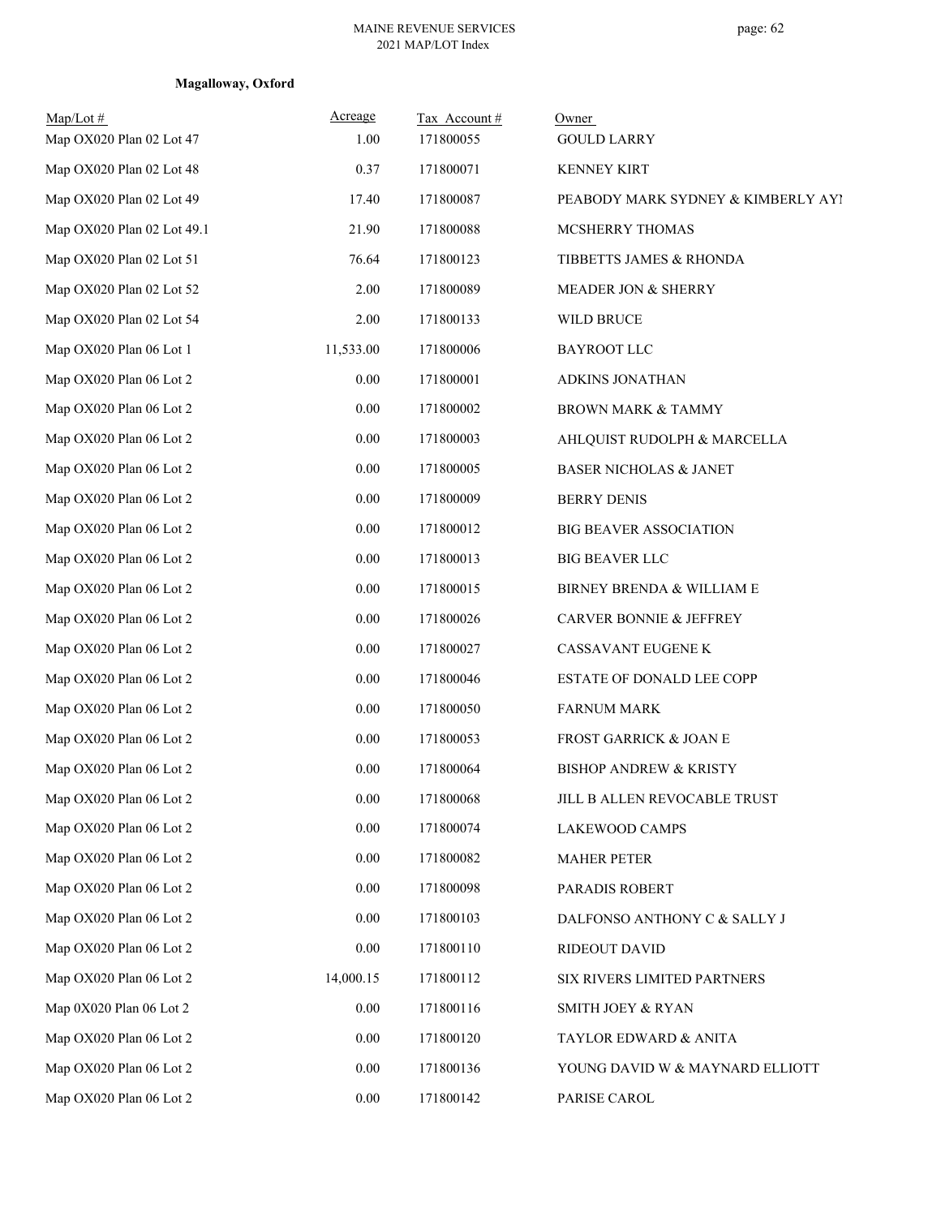**Magalloway, Oxford**

| Map/Lot # | Acreage | Tax Account # | Owner |
|---|---|---|---|
| Map OX020 Plan 02 Lot 47 | 1.00 | 171800055 | GOULD LARRY |
| Map OX020 Plan 02 Lot 48 | 0.37 | 171800071 | KENNEY KIRT |
| Map OX020 Plan 02 Lot 49 | 17.40 | 171800087 | PEABODY MARK SYDNEY & KIMBERLY AYI |
| Map OX020 Plan 02 Lot 49.1 | 21.90 | 171800088 | MCSHERRY THOMAS |
| Map OX020 Plan 02 Lot 51 | 76.64 | 171800123 | TIBBETTS JAMES & RHONDA |
| Map OX020 Plan 02 Lot 52 | 2.00 | 171800089 | MEADER JON & SHERRY |
| Map OX020 Plan 02 Lot 54 | 2.00 | 171800133 | WILD BRUCE |
| Map OX020 Plan 06 Lot 1 | 11,533.00 | 171800006 | BAYROOT LLC |
| Map OX020 Plan 06 Lot 2 | 0.00 | 171800001 | ADKINS JONATHAN |
| Map OX020 Plan 06 Lot 2 | 0.00 | 171800002 | BROWN MARK & TAMMY |
| Map OX020 Plan 06 Lot 2 | 0.00 | 171800003 | AHLQUIST RUDOLPH & MARCELLA |
| Map OX020 Plan 06 Lot 2 | 0.00 | 171800005 | BASER NICHOLAS & JANET |
| Map OX020 Plan 06 Lot 2 | 0.00 | 171800009 | BERRY DENIS |
| Map OX020 Plan 06 Lot 2 | 0.00 | 171800012 | BIG BEAVER ASSOCIATION |
| Map OX020 Plan 06 Lot 2 | 0.00 | 171800013 | BIG BEAVER LLC |
| Map OX020 Plan 06 Lot 2 | 0.00 | 171800015 | BIRNEY BRENDA & WILLIAM E |
| Map OX020 Plan 06 Lot 2 | 0.00 | 171800026 | CARVER BONNIE & JEFFREY |
| Map OX020 Plan 06 Lot 2 | 0.00 | 171800027 | CASSAVANT EUGENE K |
| Map OX020 Plan 06 Lot 2 | 0.00 | 171800046 | ESTATE OF DONALD LEE COPP |
| Map OX020 Plan 06 Lot 2 | 0.00 | 171800050 | FARNUM MARK |
| Map OX020 Plan 06 Lot 2 | 0.00 | 171800053 | FROST GARRICK & JOAN E |
| Map OX020 Plan 06 Lot 2 | 0.00 | 171800064 | BISHOP ANDREW & KRISTY |
| Map OX020 Plan 06 Lot 2 | 0.00 | 171800068 | JILL B ALLEN REVOCABLE TRUST |
| Map OX020 Plan 06 Lot 2 | 0.00 | 171800074 | LAKEWOOD CAMPS |
| Map OX020 Plan 06 Lot 2 | 0.00 | 171800082 | MAHER PETER |
| Map OX020 Plan 06 Lot 2 | 0.00 | 171800098 | PARADIS ROBERT |
| Map OX020 Plan 06 Lot 2 | 0.00 | 171800103 | DALFONSO ANTHONY C & SALLY J |
| Map OX020 Plan 06 Lot 2 | 0.00 | 171800110 | RIDEOUT DAVID |
| Map OX020 Plan 06 Lot 2 | 14,000.15 | 171800112 | SIX RIVERS LIMITED PARTNERS |
| Map 0X020 Plan 06 Lot 2 | 0.00 | 171800116 | SMITH JOEY & RYAN |
| Map OX020 Plan 06 Lot 2 | 0.00 | 171800120 | TAYLOR EDWARD & ANITA |
| Map OX020 Plan 06 Lot 2 | 0.00 | 171800136 | YOUNG DAVID W & MAYNARD ELLIOTT |
| Map OX020 Plan 06 Lot 2 | 0.00 | 171800142 | PARISE CAROL |